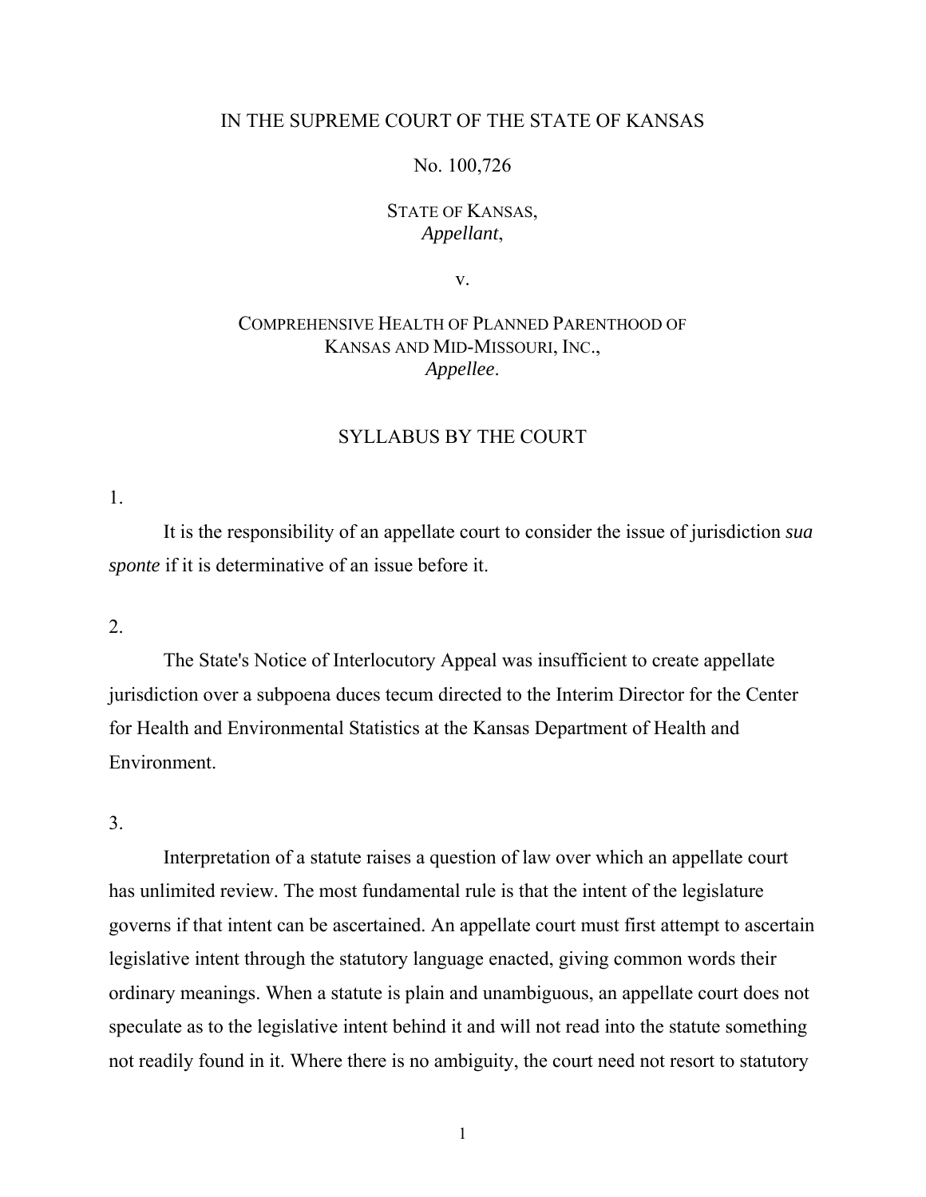IN THE SUPREME COURT OF THE STATE OF KANSAS

No. 100,726

STATE OF KANSAS,
*Appellant*,

v.

COMPREHENSIVE HEALTH OF PLANNED PARENTHOOD OF
KANSAS AND MID-MISSOURI, INC.,
*Appellee*.

SYLLABUS BY THE COURT

1.

It is the responsibility of an appellate court to consider the issue of jurisdiction *sua sponte* if it is determinative of an issue before it.

2.

The State's Notice of Interlocutory Appeal was insufficient to create appellate jurisdiction over a subpoena duces tecum directed to the Interim Director for the Center for Health and Environmental Statistics at the Kansas Department of Health and Environment.

3.

Interpretation of a statute raises a question of law over which an appellate court has unlimited review. The most fundamental rule is that the intent of the legislature governs if that intent can be ascertained. An appellate court must first attempt to ascertain legislative intent through the statutory language enacted, giving common words their ordinary meanings. When a statute is plain and unambiguous, an appellate court does not speculate as to the legislative intent behind it and will not read into the statute something not readily found in it. Where there is no ambiguity, the court need not resort to statutory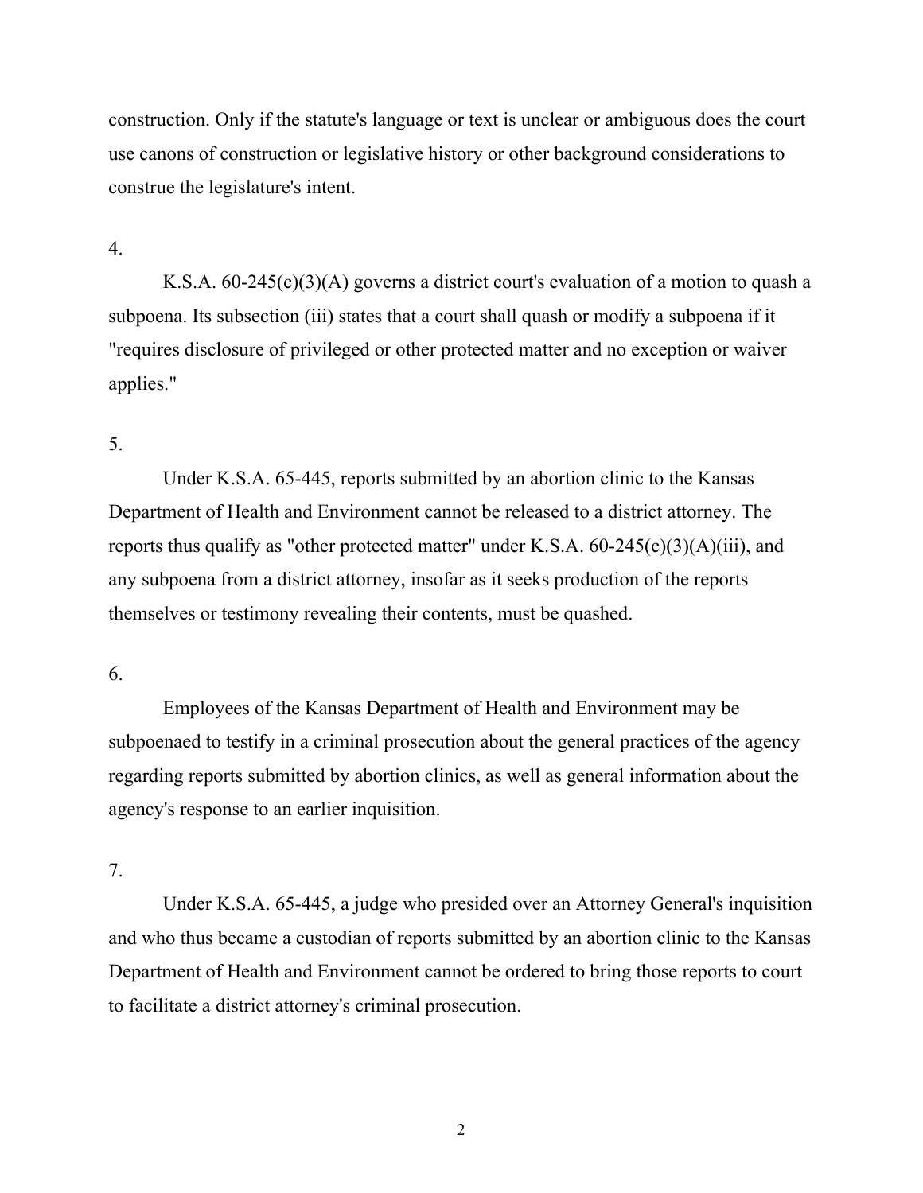construction. Only if the statute's language or text is unclear or ambiguous does the court use canons of construction or legislative history or other background considerations to construe the legislature's intent.

4.

K.S.A. 60-245(c)(3)(A) governs a district court's evaluation of a motion to quash a subpoena. Its subsection (iii) states that a court shall quash or modify a subpoena if it "requires disclosure of privileged or other protected matter and no exception or waiver applies."

5.

Under K.S.A. 65-445, reports submitted by an abortion clinic to the Kansas Department of Health and Environment cannot be released to a district attorney. The reports thus qualify as "other protected matter" under K.S.A. 60-245(c)(3)(A)(iii), and any subpoena from a district attorney, insofar as it seeks production of the reports themselves or testimony revealing their contents, must be quashed.

6.

Employees of the Kansas Department of Health and Environment may be subpoenaed to testify in a criminal prosecution about the general practices of the agency regarding reports submitted by abortion clinics, as well as general information about the agency's response to an earlier inquisition.

7.

Under K.S.A. 65-445, a judge who presided over an Attorney General's inquisition and who thus became a custodian of reports submitted by an abortion clinic to the Kansas Department of Health and Environment cannot be ordered to bring those reports to court to facilitate a district attorney's criminal prosecution.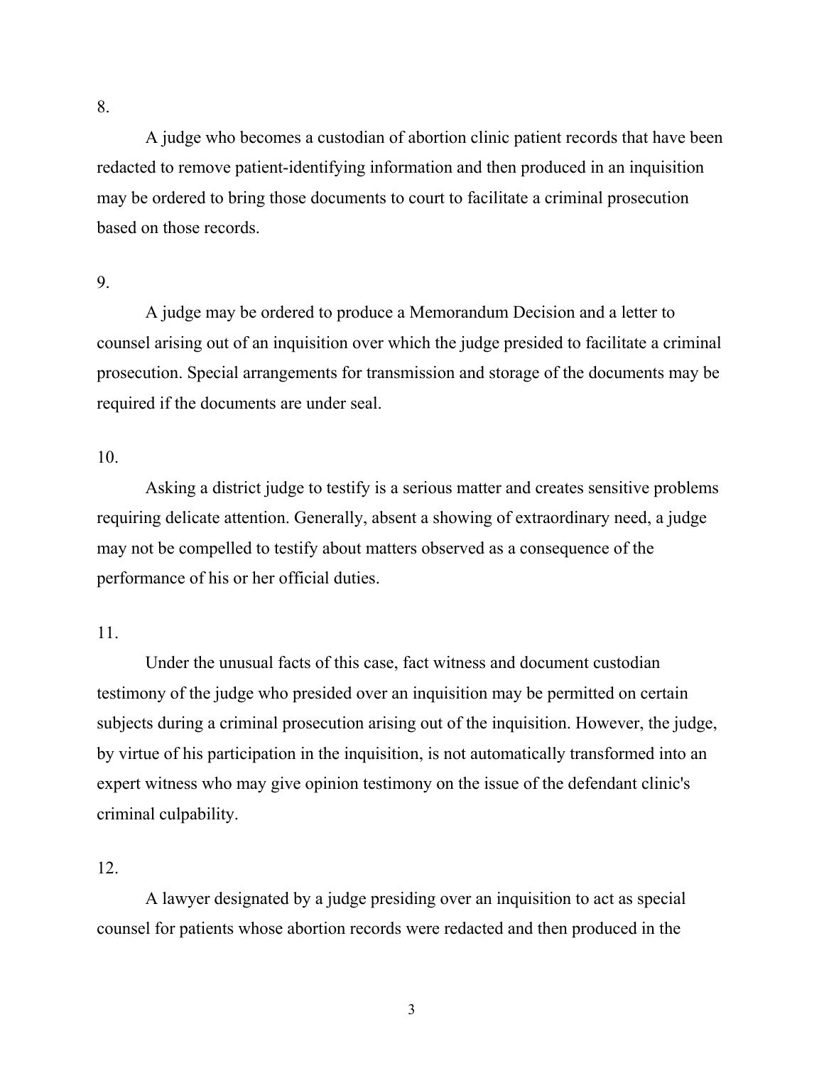8.

A judge who becomes a custodian of abortion clinic patient records that have been redacted to remove patient-identifying information and then produced in an inquisition may be ordered to bring those documents to court to facilitate a criminal prosecution based on those records.

9.

A judge may be ordered to produce a Memorandum Decision and a letter to counsel arising out of an inquisition over which the judge presided to facilitate a criminal prosecution. Special arrangements for transmission and storage of the documents may be required if the documents are under seal.

10.

Asking a district judge to testify is a serious matter and creates sensitive problems requiring delicate attention. Generally, absent a showing of extraordinary need, a judge may not be compelled to testify about matters observed as a consequence of the performance of his or her official duties.

11.

Under the unusual facts of this case, fact witness and document custodian testimony of the judge who presided over an inquisition may be permitted on certain subjects during a criminal prosecution arising out of the inquisition. However, the judge, by virtue of his participation in the inquisition, is not automatically transformed into an expert witness who may give opinion testimony on the issue of the defendant clinic's criminal culpability.

12.

A lawyer designated by a judge presiding over an inquisition to act as special counsel for patients whose abortion records were redacted and then produced in the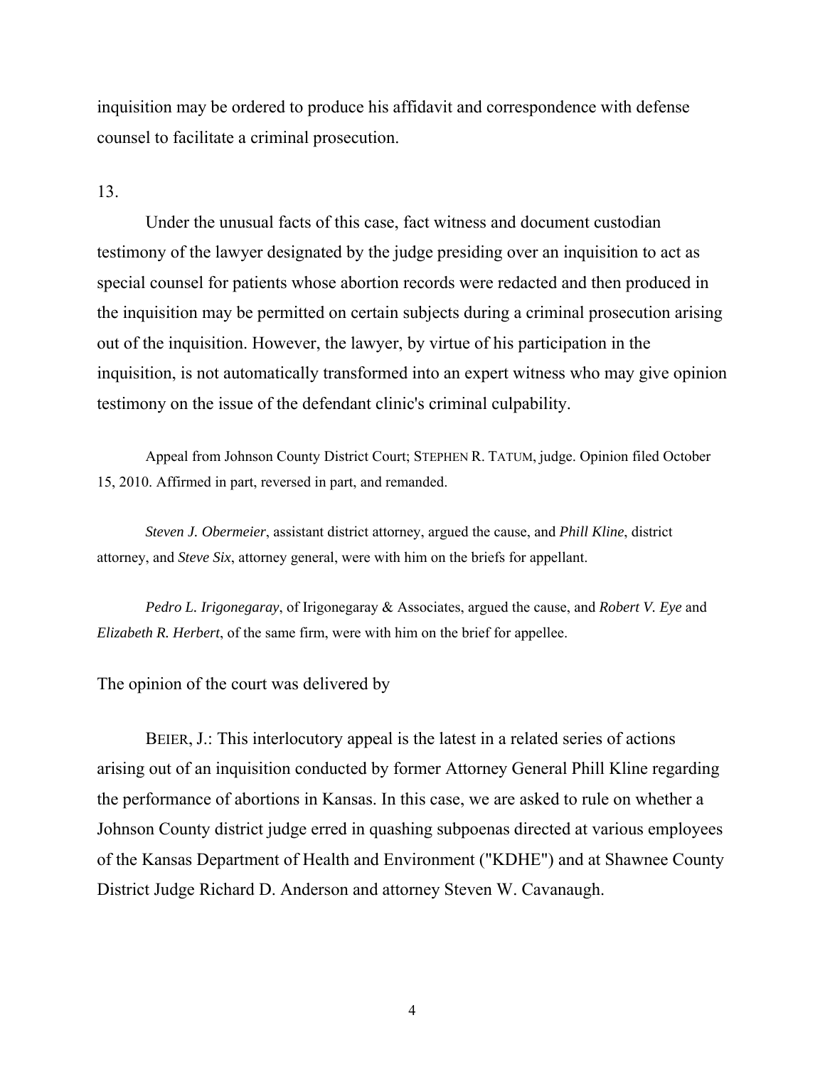inquisition may be ordered to produce his affidavit and correspondence with defense counsel to facilitate a criminal prosecution.

13.

Under the unusual facts of this case, fact witness and document custodian testimony of the lawyer designated by the judge presiding over an inquisition to act as special counsel for patients whose abortion records were redacted and then produced in the inquisition may be permitted on certain subjects during a criminal prosecution arising out of the inquisition. However, the lawyer, by virtue of his participation in the inquisition, is not automatically transformed into an expert witness who may give opinion testimony on the issue of the defendant clinic's criminal culpability.

Appeal from Johnson County District Court; STEPHEN R. TATUM, judge. Opinion filed October 15, 2010. Affirmed in part, reversed in part, and remanded.

*Steven J. Obermeier*, assistant district attorney, argued the cause, and *Phill Kline*, district attorney, and *Steve Six*, attorney general, were with him on the briefs for appellant.

*Pedro L. Irigonegaray*, of Irigonegaray & Associates, argued the cause, and *Robert V. Eye* and *Elizabeth R. Herbert*, of the same firm, were with him on the brief for appellee.

The opinion of the court was delivered by

BEIER, J.: This interlocutory appeal is the latest in a related series of actions arising out of an inquisition conducted by former Attorney General Phill Kline regarding the performance of abortions in Kansas. In this case, we are asked to rule on whether a Johnson County district judge erred in quashing subpoenas directed at various employees of the Kansas Department of Health and Environment ("KDHE") and at Shawnee County District Judge Richard D. Anderson and attorney Steven W. Cavanaugh.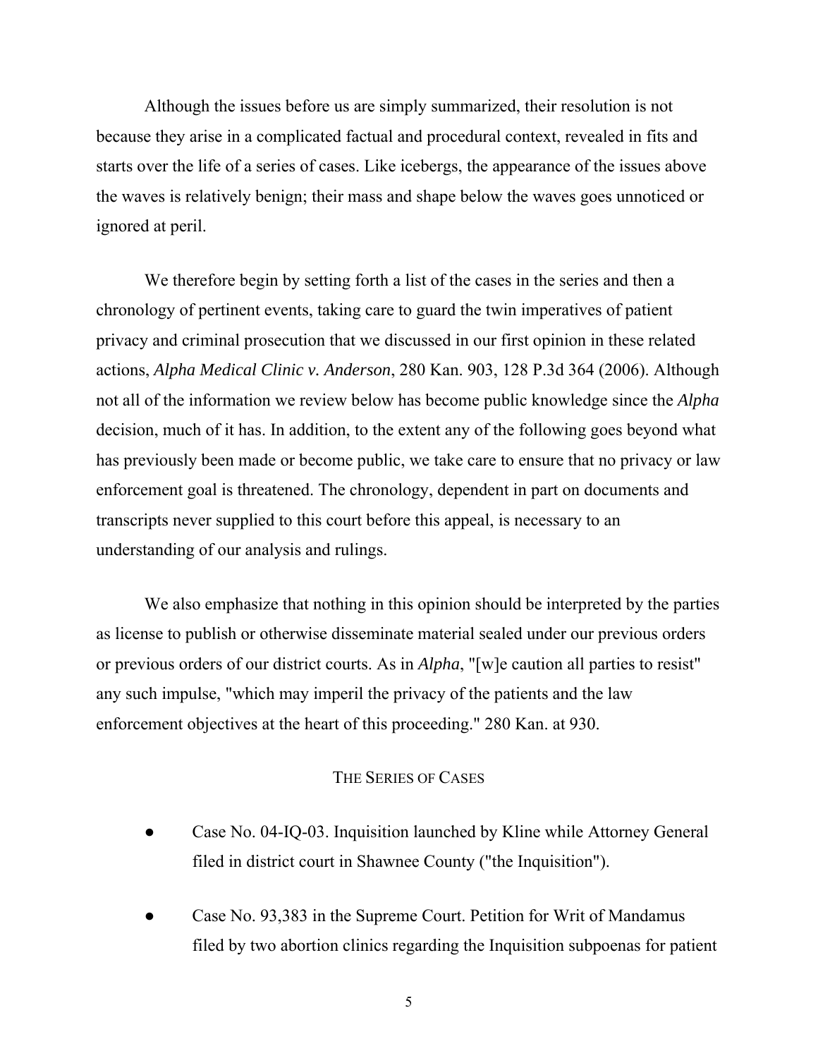Although the issues before us are simply summarized, their resolution is not because they arise in a complicated factual and procedural context, revealed in fits and starts over the life of a series of cases. Like icebergs, the appearance of the issues above the waves is relatively benign; their mass and shape below the waves goes unnoticed or ignored at peril.

We therefore begin by setting forth a list of the cases in the series and then a chronology of pertinent events, taking care to guard the twin imperatives of patient privacy and criminal prosecution that we discussed in our first opinion in these related actions, *Alpha Medical Clinic v. Anderson*, 280 Kan. 903, 128 P.3d 364 (2006). Although not all of the information we review below has become public knowledge since the *Alpha* decision, much of it has. In addition, to the extent any of the following goes beyond what has previously been made or become public, we take care to ensure that no privacy or law enforcement goal is threatened. The chronology, dependent in part on documents and transcripts never supplied to this court before this appeal, is necessary to an understanding of our analysis and rulings.

We also emphasize that nothing in this opinion should be interpreted by the parties as license to publish or otherwise disseminate material sealed under our previous orders or previous orders of our district courts. As in *Alpha*, "[w]e caution all parties to resist" any such impulse, "which may imperil the privacy of the patients and the law enforcement objectives at the heart of this proceeding." 280 Kan. at 930.

## THE SERIES OF CASES

- Case No. 04-IQ-03. Inquisition launched by Kline while Attorney General filed in district court in Shawnee County ("the Inquisition").
- Case No. 93,383 in the Supreme Court. Petition for Writ of Mandamus filed by two abortion clinics regarding the Inquisition subpoenas for patient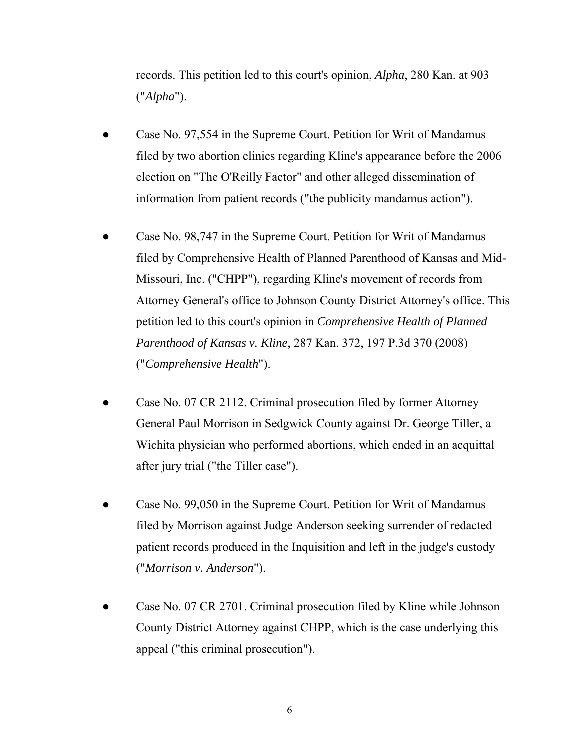records. This petition led to this court's opinion, *Alpha*, 280 Kan. at 903 ("*Alpha*").

- Case No. 97,554 in the Supreme Court. Petition for Writ of Mandamus filed by two abortion clinics regarding Kline's appearance before the 2006 election on "The O'Reilly Factor" and other alleged dissemination of information from patient records ("the publicity mandamus action").

- Case No. 98,747 in the Supreme Court. Petition for Writ of Mandamus filed by Comprehensive Health of Planned Parenthood of Kansas and Mid-Missouri, Inc. ("CHPP"), regarding Kline's movement of records from Attorney General's office to Johnson County District Attorney's office. This petition led to this court's opinion in *Comprehensive Health of Planned Parenthood of Kansas v. Kline*, 287 Kan. 372, 197 P.3d 370 (2008) ("*Comprehensive Health*").

- Case No. 07 CR 2112. Criminal prosecution filed by former Attorney General Paul Morrison in Sedgwick County against Dr. George Tiller, a Wichita physician who performed abortions, which ended in an acquittal after jury trial ("the Tiller case").

- Case No. 99,050 in the Supreme Court. Petition for Writ of Mandamus filed by Morrison against Judge Anderson seeking surrender of redacted patient records produced in the Inquisition and left in the judge's custody ("*Morrison v. Anderson*").

- Case No. 07 CR 2701. Criminal prosecution filed by Kline while Johnson County District Attorney against CHPP, which is the case underlying this appeal ("this criminal prosecution").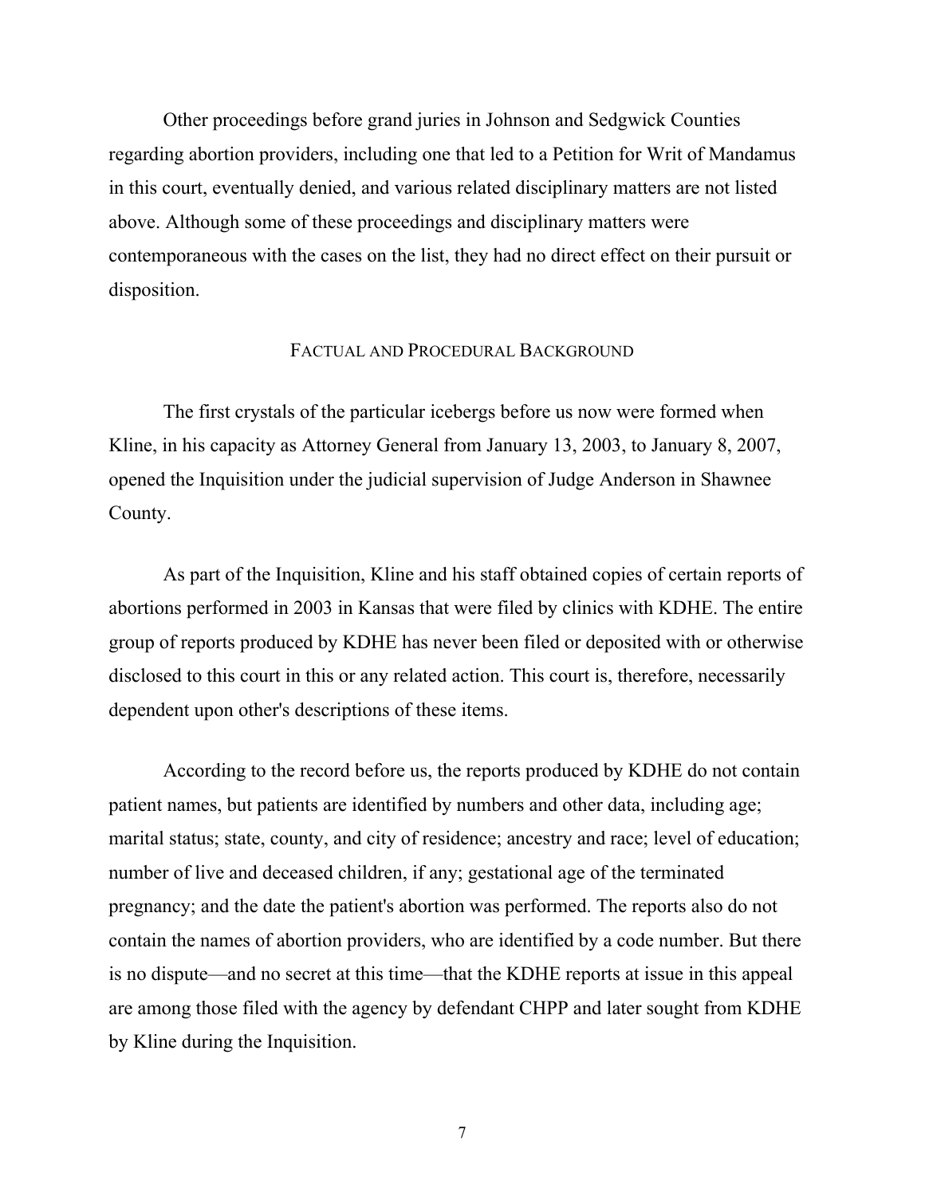Other proceedings before grand juries in Johnson and Sedgwick Counties regarding abortion providers, including one that led to a Petition for Writ of Mandamus in this court, eventually denied, and various related disciplinary matters are not listed above. Although some of these proceedings and disciplinary matters were contemporaneous with the cases on the list, they had no direct effect on their pursuit or disposition.

## FACTUAL AND PROCEDURAL BACKGROUND

The first crystals of the particular icebergs before us now were formed when Kline, in his capacity as Attorney General from January 13, 2003, to January 8, 2007, opened the Inquisition under the judicial supervision of Judge Anderson in Shawnee County.

As part of the Inquisition, Kline and his staff obtained copies of certain reports of abortions performed in 2003 in Kansas that were filed by clinics with KDHE. The entire group of reports produced by KDHE has never been filed or deposited with or otherwise disclosed to this court in this or any related action. This court is, therefore, necessarily dependent upon other's descriptions of these items.

According to the record before us, the reports produced by KDHE do not contain patient names, but patients are identified by numbers and other data, including age; marital status; state, county, and city of residence; ancestry and race; level of education; number of live and deceased children, if any; gestational age of the terminated pregnancy; and the date the patient's abortion was performed. The reports also do not contain the names of abortion providers, who are identified by a code number. But there is no dispute—and no secret at this time—that the KDHE reports at issue in this appeal are among those filed with the agency by defendant CHPP and later sought from KDHE by Kline during the Inquisition.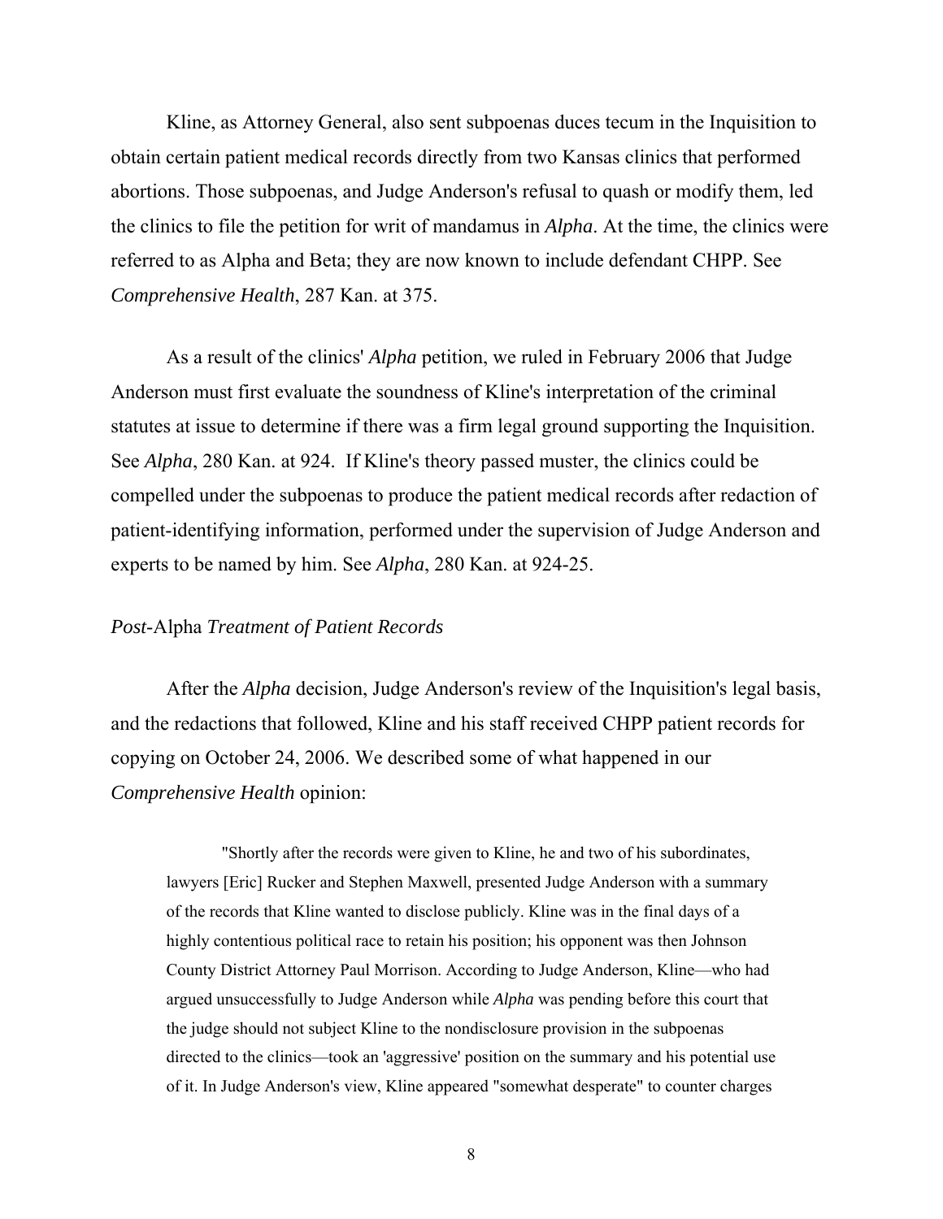Kline, as Attorney General, also sent subpoenas duces tecum in the Inquisition to obtain certain patient medical records directly from two Kansas clinics that performed abortions. Those subpoenas, and Judge Anderson's refusal to quash or modify them, led the clinics to file the petition for writ of mandamus in *Alpha*. At the time, the clinics were referred to as Alpha and Beta; they are now known to include defendant CHPP. See *Comprehensive Health*, 287 Kan. at 375.

As a result of the clinics' *Alpha* petition, we ruled in February 2006 that Judge Anderson must first evaluate the soundness of Kline's interpretation of the criminal statutes at issue to determine if there was a firm legal ground supporting the Inquisition. See *Alpha*, 280 Kan. at 924. If Kline's theory passed muster, the clinics could be compelled under the subpoenas to produce the patient medical records after redaction of patient-identifying information, performed under the supervision of Judge Anderson and experts to be named by him. See *Alpha*, 280 Kan. at 924-25.

### *Post-*Alpha *Treatment of Patient Records*

After the *Alpha* decision, Judge Anderson's review of the Inquisition's legal basis, and the redactions that followed, Kline and his staff received CHPP patient records for copying on October 24, 2006. We described some of what happened in our *Comprehensive Health* opinion:

> "Shortly after the records were given to Kline, he and two of his subordinates, lawyers [Eric] Rucker and Stephen Maxwell, presented Judge Anderson with a summary of the records that Kline wanted to disclose publicly. Kline was in the final days of a highly contentious political race to retain his position; his opponent was then Johnson County District Attorney Paul Morrison. According to Judge Anderson, Kline—who had argued unsuccessfully to Judge Anderson while *Alpha* was pending before this court that the judge should not subject Kline to the nondisclosure provision in the subpoenas directed to the clinics—took an 'aggressive' position on the summary and his potential use of it. In Judge Anderson's view, Kline appeared "somewhat desperate" to counter charges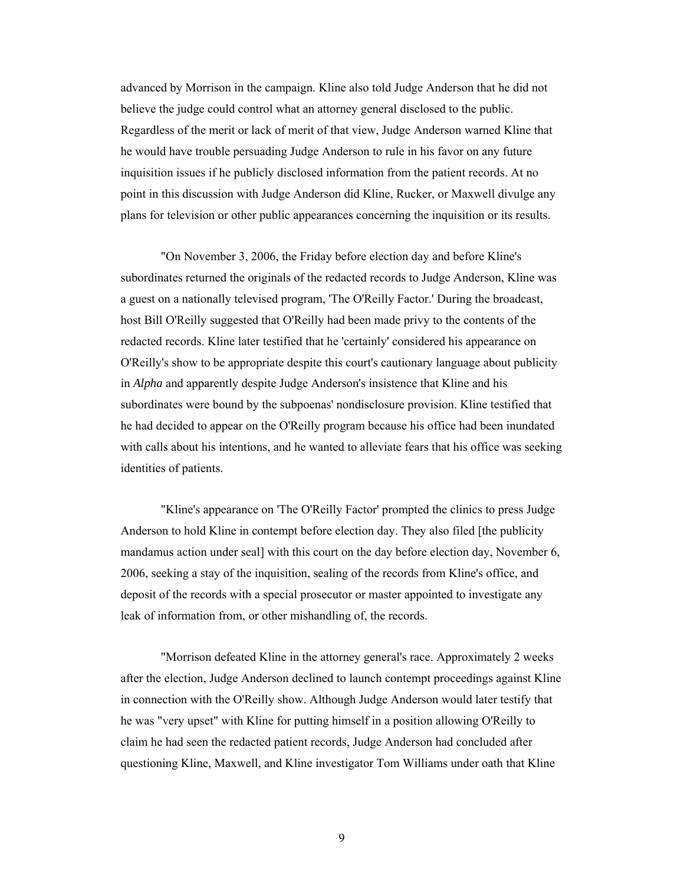advanced by Morrison in the campaign. Kline also told Judge Anderson that he did not believe the judge could control what an attorney general disclosed to the public. Regardless of the merit or lack of merit of that view, Judge Anderson warned Kline that he would have trouble persuading Judge Anderson to rule in his favor on any future inquisition issues if he publicly disclosed information from the patient records. At no point in this discussion with Judge Anderson did Kline, Rucker, or Maxwell divulge any plans for television or other public appearances concerning the inquisition or its results.

"On November 3, 2006, the Friday before election day and before Kline's subordinates returned the originals of the redacted records to Judge Anderson, Kline was a guest on a nationally televised program, 'The O'Reilly Factor.' During the broadcast, host Bill O'Reilly suggested that O'Reilly had been made privy to the contents of the redacted records. Kline later testified that he 'certainly' considered his appearance on O'Reilly's show to be appropriate despite this court's cautionary language about publicity in *Alpha* and apparently despite Judge Anderson's insistence that Kline and his subordinates were bound by the subpoenas' nondisclosure provision. Kline testified that he had decided to appear on the O'Reilly program because his office had been inundated with calls about his intentions, and he wanted to alleviate fears that his office was seeking identities of patients.

"Kline's appearance on 'The O'Reilly Factor' prompted the clinics to press Judge Anderson to hold Kline in contempt before election day. They also filed [the publicity mandamus action under seal] with this court on the day before election day, November 6, 2006, seeking a stay of the inquisition, sealing of the records from Kline's office, and deposit of the records with a special prosecutor or master appointed to investigate any leak of information from, or other mishandling of, the records.

"Morrison defeated Kline in the attorney general's race. Approximately 2 weeks after the election, Judge Anderson declined to launch contempt proceedings against Kline in connection with the O'Reilly show. Although Judge Anderson would later testify that he was "very upset" with Kline for putting himself in a position allowing O'Reilly to claim he had seen the redacted patient records, Judge Anderson had concluded after questioning Kline, Maxwell, and Kline investigator Tom Williams under oath that Kline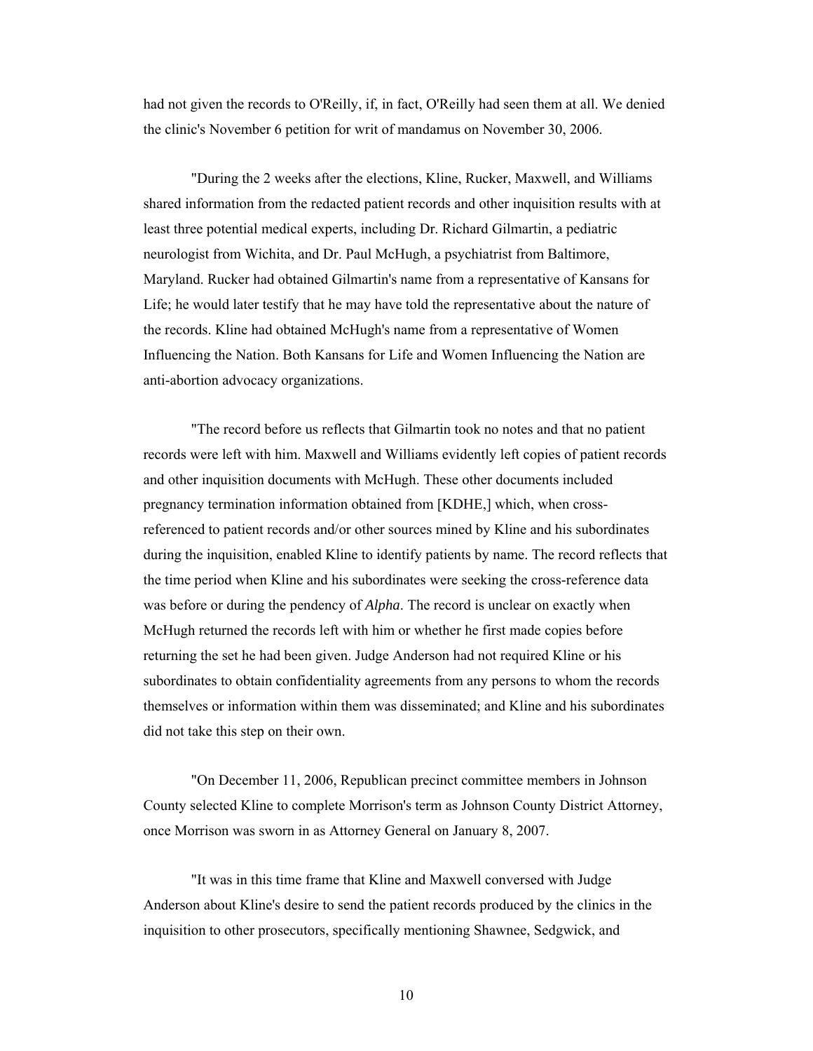had not given the records to O'Reilly, if, in fact, O'Reilly had seen them at all. We denied the clinic's November 6 petition for writ of mandamus on November 30, 2006.

"During the 2 weeks after the elections, Kline, Rucker, Maxwell, and Williams shared information from the redacted patient records and other inquisition results with at least three potential medical experts, including Dr. Richard Gilmartin, a pediatric neurologist from Wichita, and Dr. Paul McHugh, a psychiatrist from Baltimore, Maryland. Rucker had obtained Gilmartin's name from a representative of Kansans for Life; he would later testify that he may have told the representative about the nature of the records. Kline had obtained McHugh's name from a representative of Women Influencing the Nation. Both Kansans for Life and Women Influencing the Nation are anti-abortion advocacy organizations.

"The record before us reflects that Gilmartin took no notes and that no patient records were left with him. Maxwell and Williams evidently left copies of patient records and other inquisition documents with McHugh. These other documents included pregnancy termination information obtained from [KDHE,] which, when cross-referenced to patient records and/or other sources mined by Kline and his subordinates during the inquisition, enabled Kline to identify patients by name. The record reflects that the time period when Kline and his subordinates were seeking the cross-reference data was before or during the pendency of *Alpha*. The record is unclear on exactly when McHugh returned the records left with him or whether he first made copies before returning the set he had been given. Judge Anderson had not required Kline or his subordinates to obtain confidentiality agreements from any persons to whom the records themselves or information within them was disseminated; and Kline and his subordinates did not take this step on their own.

"On December 11, 2006, Republican precinct committee members in Johnson County selected Kline to complete Morrison's term as Johnson County District Attorney, once Morrison was sworn in as Attorney General on January 8, 2007.

"It was in this time frame that Kline and Maxwell conversed with Judge Anderson about Kline's desire to send the patient records produced by the clinics in the inquisition to other prosecutors, specifically mentioning Shawnee, Sedgwick, and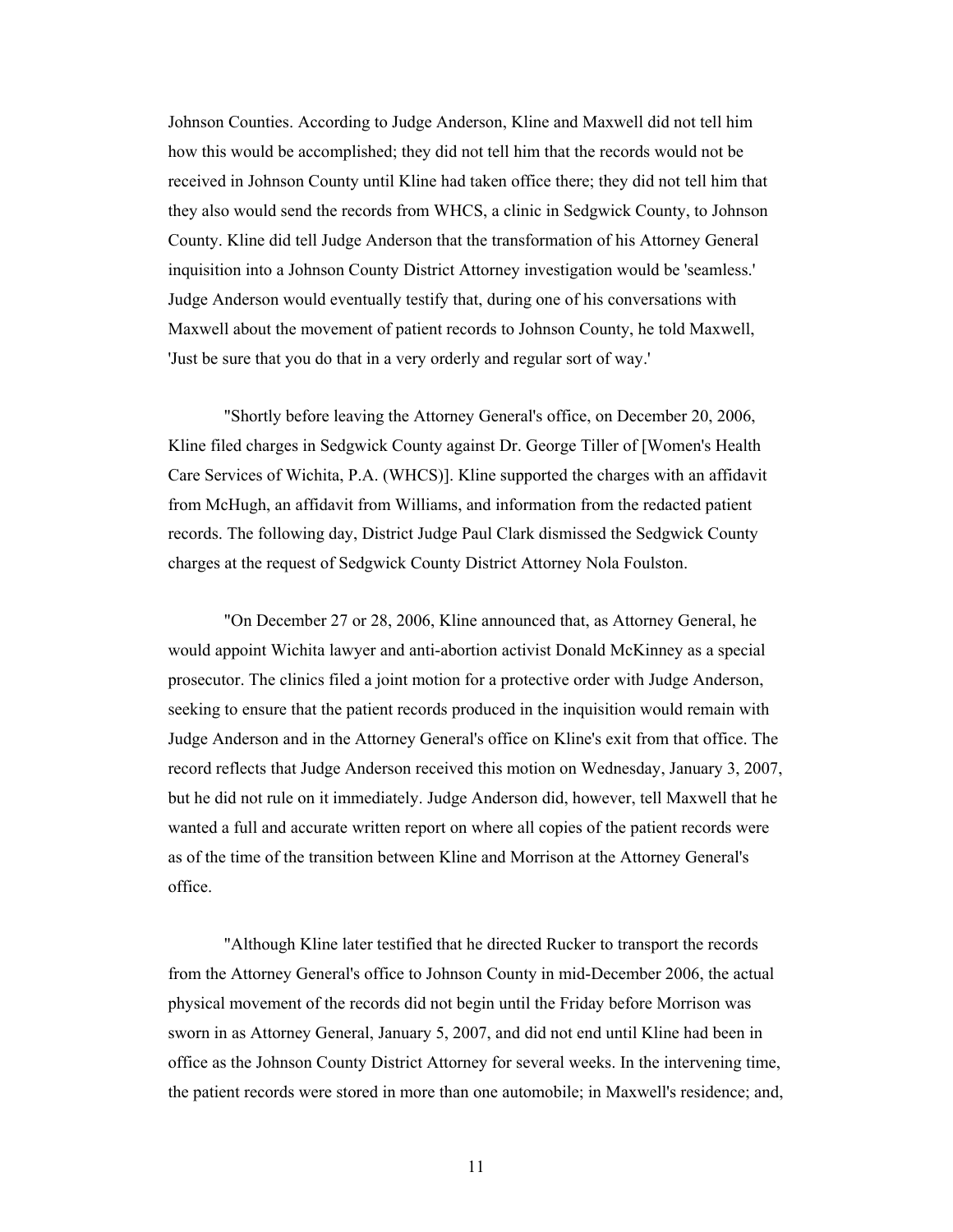Johnson Counties. According to Judge Anderson, Kline and Maxwell did not tell him how this would be accomplished; they did not tell him that the records would not be received in Johnson County until Kline had taken office there; they did not tell him that they also would send the records from WHCS, a clinic in Sedgwick County, to Johnson County. Kline did tell Judge Anderson that the transformation of his Attorney General inquisition into a Johnson County District Attorney investigation would be 'seamless.' Judge Anderson would eventually testify that, during one of his conversations with Maxwell about the movement of patient records to Johnson County, he told Maxwell, 'Just be sure that you do that in a very orderly and regular sort of way.'

"Shortly before leaving the Attorney General's office, on December 20, 2006, Kline filed charges in Sedgwick County against Dr. George Tiller of [Women's Health Care Services of Wichita, P.A. (WHCS)]. Kline supported the charges with an affidavit from McHugh, an affidavit from Williams, and information from the redacted patient records. The following day, District Judge Paul Clark dismissed the Sedgwick County charges at the request of Sedgwick County District Attorney Nola Foulston.

"On December 27 or 28, 2006, Kline announced that, as Attorney General, he would appoint Wichita lawyer and anti-abortion activist Donald McKinney as a special prosecutor. The clinics filed a joint motion for a protective order with Judge Anderson, seeking to ensure that the patient records produced in the inquisition would remain with Judge Anderson and in the Attorney General's office on Kline's exit from that office. The record reflects that Judge Anderson received this motion on Wednesday, January 3, 2007, but he did not rule on it immediately. Judge Anderson did, however, tell Maxwell that he wanted a full and accurate written report on where all copies of the patient records were as of the time of the transition between Kline and Morrison at the Attorney General's office.

"Although Kline later testified that he directed Rucker to transport the records from the Attorney General's office to Johnson County in mid-December 2006, the actual physical movement of the records did not begin until the Friday before Morrison was sworn in as Attorney General, January 5, 2007, and did not end until Kline had been in office as the Johnson County District Attorney for several weeks. In the intervening time, the patient records were stored in more than one automobile; in Maxwell's residence; and,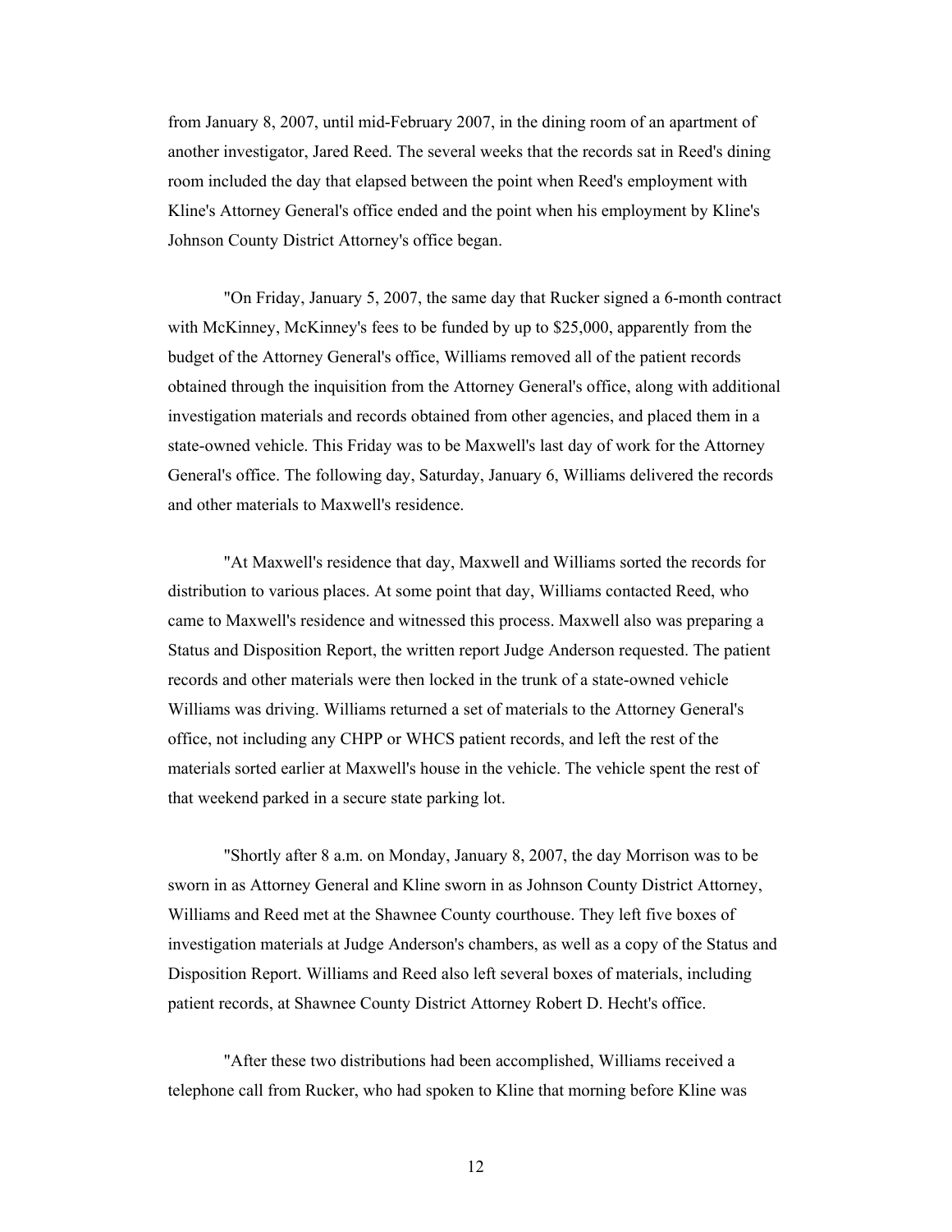from January 8, 2007, until mid-February 2007, in the dining room of an apartment of another investigator, Jared Reed. The several weeks that the records sat in Reed's dining room included the day that elapsed between the point when Reed's employment with Kline's Attorney General's office ended and the point when his employment by Kline's Johnson County District Attorney's office began.

"On Friday, January 5, 2007, the same day that Rucker signed a 6-month contract with McKinney, McKinney's fees to be funded by up to $25,000, apparently from the budget of the Attorney General's office, Williams removed all of the patient records obtained through the inquisition from the Attorney General's office, along with additional investigation materials and records obtained from other agencies, and placed them in a state-owned vehicle. This Friday was to be Maxwell's last day of work for the Attorney General's office. The following day, Saturday, January 6, Williams delivered the records and other materials to Maxwell's residence.

"At Maxwell's residence that day, Maxwell and Williams sorted the records for distribution to various places. At some point that day, Williams contacted Reed, who came to Maxwell's residence and witnessed this process. Maxwell also was preparing a Status and Disposition Report, the written report Judge Anderson requested. The patient records and other materials were then locked in the trunk of a state-owned vehicle Williams was driving. Williams returned a set of materials to the Attorney General's office, not including any CHPP or WHCS patient records, and left the rest of the materials sorted earlier at Maxwell's house in the vehicle. The vehicle spent the rest of that weekend parked in a secure state parking lot.

"Shortly after 8 a.m. on Monday, January 8, 2007, the day Morrison was to be sworn in as Attorney General and Kline sworn in as Johnson County District Attorney, Williams and Reed met at the Shawnee County courthouse. They left five boxes of investigation materials at Judge Anderson's chambers, as well as a copy of the Status and Disposition Report. Williams and Reed also left several boxes of materials, including patient records, at Shawnee County District Attorney Robert D. Hecht's office.

"After these two distributions had been accomplished, Williams received a telephone call from Rucker, who had spoken to Kline that morning before Kline was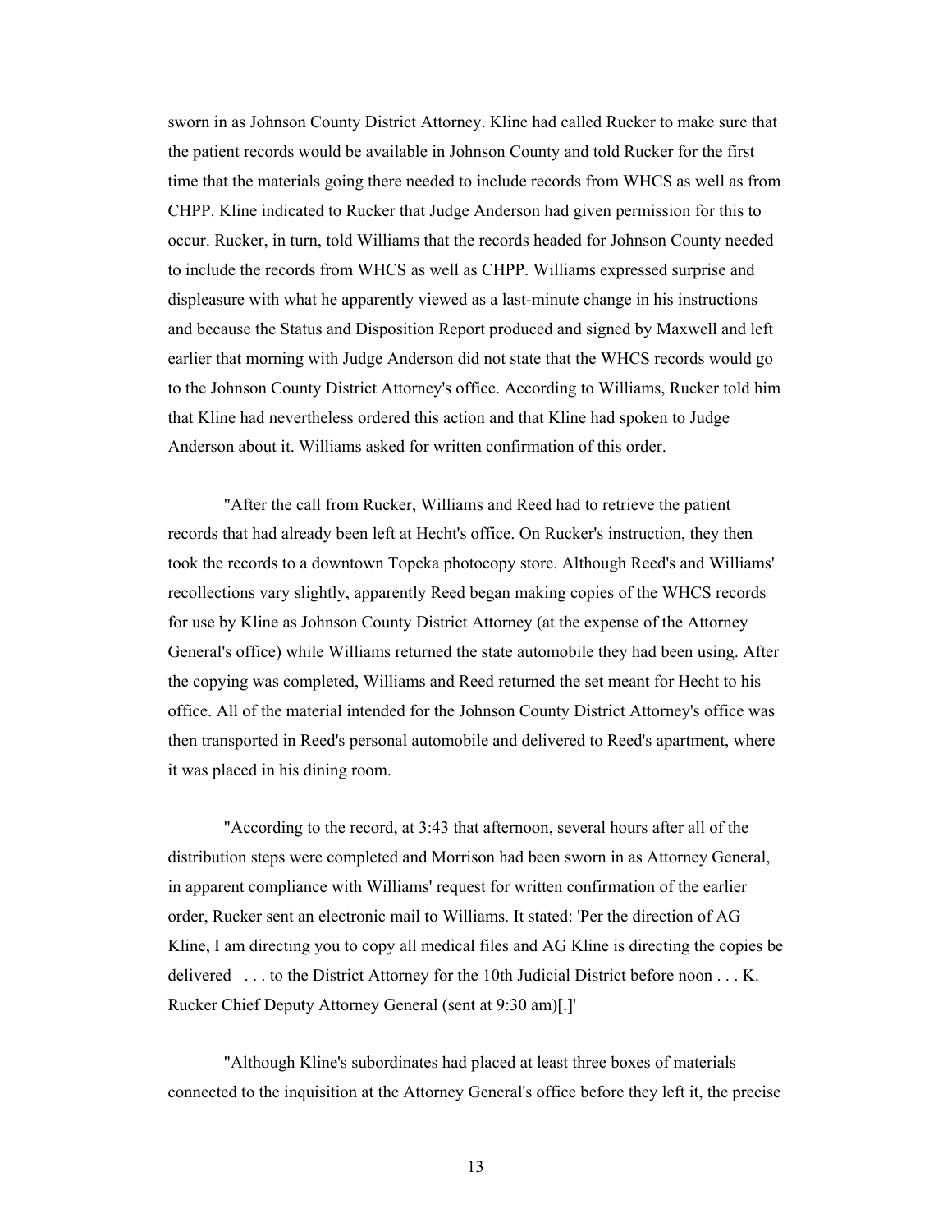sworn in as Johnson County District Attorney. Kline had called Rucker to make sure that the patient records would be available in Johnson County and told Rucker for the first time that the materials going there needed to include records from WHCS as well as from CHPP. Kline indicated to Rucker that Judge Anderson had given permission for this to occur. Rucker, in turn, told Williams that the records headed for Johnson County needed to include the records from WHCS as well as CHPP. Williams expressed surprise and displeasure with what he apparently viewed as a last-minute change in his instructions and because the Status and Disposition Report produced and signed by Maxwell and left earlier that morning with Judge Anderson did not state that the WHCS records would go to the Johnson County District Attorney's office. According to Williams, Rucker told him that Kline had nevertheless ordered this action and that Kline had spoken to Judge Anderson about it. Williams asked for written confirmation of this order.

"After the call from Rucker, Williams and Reed had to retrieve the patient records that had already been left at Hecht's office. On Rucker's instruction, they then took the records to a downtown Topeka photocopy store. Although Reed's and Williams' recollections vary slightly, apparently Reed began making copies of the WHCS records for use by Kline as Johnson County District Attorney (at the expense of the Attorney General's office) while Williams returned the state automobile they had been using. After the copying was completed, Williams and Reed returned the set meant for Hecht to his office. All of the material intended for the Johnson County District Attorney's office was then transported in Reed's personal automobile and delivered to Reed's apartment, where it was placed in his dining room.

"According to the record, at 3:43 that afternoon, several hours after all of the distribution steps were completed and Morrison had been sworn in as Attorney General, in apparent compliance with Williams' request for written confirmation of the earlier order, Rucker sent an electronic mail to Williams. It stated: 'Per the direction of AG Kline, I am directing you to copy all medical files and AG Kline is directing the copies be delivered . . . to the District Attorney for the 10th Judicial District before noon . . . K. Rucker Chief Deputy Attorney General (sent at 9:30 am)[.]'

"Although Kline's subordinates had placed at least three boxes of materials connected to the inquisition at the Attorney General's office before they left it, the precise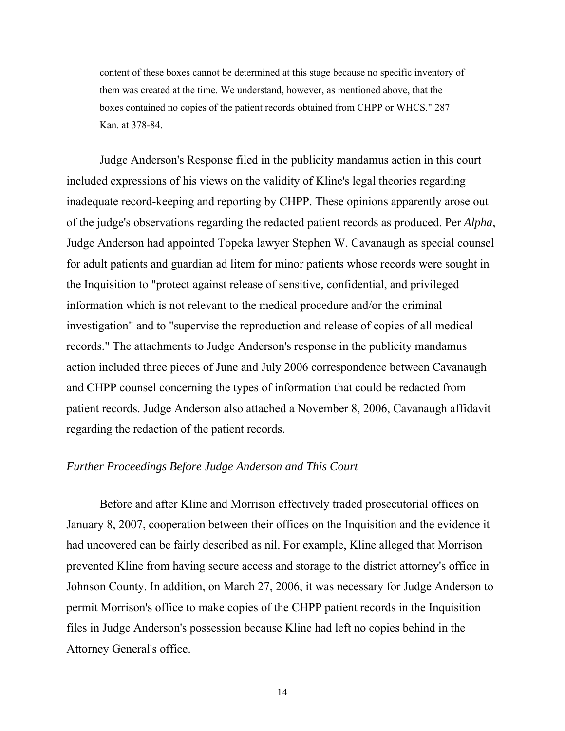> content of these boxes cannot be determined at this stage because no specific inventory of them was created at the time. We understand, however, as mentioned above, that the boxes contained no copies of the patient records obtained from CHPP or WHCS." 287 Kan. at 378-84.

Judge Anderson's Response filed in the publicity mandamus action in this court included expressions of his views on the validity of Kline's legal theories regarding inadequate record-keeping and reporting by CHPP. These opinions apparently arose out of the judge's observations regarding the redacted patient records as produced. Per *Alpha*, Judge Anderson had appointed Topeka lawyer Stephen W. Cavanaugh as special counsel for adult patients and guardian ad litem for minor patients whose records were sought in the Inquisition to "protect against release of sensitive, confidential, and privileged information which is not relevant to the medical procedure and/or the criminal investigation" and to "supervise the reproduction and release of copies of all medical records." The attachments to Judge Anderson's response in the publicity mandamus action included three pieces of June and July 2006 correspondence between Cavanaugh and CHPP counsel concerning the types of information that could be redacted from patient records. Judge Anderson also attached a November 8, 2006, Cavanaugh affidavit regarding the redaction of the patient records.

### *Further Proceedings Before Judge Anderson and This Court*

Before and after Kline and Morrison effectively traded prosecutorial offices on January 8, 2007, cooperation between their offices on the Inquisition and the evidence it had uncovered can be fairly described as nil. For example, Kline alleged that Morrison prevented Kline from having secure access and storage to the district attorney's office in Johnson County. In addition, on March 27, 2006, it was necessary for Judge Anderson to permit Morrison's office to make copies of the CHPP patient records in the Inquisition files in Judge Anderson's possession because Kline had left no copies behind in the Attorney General's office.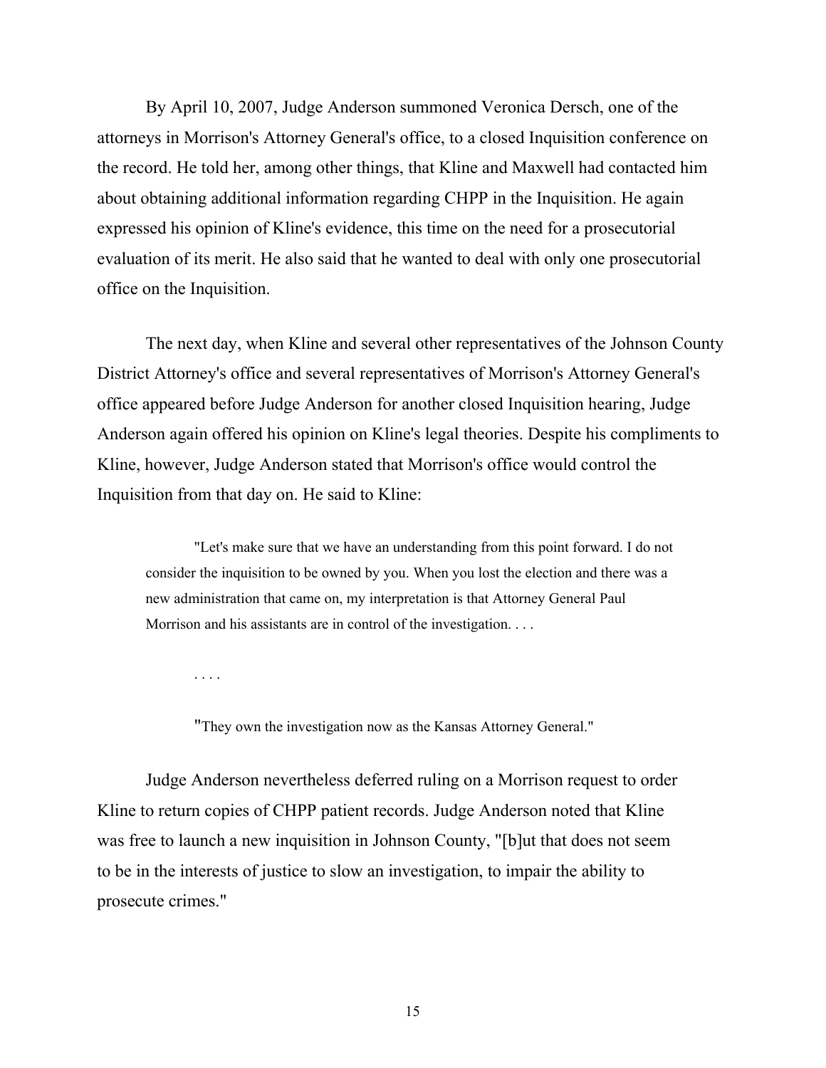By April 10, 2007, Judge Anderson summoned Veronica Dersch, one of the attorneys in Morrison's Attorney General's office, to a closed Inquisition conference on the record. He told her, among other things, that Kline and Maxwell had contacted him about obtaining additional information regarding CHPP in the Inquisition. He again expressed his opinion of Kline's evidence, this time on the need for a prosecutorial evaluation of its merit. He also said that he wanted to deal with only one prosecutorial office on the Inquisition.

The next day, when Kline and several other representatives of the Johnson County District Attorney's office and several representatives of Morrison's Attorney General's office appeared before Judge Anderson for another closed Inquisition hearing, Judge Anderson again offered his opinion on Kline's legal theories. Despite his compliments to Kline, however, Judge Anderson stated that Morrison's office would control the Inquisition from that day on. He said to Kline:

> "Let's make sure that we have an understanding from this point forward. I do not consider the inquisition to be owned by you. When you lost the election and there was a new administration that came on, my interpretation is that Attorney General Paul Morrison and his assistants are in control of the investigation. . . .
>
> . . . .
>
> "They own the investigation now as the Kansas Attorney General."

Judge Anderson nevertheless deferred ruling on a Morrison request to order Kline to return copies of CHPP patient records. Judge Anderson noted that Kline was free to launch a new inquisition in Johnson County, "[b]ut that does not seem to be in the interests of justice to slow an investigation, to impair the ability to prosecute crimes."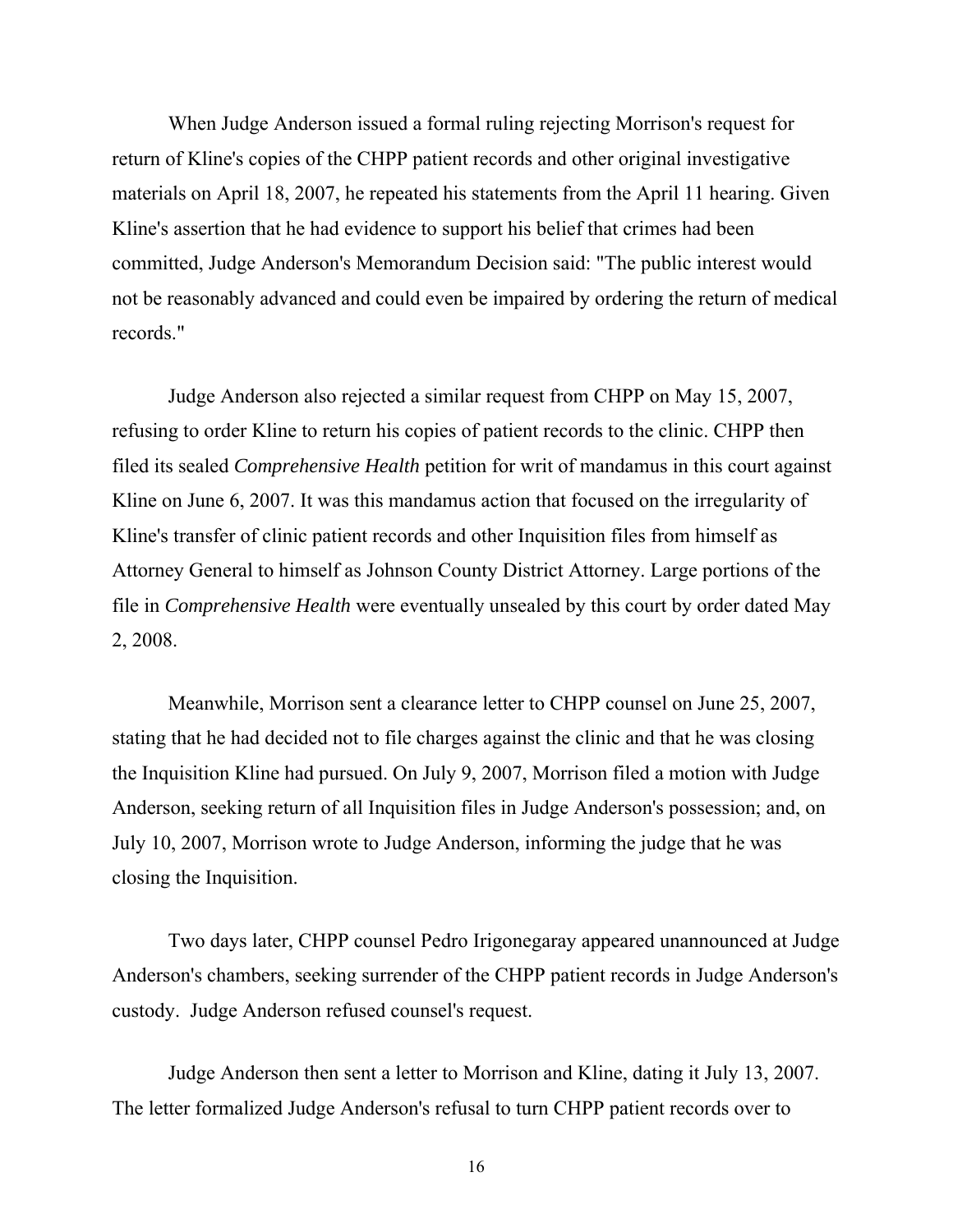When Judge Anderson issued a formal ruling rejecting Morrison's request for return of Kline's copies of the CHPP patient records and other original investigative materials on April 18, 2007, he repeated his statements from the April 11 hearing. Given Kline's assertion that he had evidence to support his belief that crimes had been committed, Judge Anderson's Memorandum Decision said: "The public interest would not be reasonably advanced and could even be impaired by ordering the return of medical records."

Judge Anderson also rejected a similar request from CHPP on May 15, 2007, refusing to order Kline to return his copies of patient records to the clinic. CHPP then filed its sealed *Comprehensive Health* petition for writ of mandamus in this court against Kline on June 6, 2007. It was this mandamus action that focused on the irregularity of Kline's transfer of clinic patient records and other Inquisition files from himself as Attorney General to himself as Johnson County District Attorney. Large portions of the file in *Comprehensive Health* were eventually unsealed by this court by order dated May 2, 2008.

Meanwhile, Morrison sent a clearance letter to CHPP counsel on June 25, 2007, stating that he had decided not to file charges against the clinic and that he was closing the Inquisition Kline had pursued. On July 9, 2007, Morrison filed a motion with Judge Anderson, seeking return of all Inquisition files in Judge Anderson's possession; and, on July 10, 2007, Morrison wrote to Judge Anderson, informing the judge that he was closing the Inquisition.

Two days later, CHPP counsel Pedro Irigonegaray appeared unannounced at Judge Anderson's chambers, seeking surrender of the CHPP patient records in Judge Anderson's custody. Judge Anderson refused counsel's request.

Judge Anderson then sent a letter to Morrison and Kline, dating it July 13, 2007. The letter formalized Judge Anderson's refusal to turn CHPP patient records over to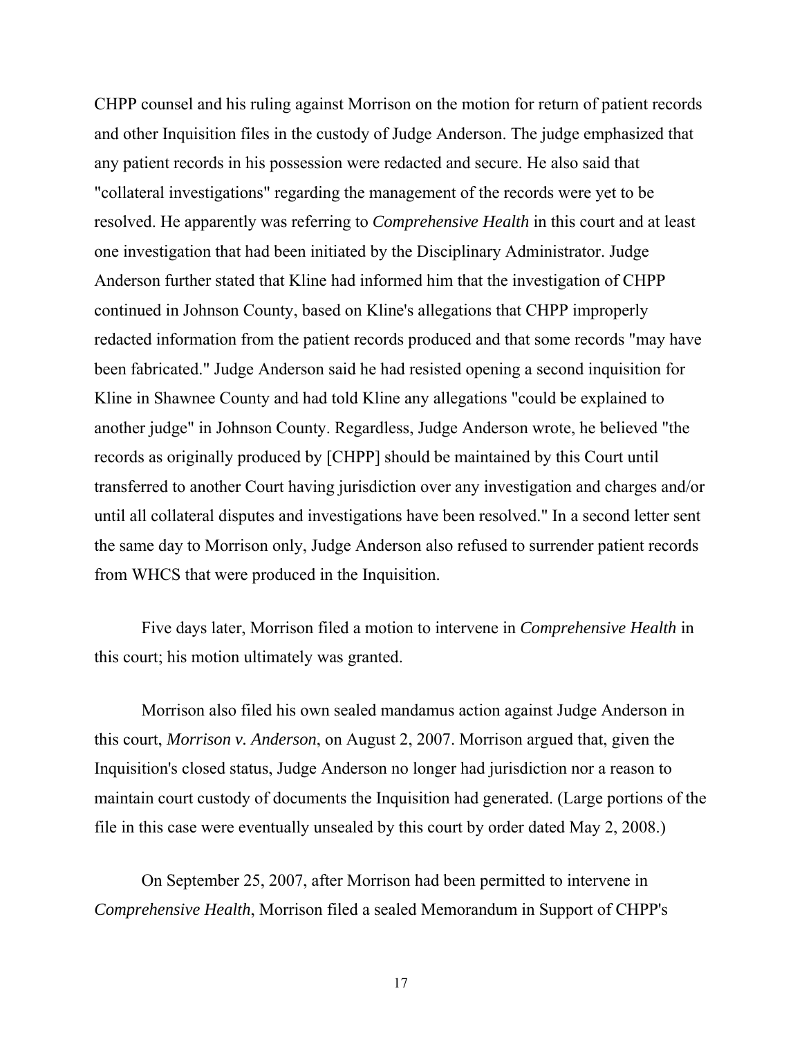CHPP counsel and his ruling against Morrison on the motion for return of patient records and other Inquisition files in the custody of Judge Anderson. The judge emphasized that any patient records in his possession were redacted and secure. He also said that "collateral investigations" regarding the management of the records were yet to be resolved. He apparently was referring to *Comprehensive Health* in this court and at least one investigation that had been initiated by the Disciplinary Administrator. Judge Anderson further stated that Kline had informed him that the investigation of CHPP continued in Johnson County, based on Kline's allegations that CHPP improperly redacted information from the patient records produced and that some records "may have been fabricated." Judge Anderson said he had resisted opening a second inquisition for Kline in Shawnee County and had told Kline any allegations "could be explained to another judge" in Johnson County. Regardless, Judge Anderson wrote, he believed "the records as originally produced by [CHPP] should be maintained by this Court until transferred to another Court having jurisdiction over any investigation and charges and/or until all collateral disputes and investigations have been resolved." In a second letter sent the same day to Morrison only, Judge Anderson also refused to surrender patient records from WHCS that were produced in the Inquisition.

Five days later, Morrison filed a motion to intervene in *Comprehensive Health* in this court; his motion ultimately was granted.

Morrison also filed his own sealed mandamus action against Judge Anderson in this court, *Morrison v. Anderson*, on August 2, 2007. Morrison argued that, given the Inquisition's closed status, Judge Anderson no longer had jurisdiction nor a reason to maintain court custody of documents the Inquisition had generated. (Large portions of the file in this case were eventually unsealed by this court by order dated May 2, 2008.)

On September 25, 2007, after Morrison had been permitted to intervene in *Comprehensive Health*, Morrison filed a sealed Memorandum in Support of CHPP's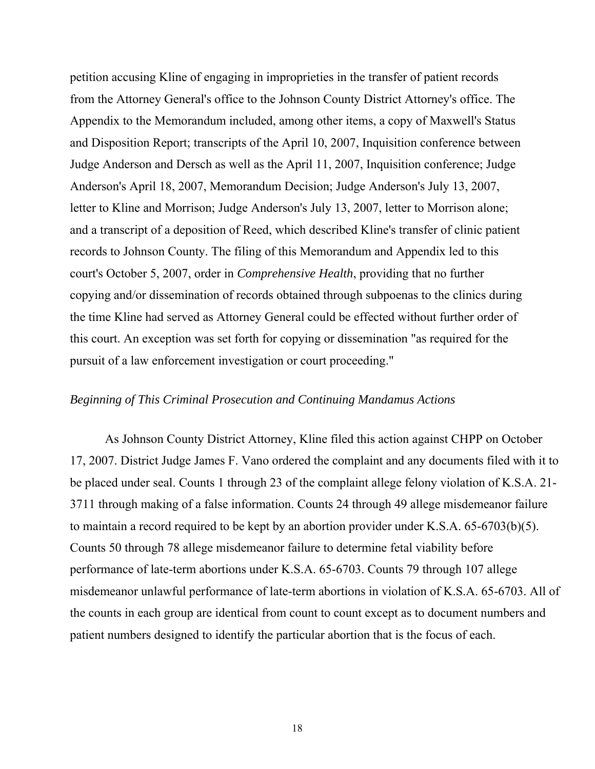petition accusing Kline of engaging in improprieties in the transfer of patient records from the Attorney General's office to the Johnson County District Attorney's office. The Appendix to the Memorandum included, among other items, a copy of Maxwell's Status and Disposition Report; transcripts of the April 10, 2007, Inquisition conference between Judge Anderson and Dersch as well as the April 11, 2007, Inquisition conference; Judge Anderson's April 18, 2007, Memorandum Decision; Judge Anderson's July 13, 2007, letter to Kline and Morrison; Judge Anderson's July 13, 2007, letter to Morrison alone; and a transcript of a deposition of Reed, which described Kline's transfer of clinic patient records to Johnson County. The filing of this Memorandum and Appendix led to this court's October 5, 2007, order in *Comprehensive Health*, providing that no further copying and/or dissemination of records obtained through subpoenas to the clinics during the time Kline had served as Attorney General could be effected without further order of this court. An exception was set forth for copying or dissemination "as required for the pursuit of a law enforcement investigation or court proceeding."

*Beginning of This Criminal Prosecution and Continuing Mandamus Actions*

As Johnson County District Attorney, Kline filed this action against CHPP on October 17, 2007. District Judge James F. Vano ordered the complaint and any documents filed with it to be placed under seal. Counts 1 through 23 of the complaint allege felony violation of K.S.A. 21-3711 through making of a false information. Counts 24 through 49 allege misdemeanor failure to maintain a record required to be kept by an abortion provider under K.S.A. 65-6703(b)(5). Counts 50 through 78 allege misdemeanor failure to determine fetal viability before performance of late-term abortions under K.S.A. 65-6703. Counts 79 through 107 allege misdemeanor unlawful performance of late-term abortions in violation of K.S.A. 65-6703. All of the counts in each group are identical from count to count except as to document numbers and patient numbers designed to identify the particular abortion that is the focus of each.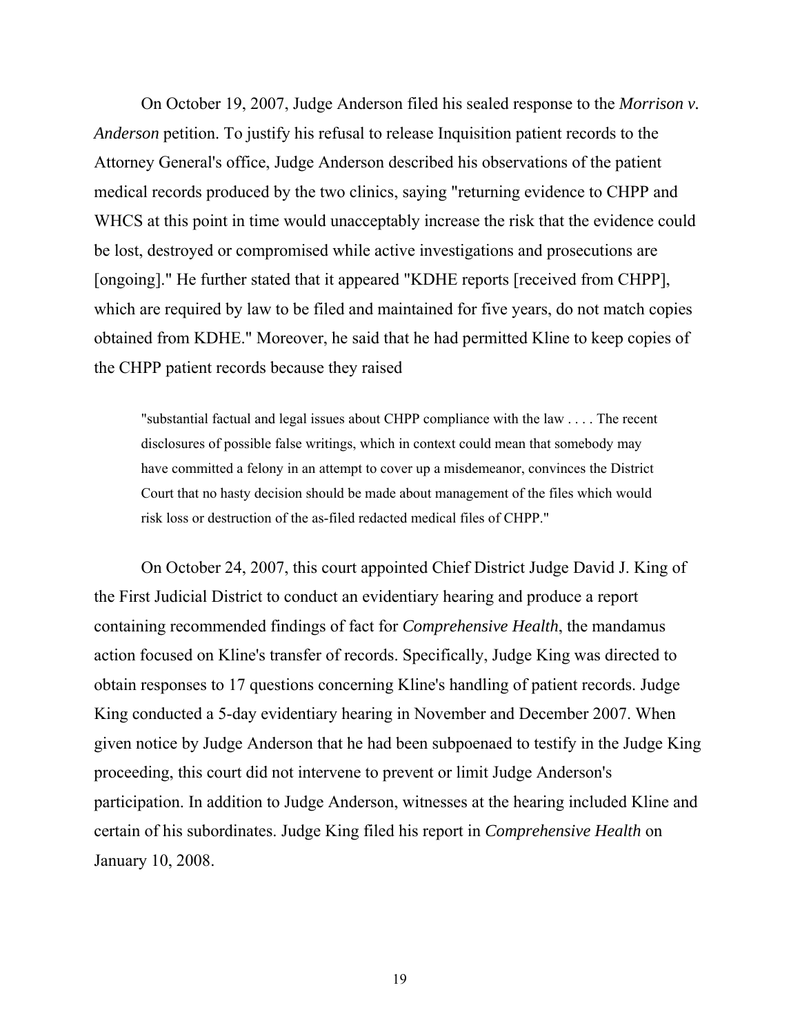On October 19, 2007, Judge Anderson filed his sealed response to the *Morrison v. Anderson* petition. To justify his refusal to release Inquisition patient records to the Attorney General's office, Judge Anderson described his observations of the patient medical records produced by the two clinics, saying "returning evidence to CHPP and WHCS at this point in time would unacceptably increase the risk that the evidence could be lost, destroyed or compromised while active investigations and prosecutions are [ongoing]." He further stated that it appeared "KDHE reports [received from CHPP], which are required by law to be filed and maintained for five years, do not match copies obtained from KDHE." Moreover, he said that he had permitted Kline to keep copies of the CHPP patient records because they raised

> "substantial factual and legal issues about CHPP compliance with the law . . . . The recent disclosures of possible false writings, which in context could mean that somebody may have committed a felony in an attempt to cover up a misdemeanor, convinces the District Court that no hasty decision should be made about management of the files which would risk loss or destruction of the as-filed redacted medical files of CHPP."

On October 24, 2007, this court appointed Chief District Judge David J. King of the First Judicial District to conduct an evidentiary hearing and produce a report containing recommended findings of fact for *Comprehensive Health*, the mandamus action focused on Kline's transfer of records. Specifically, Judge King was directed to obtain responses to 17 questions concerning Kline's handling of patient records. Judge King conducted a 5-day evidentiary hearing in November and December 2007. When given notice by Judge Anderson that he had been subpoenaed to testify in the Judge King proceeding, this court did not intervene to prevent or limit Judge Anderson's participation. In addition to Judge Anderson, witnesses at the hearing included Kline and certain of his subordinates. Judge King filed his report in *Comprehensive Health* on January 10, 2008.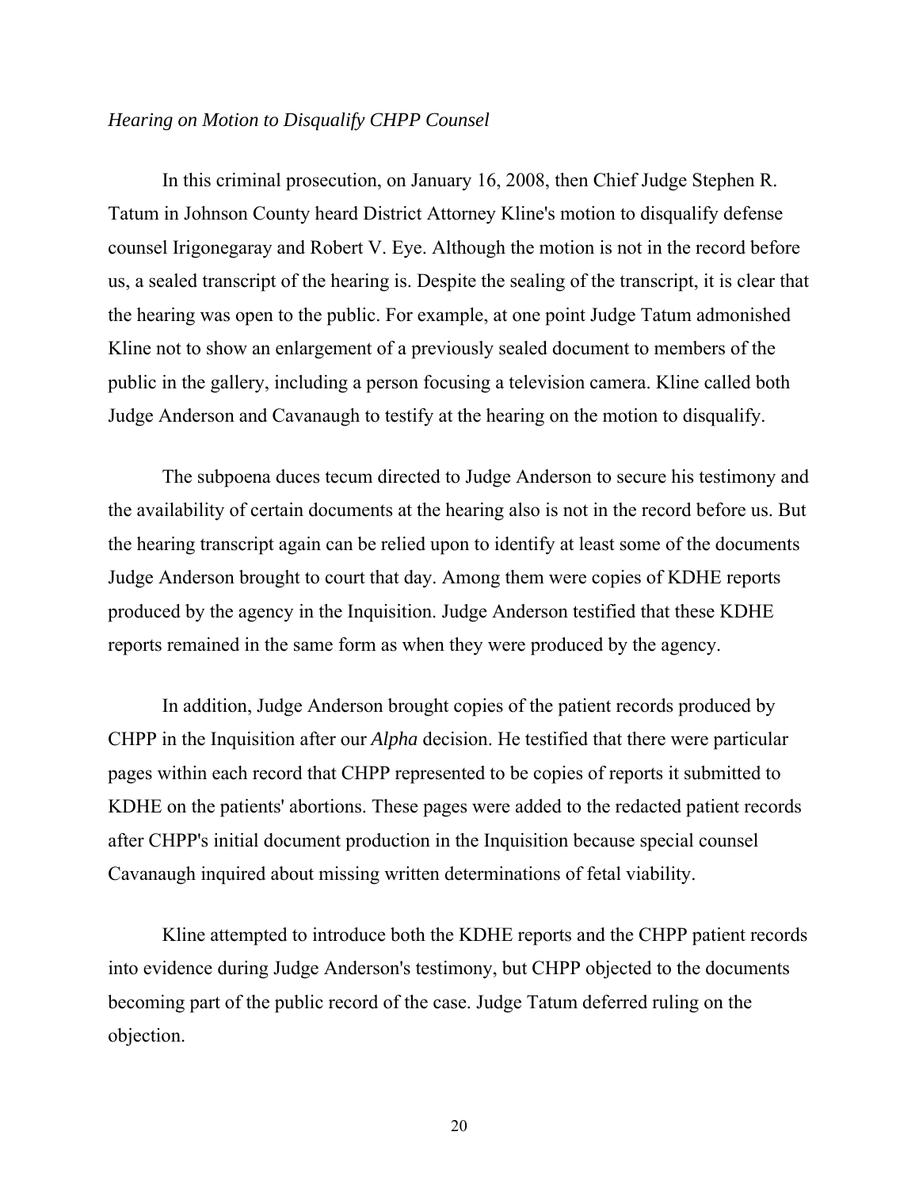*Hearing on Motion to Disqualify CHPP Counsel*

In this criminal prosecution, on January 16, 2008, then Chief Judge Stephen R. Tatum in Johnson County heard District Attorney Kline's motion to disqualify defense counsel Irigonegaray and Robert V. Eye. Although the motion is not in the record before us, a sealed transcript of the hearing is. Despite the sealing of the transcript, it is clear that the hearing was open to the public. For example, at one point Judge Tatum admonished Kline not to show an enlargement of a previously sealed document to members of the public in the gallery, including a person focusing a television camera. Kline called both Judge Anderson and Cavanaugh to testify at the hearing on the motion to disqualify.

The subpoena duces tecum directed to Judge Anderson to secure his testimony and the availability of certain documents at the hearing also is not in the record before us. But the hearing transcript again can be relied upon to identify at least some of the documents Judge Anderson brought to court that day. Among them were copies of KDHE reports produced by the agency in the Inquisition. Judge Anderson testified that these KDHE reports remained in the same form as when they were produced by the agency.

In addition, Judge Anderson brought copies of the patient records produced by CHPP in the Inquisition after our *Alpha* decision. He testified that there were particular pages within each record that CHPP represented to be copies of reports it submitted to KDHE on the patients' abortions. These pages were added to the redacted patient records after CHPP's initial document production in the Inquisition because special counsel Cavanaugh inquired about missing written determinations of fetal viability.

Kline attempted to introduce both the KDHE reports and the CHPP patient records into evidence during Judge Anderson's testimony, but CHPP objected to the documents becoming part of the public record of the case. Judge Tatum deferred ruling on the objection.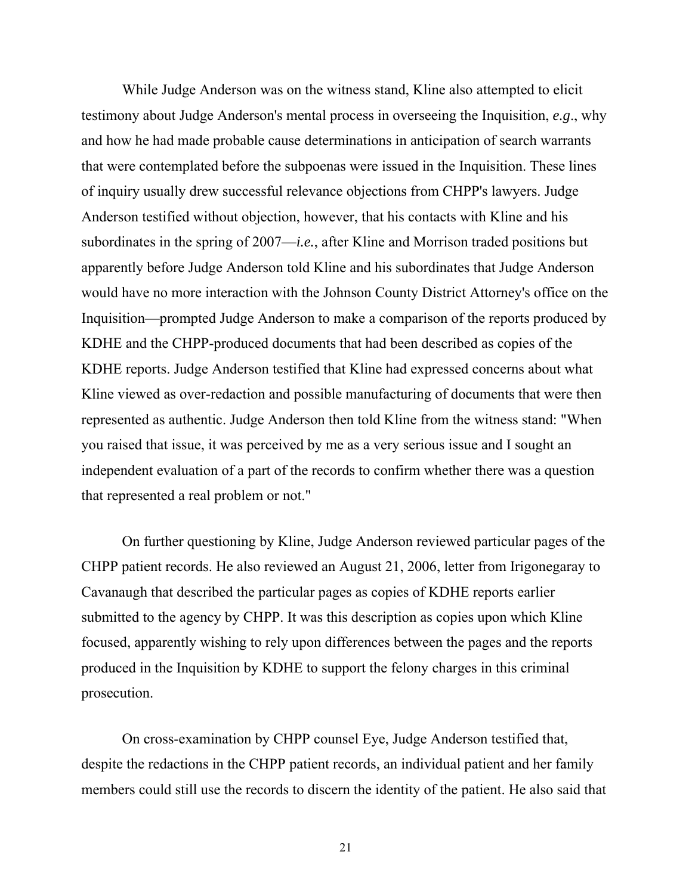While Judge Anderson was on the witness stand, Kline also attempted to elicit testimony about Judge Anderson's mental process in overseeing the Inquisition, *e.g*., why and how he had made probable cause determinations in anticipation of search warrants that were contemplated before the subpoenas were issued in the Inquisition. These lines of inquiry usually drew successful relevance objections from CHPP's lawyers. Judge Anderson testified without objection, however, that his contacts with Kline and his subordinates in the spring of 2007—*i.e.*, after Kline and Morrison traded positions but apparently before Judge Anderson told Kline and his subordinates that Judge Anderson would have no more interaction with the Johnson County District Attorney's office on the Inquisition—prompted Judge Anderson to make a comparison of the reports produced by KDHE and the CHPP-produced documents that had been described as copies of the KDHE reports. Judge Anderson testified that Kline had expressed concerns about what Kline viewed as over-redaction and possible manufacturing of documents that were then represented as authentic. Judge Anderson then told Kline from the witness stand: "When you raised that issue, it was perceived by me as a very serious issue and I sought an independent evaluation of a part of the records to confirm whether there was a question that represented a real problem or not."

On further questioning by Kline, Judge Anderson reviewed particular pages of the CHPP patient records. He also reviewed an August 21, 2006, letter from Irigonegaray to Cavanaugh that described the particular pages as copies of KDHE reports earlier submitted to the agency by CHPP. It was this description as copies upon which Kline focused, apparently wishing to rely upon differences between the pages and the reports produced in the Inquisition by KDHE to support the felony charges in this criminal prosecution.

On cross-examination by CHPP counsel Eye, Judge Anderson testified that, despite the redactions in the CHPP patient records, an individual patient and her family members could still use the records to discern the identity of the patient. He also said that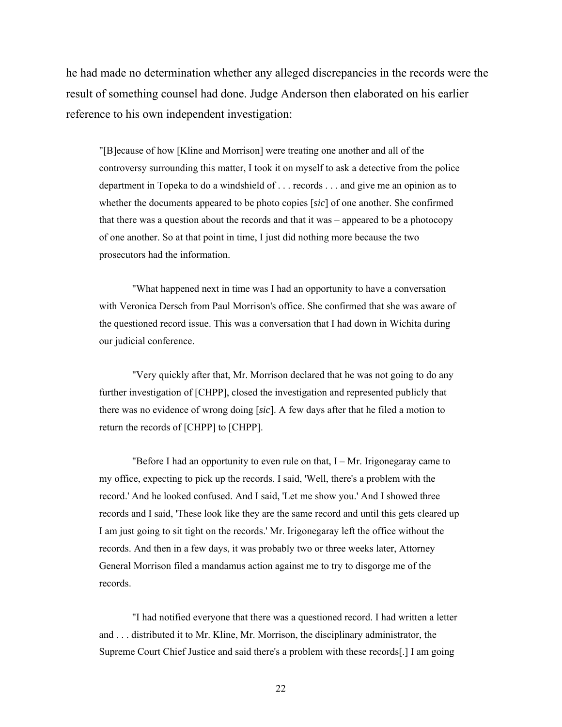he had made no determination whether any alleged discrepancies in the records were the result of something counsel had done. Judge Anderson then elaborated on his earlier reference to his own independent investigation:

> "[B]ecause of how [Kline and Morrison] were treating one another and all of the controversy surrounding this matter, I took it on myself to ask a detective from the police department in Topeka to do a windshield of . . . records . . . and give me an opinion as to whether the documents appeared to be photo copies [*sic*] of one another. She confirmed that there was a question about the records and that it was – appeared to be a photocopy of one another. So at that point in time, I just did nothing more because the two prosecutors had the information.
>
> "What happened next in time was I had an opportunity to have a conversation with Veronica Dersch from Paul Morrison's office. She confirmed that she was aware of the questioned record issue. This was a conversation that I had down in Wichita during our judicial conference.
>
> "Very quickly after that, Mr. Morrison declared that he was not going to do any further investigation of [CHPP], closed the investigation and represented publicly that there was no evidence of wrong doing [*sic*]. A few days after that he filed a motion to return the records of [CHPP] to [CHPP].
>
> "Before I had an opportunity to even rule on that, I – Mr. Irigonegaray came to my office, expecting to pick up the records. I said, 'Well, there's a problem with the record.' And he looked confused. And I said, 'Let me show you.' And I showed three records and I said, 'These look like they are the same record and until this gets cleared up I am just going to sit tight on the records.' Mr. Irigonegaray left the office without the records. And then in a few days, it was probably two or three weeks later, Attorney General Morrison filed a mandamus action against me to try to disgorge me of the records.
>
> "I had notified everyone that there was a questioned record. I had written a letter and . . . distributed it to Mr. Kline, Mr. Morrison, the disciplinary administrator, the Supreme Court Chief Justice and said there's a problem with these records[.] I am going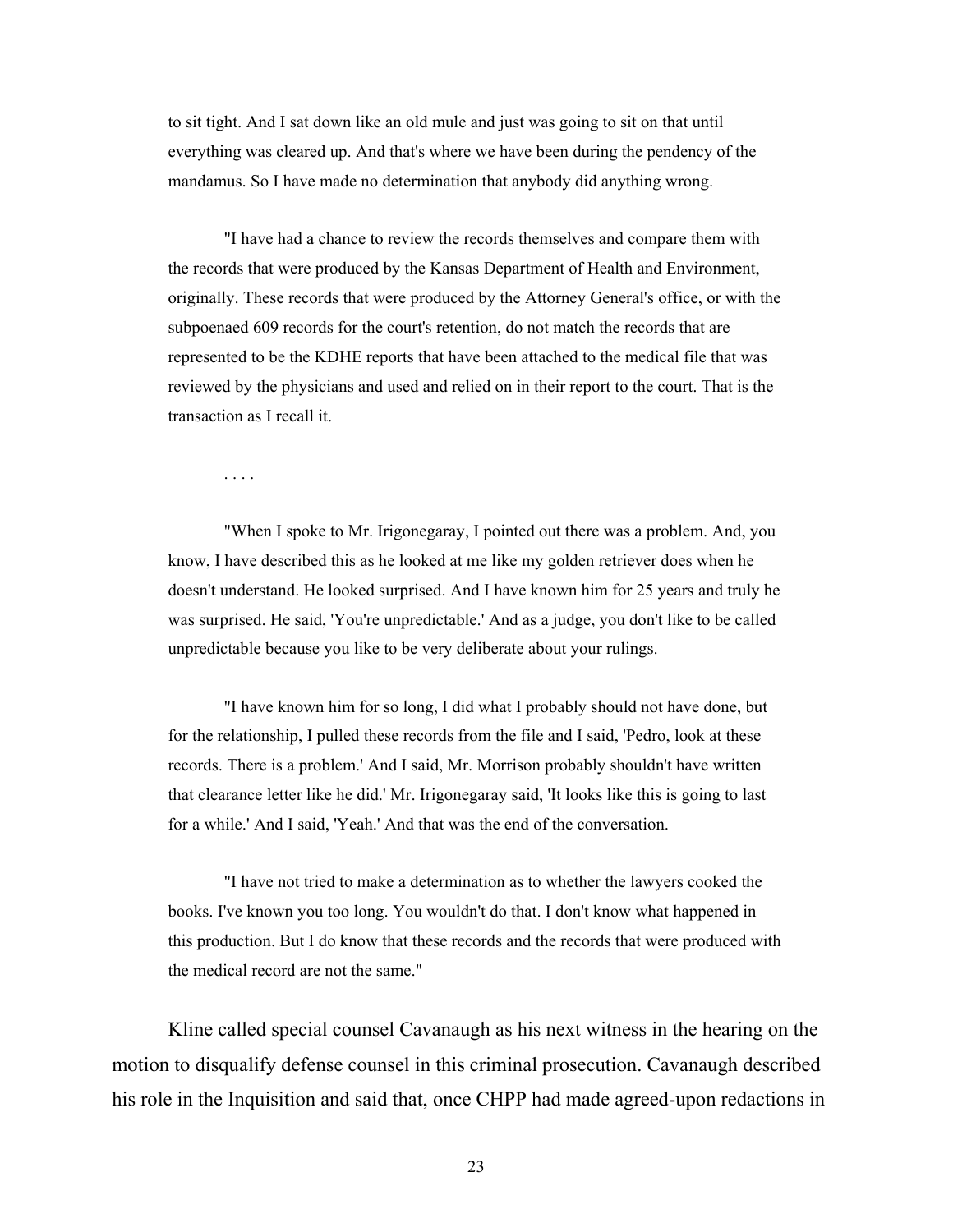to sit tight. And I sat down like an old mule and just was going to sit on that until everything was cleared up. And that's where we have been during the pendency of the mandamus. So I have made no determination that anybody did anything wrong.

"I have had a chance to review the records themselves and compare them with the records that were produced by the Kansas Department of Health and Environment, originally. These records that were produced by the Attorney General's office, or with the subpoenaed 609 records for the court's retention, do not match the records that are represented to be the KDHE reports that have been attached to the medical file that was reviewed by the physicians and used and relied on in their report to the court. That is the transaction as I recall it.

. . . .

"When I spoke to Mr. Irigonegaray, I pointed out there was a problem. And, you know, I have described this as he looked at me like my golden retriever does when he doesn't understand. He looked surprised. And I have known him for 25 years and truly he was surprised. He said, 'You're unpredictable.' And as a judge, you don't like to be called unpredictable because you like to be very deliberate about your rulings.

"I have known him for so long, I did what I probably should not have done, but for the relationship, I pulled these records from the file and I said, 'Pedro, look at these records. There is a problem.' And I said, Mr. Morrison probably shouldn't have written that clearance letter like he did.' Mr. Irigonegaray said, 'It looks like this is going to last for a while.' And I said, 'Yeah.' And that was the end of the conversation.

"I have not tried to make a determination as to whether the lawyers cooked the books. I've known you too long. You wouldn't do that. I don't know what happened in this production. But I do know that these records and the records that were produced with the medical record are not the same."

Kline called special counsel Cavanaugh as his next witness in the hearing on the motion to disqualify defense counsel in this criminal prosecution. Cavanaugh described his role in the Inquisition and said that, once CHPP had made agreed-upon redactions in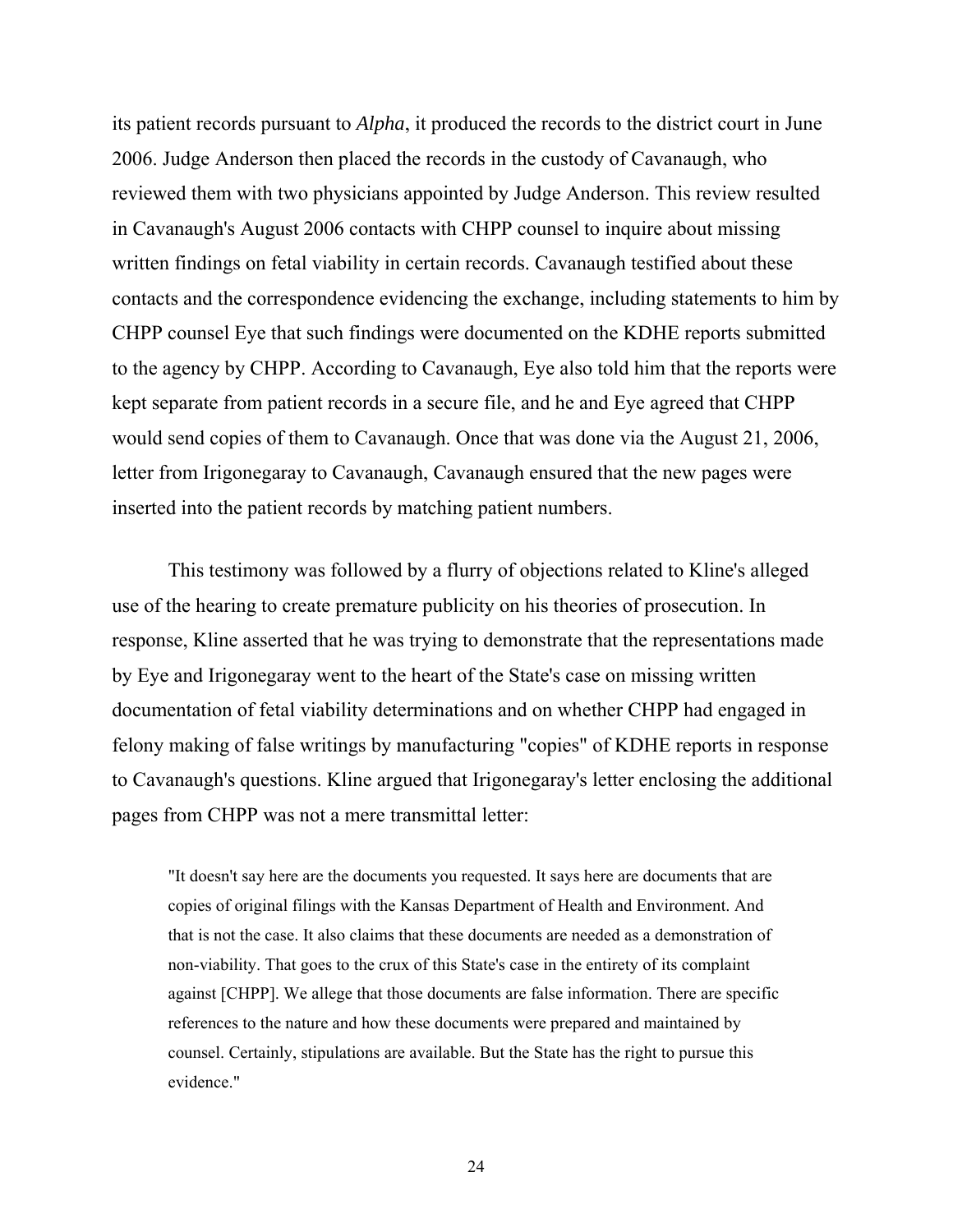its patient records pursuant to *Alpha*, it produced the records to the district court in June 2006. Judge Anderson then placed the records in the custody of Cavanaugh, who reviewed them with two physicians appointed by Judge Anderson. This review resulted in Cavanaugh's August 2006 contacts with CHPP counsel to inquire about missing written findings on fetal viability in certain records. Cavanaugh testified about these contacts and the correspondence evidencing the exchange, including statements to him by CHPP counsel Eye that such findings were documented on the KDHE reports submitted to the agency by CHPP. According to Cavanaugh, Eye also told him that the reports were kept separate from patient records in a secure file, and he and Eye agreed that CHPP would send copies of them to Cavanaugh. Once that was done via the August 21, 2006, letter from Irigonegaray to Cavanaugh, Cavanaugh ensured that the new pages were inserted into the patient records by matching patient numbers.

This testimony was followed by a flurry of objections related to Kline's alleged use of the hearing to create premature publicity on his theories of prosecution. In response, Kline asserted that he was trying to demonstrate that the representations made by Eye and Irigonegaray went to the heart of the State's case on missing written documentation of fetal viability determinations and on whether CHPP had engaged in felony making of false writings by manufacturing "copies" of KDHE reports in response to Cavanaugh's questions. Kline argued that Irigonegaray's letter enclosing the additional pages from CHPP was not a mere transmittal letter:

> "It doesn't say here are the documents you requested. It says here are documents that are copies of original filings with the Kansas Department of Health and Environment. And that is not the case. It also claims that these documents are needed as a demonstration of non-viability. That goes to the crux of this State's case in the entirety of its complaint against [CHPP]. We allege that those documents are false information. There are specific references to the nature and how these documents were prepared and maintained by counsel. Certainly, stipulations are available. But the State has the right to pursue this evidence."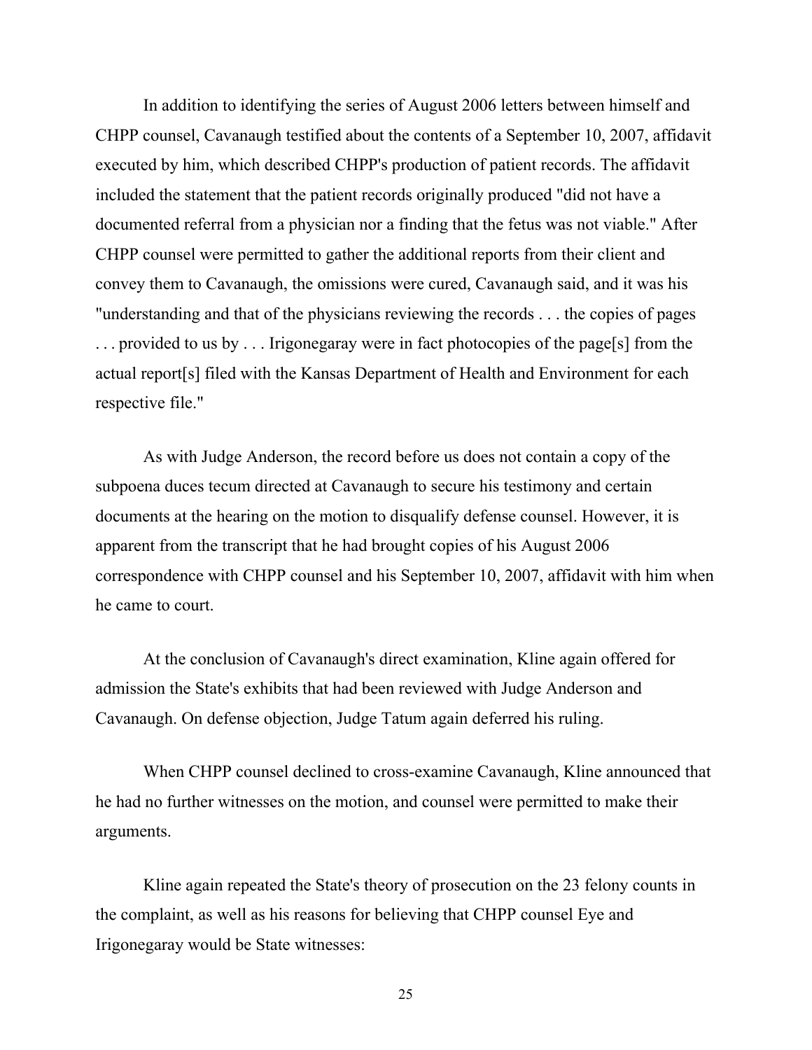In addition to identifying the series of August 2006 letters between himself and CHPP counsel, Cavanaugh testified about the contents of a September 10, 2007, affidavit executed by him, which described CHPP's production of patient records. The affidavit included the statement that the patient records originally produced "did not have a documented referral from a physician nor a finding that the fetus was not viable." After CHPP counsel were permitted to gather the additional reports from their client and convey them to Cavanaugh, the omissions were cured, Cavanaugh said, and it was his "understanding and that of the physicians reviewing the records . . . the copies of pages . . . provided to us by . . . Irigonegaray were in fact photocopies of the page[s] from the actual report[s] filed with the Kansas Department of Health and Environment for each respective file."

As with Judge Anderson, the record before us does not contain a copy of the subpoena duces tecum directed at Cavanaugh to secure his testimony and certain documents at the hearing on the motion to disqualify defense counsel. However, it is apparent from the transcript that he had brought copies of his August 2006 correspondence with CHPP counsel and his September 10, 2007, affidavit with him when he came to court.

At the conclusion of Cavanaugh's direct examination, Kline again offered for admission the State's exhibits that had been reviewed with Judge Anderson and Cavanaugh. On defense objection, Judge Tatum again deferred his ruling.

When CHPP counsel declined to cross-examine Cavanaugh, Kline announced that he had no further witnesses on the motion, and counsel were permitted to make their arguments.

Kline again repeated the State's theory of prosecution on the 23 felony counts in the complaint, as well as his reasons for believing that CHPP counsel Eye and Irigonegaray would be State witnesses: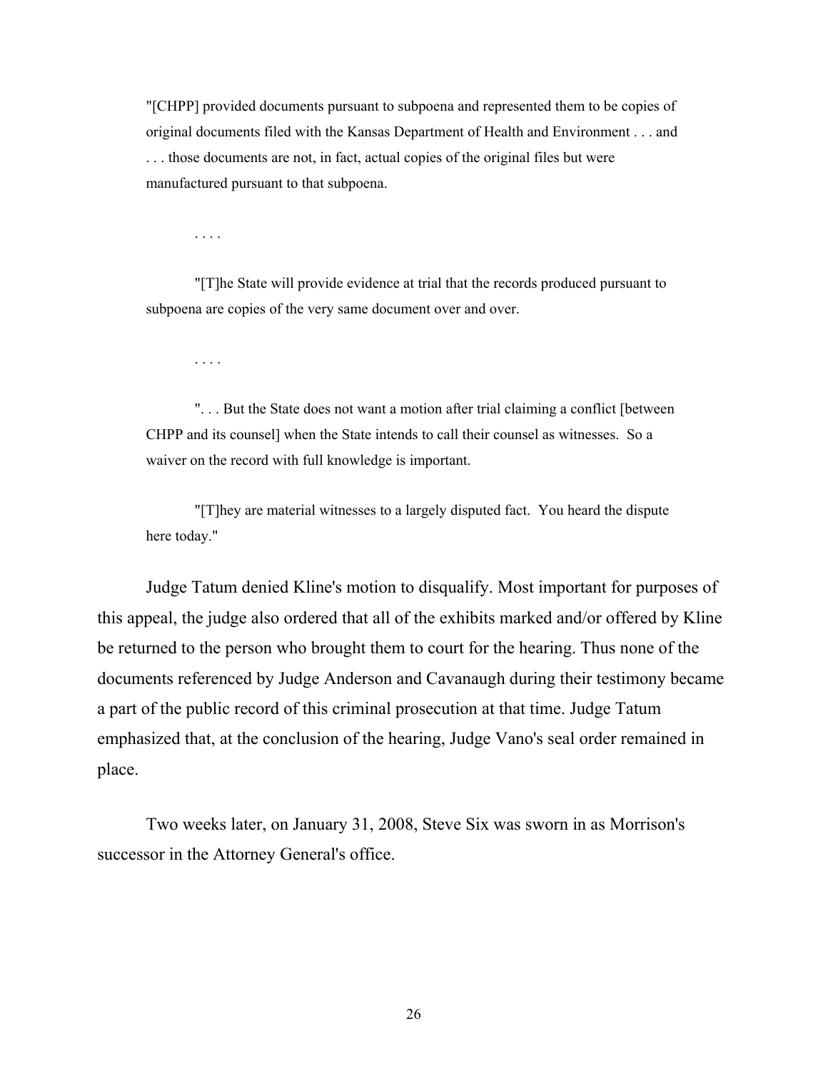> "[CHPP] provided documents pursuant to subpoena and represented them to be copies of original documents filed with the Kansas Department of Health and Environment . . . and . . . those documents are not, in fact, actual copies of the original files but were manufactured pursuant to that subpoena.
>
> . . . .
>
> "[T]he State will provide evidence at trial that the records produced pursuant to subpoena are copies of the very same document over and over.
>
> . . . .
>
> ". . . But the State does not want a motion after trial claiming a conflict [between CHPP and its counsel] when the State intends to call their counsel as witnesses. So a waiver on the record with full knowledge is important.
>
> "[T]hey are material witnesses to a largely disputed fact. You heard the dispute here today."

Judge Tatum denied Kline's motion to disqualify. Most important for purposes of this appeal, the judge also ordered that all of the exhibits marked and/or offered by Kline be returned to the person who brought them to court for the hearing. Thus none of the documents referenced by Judge Anderson and Cavanaugh during their testimony became a part of the public record of this criminal prosecution at that time. Judge Tatum emphasized that, at the conclusion of the hearing, Judge Vano's seal order remained in place.

Two weeks later, on January 31, 2008, Steve Six was sworn in as Morrison's successor in the Attorney General's office.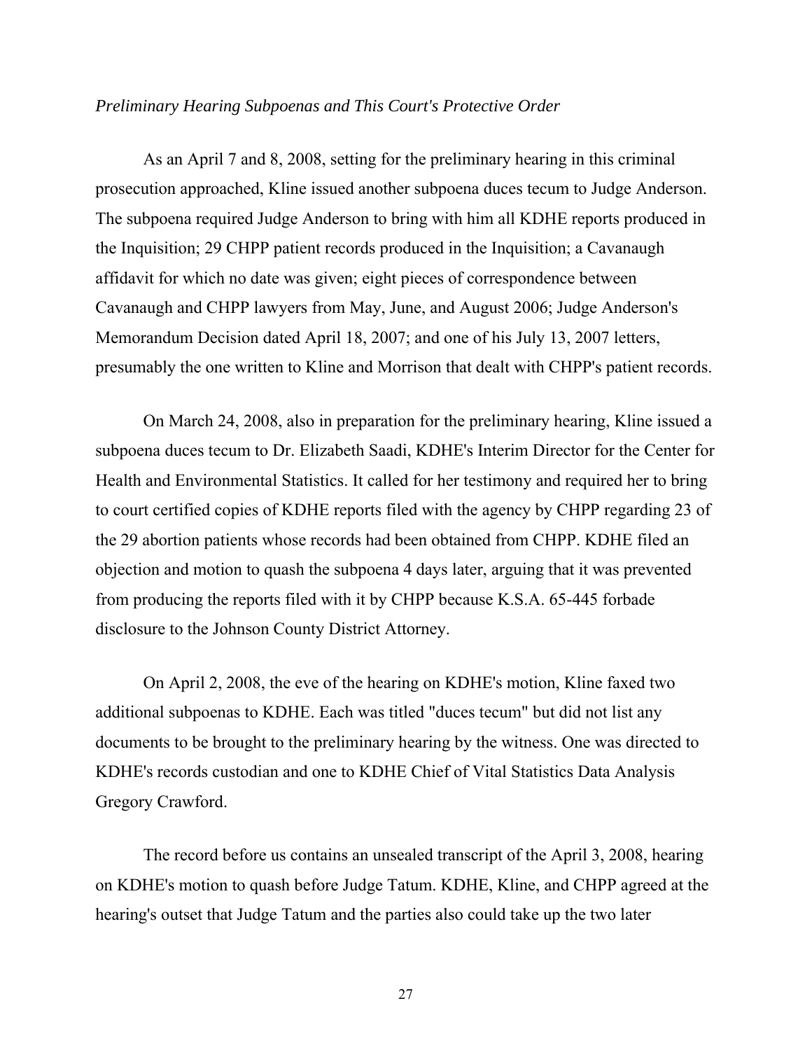*Preliminary Hearing Subpoenas and This Court's Protective Order*

As an April 7 and 8, 2008, setting for the preliminary hearing in this criminal prosecution approached, Kline issued another subpoena duces tecum to Judge Anderson. The subpoena required Judge Anderson to bring with him all KDHE reports produced in the Inquisition; 29 CHPP patient records produced in the Inquisition; a Cavanaugh affidavit for which no date was given; eight pieces of correspondence between Cavanaugh and CHPP lawyers from May, June, and August 2006; Judge Anderson's Memorandum Decision dated April 18, 2007; and one of his July 13, 2007 letters, presumably the one written to Kline and Morrison that dealt with CHPP's patient records.

On March 24, 2008, also in preparation for the preliminary hearing, Kline issued a subpoena duces tecum to Dr. Elizabeth Saadi, KDHE's Interim Director for the Center for Health and Environmental Statistics. It called for her testimony and required her to bring to court certified copies of KDHE reports filed with the agency by CHPP regarding 23 of the 29 abortion patients whose records had been obtained from CHPP. KDHE filed an objection and motion to quash the subpoena 4 days later, arguing that it was prevented from producing the reports filed with it by CHPP because K.S.A. 65-445 forbade disclosure to the Johnson County District Attorney.

On April 2, 2008, the eve of the hearing on KDHE's motion, Kline faxed two additional subpoenas to KDHE. Each was titled "duces tecum" but did not list any documents to be brought to the preliminary hearing by the witness. One was directed to KDHE's records custodian and one to KDHE Chief of Vital Statistics Data Analysis Gregory Crawford.

The record before us contains an unsealed transcript of the April 3, 2008, hearing on KDHE's motion to quash before Judge Tatum. KDHE, Kline, and CHPP agreed at the hearing's outset that Judge Tatum and the parties also could take up the two later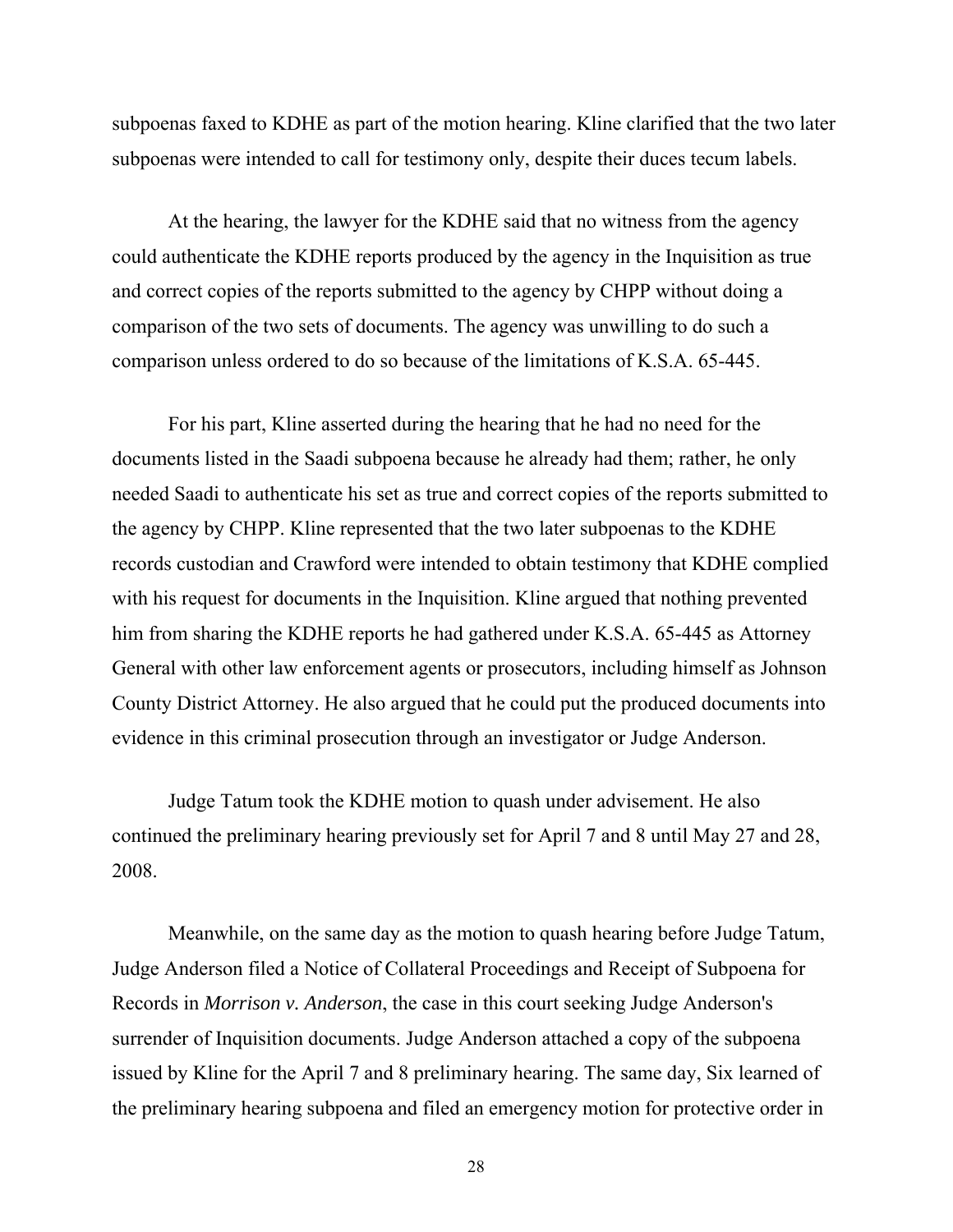subpoenas faxed to KDHE as part of the motion hearing. Kline clarified that the two later subpoenas were intended to call for testimony only, despite their duces tecum labels.

At the hearing, the lawyer for the KDHE said that no witness from the agency could authenticate the KDHE reports produced by the agency in the Inquisition as true and correct copies of the reports submitted to the agency by CHPP without doing a comparison of the two sets of documents. The agency was unwilling to do such a comparison unless ordered to do so because of the limitations of K.S.A. 65-445.

For his part, Kline asserted during the hearing that he had no need for the documents listed in the Saadi subpoena because he already had them; rather, he only needed Saadi to authenticate his set as true and correct copies of the reports submitted to the agency by CHPP. Kline represented that the two later subpoenas to the KDHE records custodian and Crawford were intended to obtain testimony that KDHE complied with his request for documents in the Inquisition. Kline argued that nothing prevented him from sharing the KDHE reports he had gathered under K.S.A. 65-445 as Attorney General with other law enforcement agents or prosecutors, including himself as Johnson County District Attorney. He also argued that he could put the produced documents into evidence in this criminal prosecution through an investigator or Judge Anderson.

Judge Tatum took the KDHE motion to quash under advisement. He also continued the preliminary hearing previously set for April 7 and 8 until May 27 and 28, 2008.

Meanwhile, on the same day as the motion to quash hearing before Judge Tatum, Judge Anderson filed a Notice of Collateral Proceedings and Receipt of Subpoena for Records in *Morrison v. Anderson*, the case in this court seeking Judge Anderson's surrender of Inquisition documents. Judge Anderson attached a copy of the subpoena issued by Kline for the April 7 and 8 preliminary hearing. The same day, Six learned of the preliminary hearing subpoena and filed an emergency motion for protective order in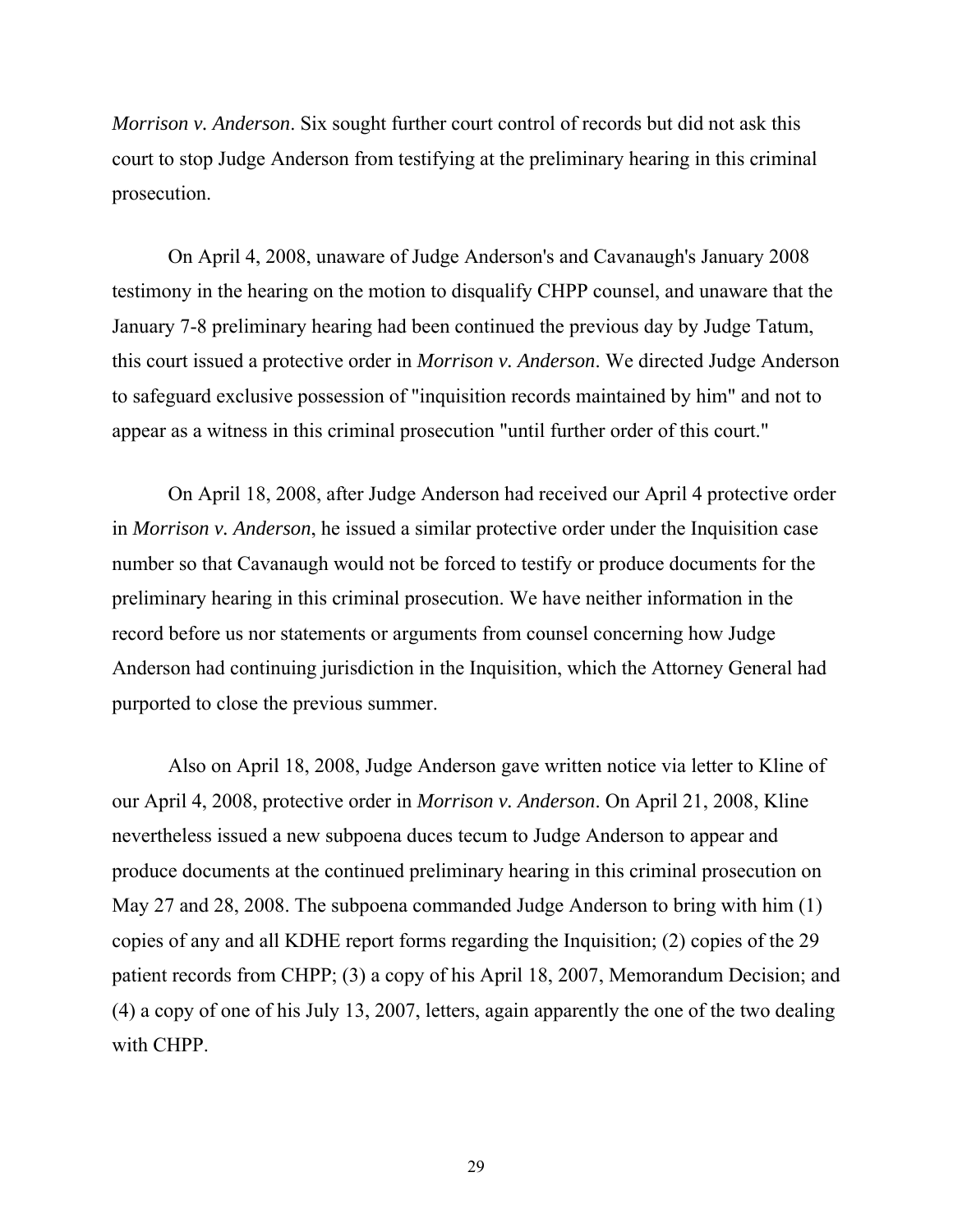*Morrison v. Anderson*. Six sought further court control of records but did not ask this court to stop Judge Anderson from testifying at the preliminary hearing in this criminal prosecution.

On April 4, 2008, unaware of Judge Anderson's and Cavanaugh's January 2008 testimony in the hearing on the motion to disqualify CHPP counsel, and unaware that the January 7-8 preliminary hearing had been continued the previous day by Judge Tatum, this court issued a protective order in *Morrison v. Anderson*. We directed Judge Anderson to safeguard exclusive possession of "inquisition records maintained by him" and not to appear as a witness in this criminal prosecution "until further order of this court."

On April 18, 2008, after Judge Anderson had received our April 4 protective order in *Morrison v. Anderson*, he issued a similar protective order under the Inquisition case number so that Cavanaugh would not be forced to testify or produce documents for the preliminary hearing in this criminal prosecution. We have neither information in the record before us nor statements or arguments from counsel concerning how Judge Anderson had continuing jurisdiction in the Inquisition, which the Attorney General had purported to close the previous summer.

Also on April 18, 2008, Judge Anderson gave written notice via letter to Kline of our April 4, 2008, protective order in *Morrison v. Anderson*. On April 21, 2008, Kline nevertheless issued a new subpoena duces tecum to Judge Anderson to appear and produce documents at the continued preliminary hearing in this criminal prosecution on May 27 and 28, 2008. The subpoena commanded Judge Anderson to bring with him (1) copies of any and all KDHE report forms regarding the Inquisition; (2) copies of the 29 patient records from CHPP; (3) a copy of his April 18, 2007, Memorandum Decision; and (4) a copy of one of his July 13, 2007, letters, again apparently the one of the two dealing with CHPP.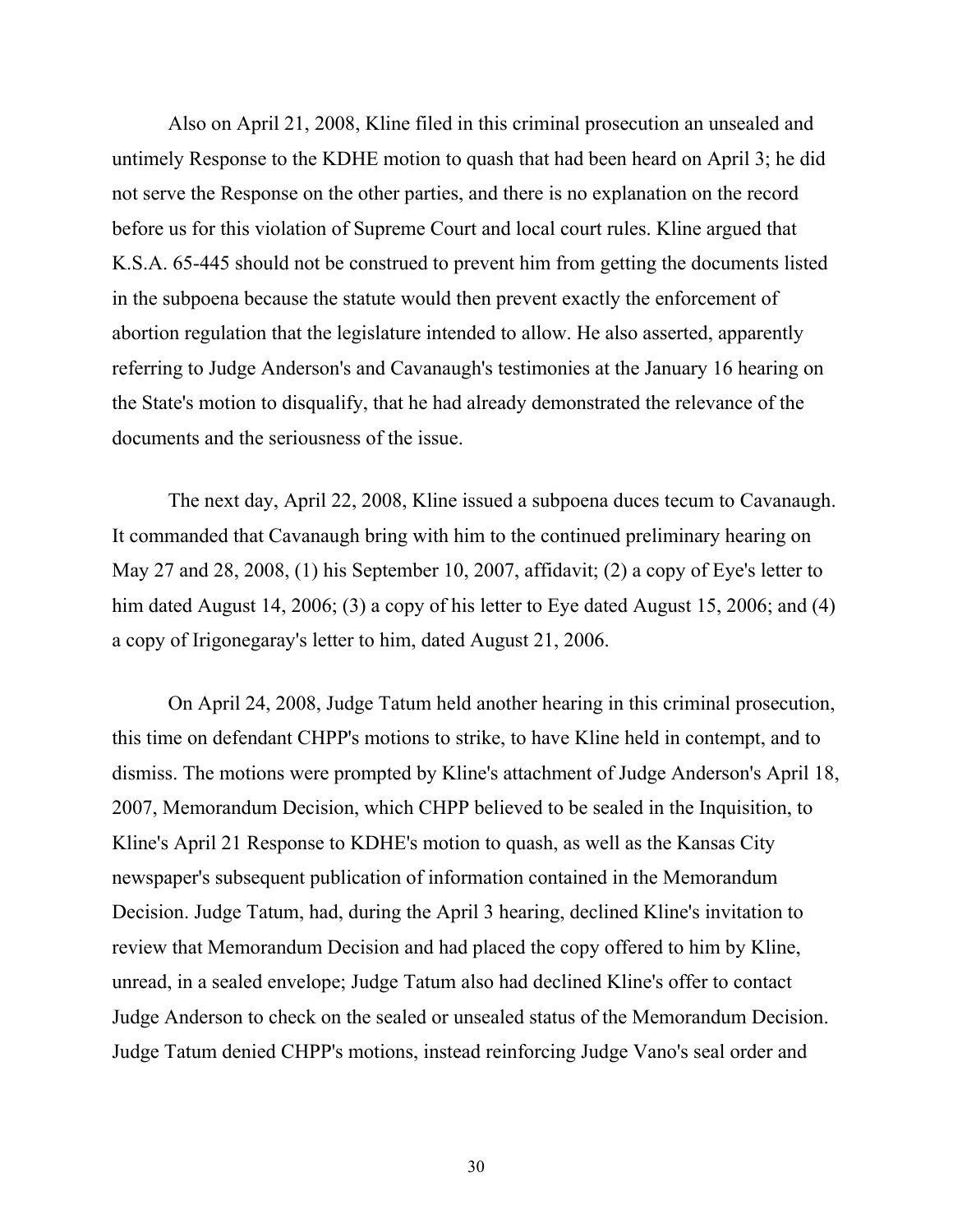Also on April 21, 2008, Kline filed in this criminal prosecution an unsealed and untimely Response to the KDHE motion to quash that had been heard on April 3; he did not serve the Response on the other parties, and there is no explanation on the record before us for this violation of Supreme Court and local court rules. Kline argued that K.S.A. 65-445 should not be construed to prevent him from getting the documents listed in the subpoena because the statute would then prevent exactly the enforcement of abortion regulation that the legislature intended to allow. He also asserted, apparently referring to Judge Anderson's and Cavanaugh's testimonies at the January 16 hearing on the State's motion to disqualify, that he had already demonstrated the relevance of the documents and the seriousness of the issue.

The next day, April 22, 2008, Kline issued a subpoena duces tecum to Cavanaugh. It commanded that Cavanaugh bring with him to the continued preliminary hearing on May 27 and 28, 2008, (1) his September 10, 2007, affidavit; (2) a copy of Eye's letter to him dated August 14, 2006; (3) a copy of his letter to Eye dated August 15, 2006; and (4) a copy of Irigonegaray's letter to him, dated August 21, 2006.

On April 24, 2008, Judge Tatum held another hearing in this criminal prosecution, this time on defendant CHPP's motions to strike, to have Kline held in contempt, and to dismiss. The motions were prompted by Kline's attachment of Judge Anderson's April 18, 2007, Memorandum Decision, which CHPP believed to be sealed in the Inquisition, to Kline's April 21 Response to KDHE's motion to quash, as well as the Kansas City newspaper's subsequent publication of information contained in the Memorandum Decision. Judge Tatum, had, during the April 3 hearing, declined Kline's invitation to review that Memorandum Decision and had placed the copy offered to him by Kline, unread, in a sealed envelope; Judge Tatum also had declined Kline's offer to contact Judge Anderson to check on the sealed or unsealed status of the Memorandum Decision. Judge Tatum denied CHPP's motions, instead reinforcing Judge Vano's seal order and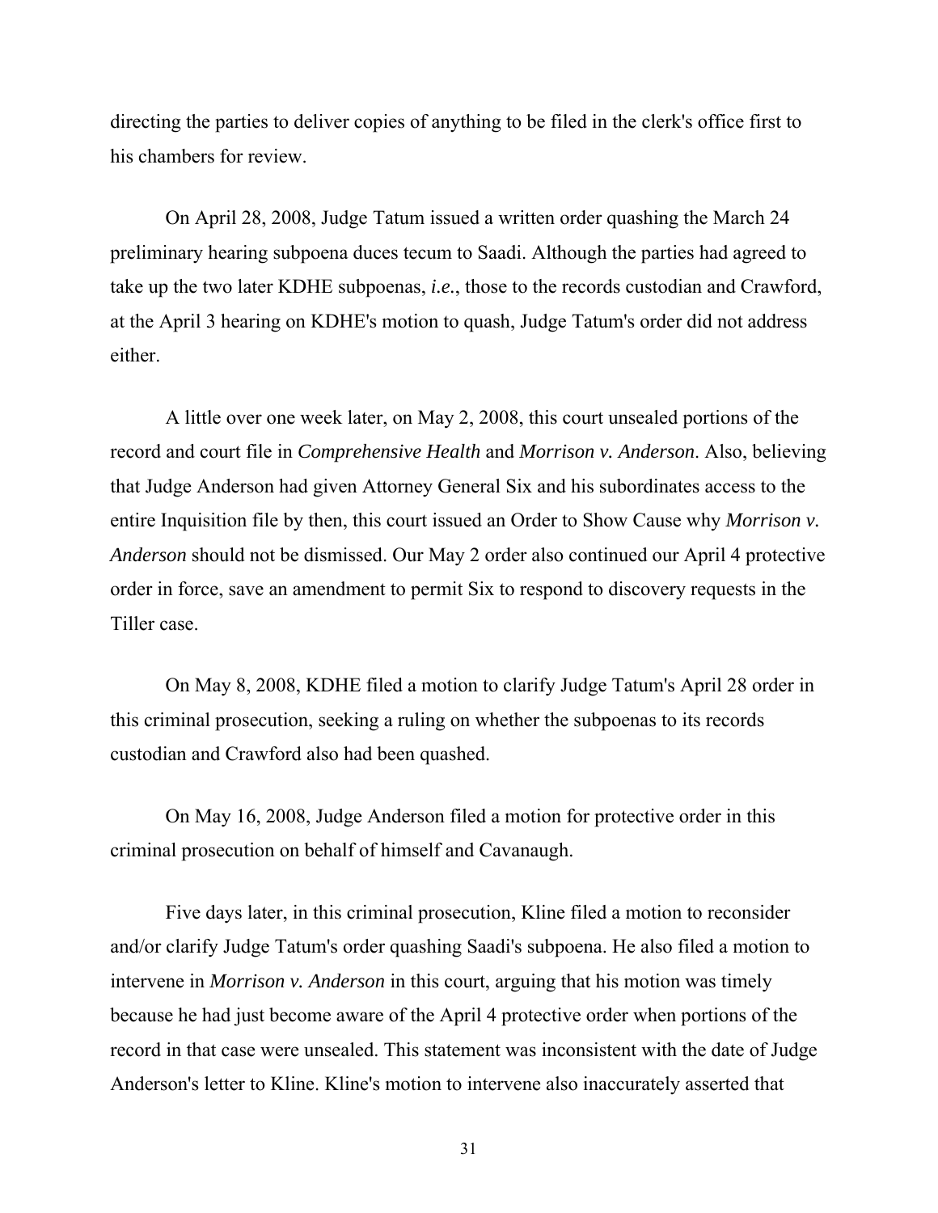directing the parties to deliver copies of anything to be filed in the clerk's office first to his chambers for review.

On April 28, 2008, Judge Tatum issued a written order quashing the March 24 preliminary hearing subpoena duces tecum to Saadi. Although the parties had agreed to take up the two later KDHE subpoenas, *i.e.*, those to the records custodian and Crawford, at the April 3 hearing on KDHE's motion to quash, Judge Tatum's order did not address either.

A little over one week later, on May 2, 2008, this court unsealed portions of the record and court file in *Comprehensive Health* and *Morrison v. Anderson*. Also, believing that Judge Anderson had given Attorney General Six and his subordinates access to the entire Inquisition file by then, this court issued an Order to Show Cause why *Morrison v. Anderson* should not be dismissed. Our May 2 order also continued our April 4 protective order in force, save an amendment to permit Six to respond to discovery requests in the Tiller case.

On May 8, 2008, KDHE filed a motion to clarify Judge Tatum's April 28 order in this criminal prosecution, seeking a ruling on whether the subpoenas to its records custodian and Crawford also had been quashed.

On May 16, 2008, Judge Anderson filed a motion for protective order in this criminal prosecution on behalf of himself and Cavanaugh.

Five days later, in this criminal prosecution, Kline filed a motion to reconsider and/or clarify Judge Tatum's order quashing Saadi's subpoena. He also filed a motion to intervene in *Morrison v. Anderson* in this court, arguing that his motion was timely because he had just become aware of the April 4 protective order when portions of the record in that case were unsealed. This statement was inconsistent with the date of Judge Anderson's letter to Kline. Kline's motion to intervene also inaccurately asserted that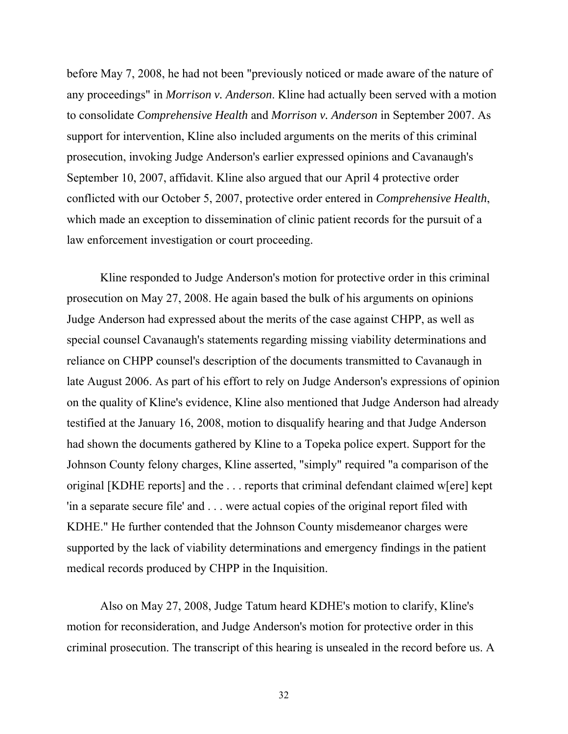before May 7, 2008, he had not been "previously noticed or made aware of the nature of any proceedings" in *Morrison v. Anderson*. Kline had actually been served with a motion to consolidate *Comprehensive Health* and *Morrison v. Anderson* in September 2007. As support for intervention, Kline also included arguments on the merits of this criminal prosecution, invoking Judge Anderson's earlier expressed opinions and Cavanaugh's September 10, 2007, affidavit. Kline also argued that our April 4 protective order conflicted with our October 5, 2007, protective order entered in *Comprehensive Health*, which made an exception to dissemination of clinic patient records for the pursuit of a law enforcement investigation or court proceeding.

Kline responded to Judge Anderson's motion for protective order in this criminal prosecution on May 27, 2008. He again based the bulk of his arguments on opinions Judge Anderson had expressed about the merits of the case against CHPP, as well as special counsel Cavanaugh's statements regarding missing viability determinations and reliance on CHPP counsel's description of the documents transmitted to Cavanaugh in late August 2006. As part of his effort to rely on Judge Anderson's expressions of opinion on the quality of Kline's evidence, Kline also mentioned that Judge Anderson had already testified at the January 16, 2008, motion to disqualify hearing and that Judge Anderson had shown the documents gathered by Kline to a Topeka police expert. Support for the Johnson County felony charges, Kline asserted, "simply" required "a comparison of the original [KDHE reports] and the . . . reports that criminal defendant claimed w[ere] kept 'in a separate secure file' and . . . were actual copies of the original report filed with KDHE." He further contended that the Johnson County misdemeanor charges were supported by the lack of viability determinations and emergency findings in the patient medical records produced by CHPP in the Inquisition.

Also on May 27, 2008, Judge Tatum heard KDHE's motion to clarify, Kline's motion for reconsideration, and Judge Anderson's motion for protective order in this criminal prosecution. The transcript of this hearing is unsealed in the record before us. A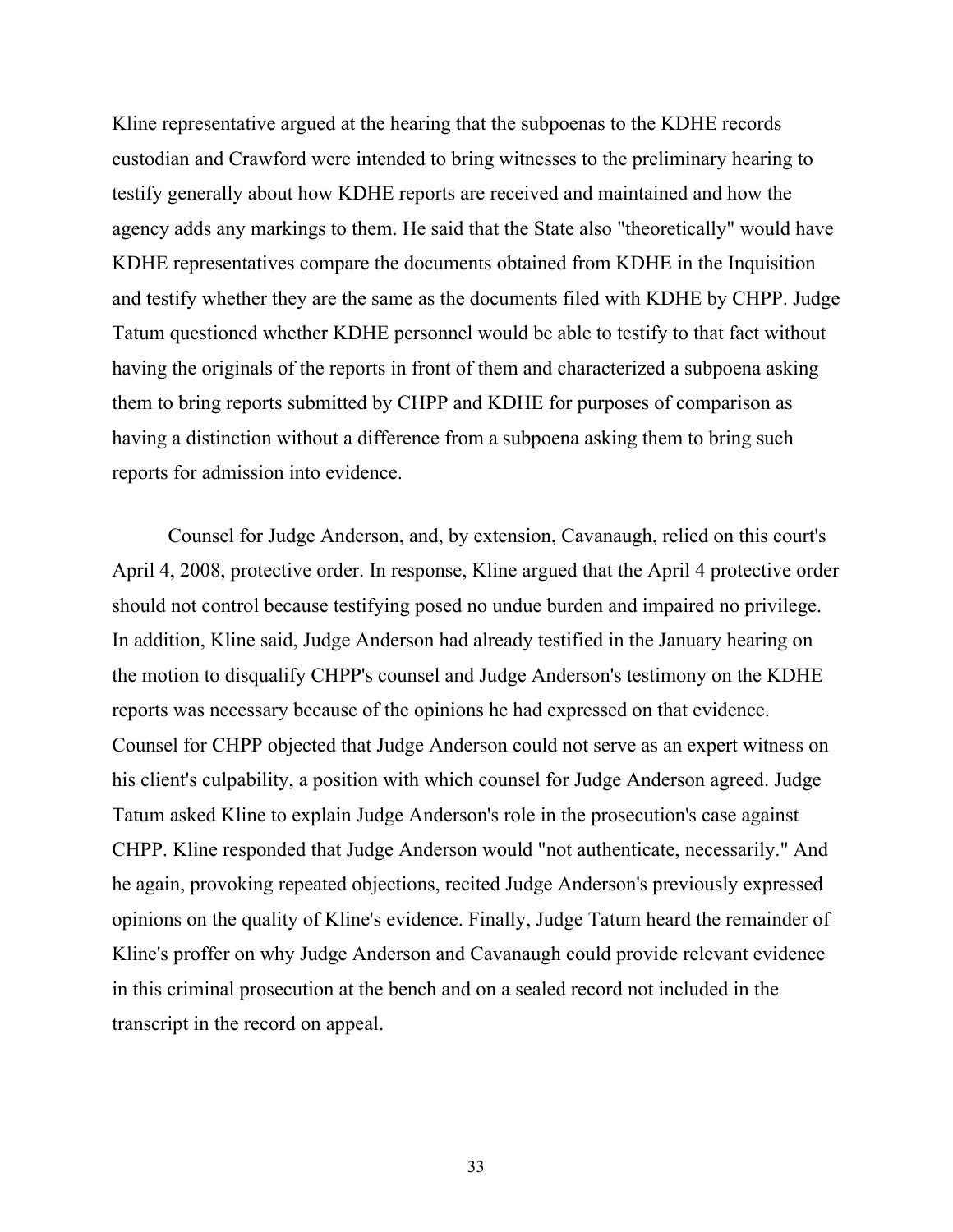Kline representative argued at the hearing that the subpoenas to the KDHE records custodian and Crawford were intended to bring witnesses to the preliminary hearing to testify generally about how KDHE reports are received and maintained and how the agency adds any markings to them. He said that the State also "theoretically" would have KDHE representatives compare the documents obtained from KDHE in the Inquisition and testify whether they are the same as the documents filed with KDHE by CHPP. Judge Tatum questioned whether KDHE personnel would be able to testify to that fact without having the originals of the reports in front of them and characterized a subpoena asking them to bring reports submitted by CHPP and KDHE for purposes of comparison as having a distinction without a difference from a subpoena asking them to bring such reports for admission into evidence.

Counsel for Judge Anderson, and, by extension, Cavanaugh, relied on this court's April 4, 2008, protective order. In response, Kline argued that the April 4 protective order should not control because testifying posed no undue burden and impaired no privilege. In addition, Kline said, Judge Anderson had already testified in the January hearing on the motion to disqualify CHPP's counsel and Judge Anderson's testimony on the KDHE reports was necessary because of the opinions he had expressed on that evidence. Counsel for CHPP objected that Judge Anderson could not serve as an expert witness on his client's culpability, a position with which counsel for Judge Anderson agreed. Judge Tatum asked Kline to explain Judge Anderson's role in the prosecution's case against CHPP. Kline responded that Judge Anderson would "not authenticate, necessarily." And he again, provoking repeated objections, recited Judge Anderson's previously expressed opinions on the quality of Kline's evidence. Finally, Judge Tatum heard the remainder of Kline's proffer on why Judge Anderson and Cavanaugh could provide relevant evidence in this criminal prosecution at the bench and on a sealed record not included in the transcript in the record on appeal.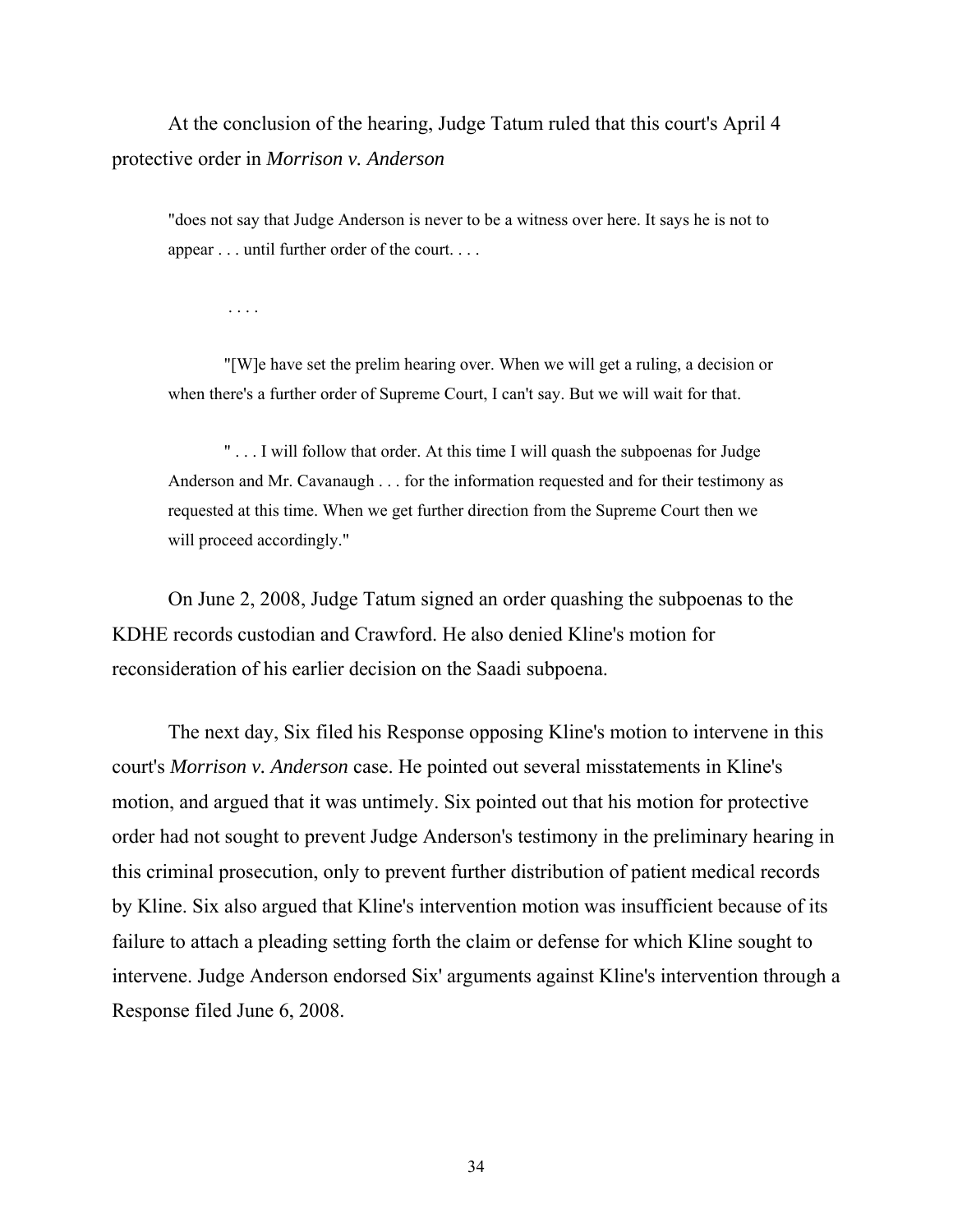At the conclusion of the hearing, Judge Tatum ruled that this court's April 4 protective order in *Morrison v. Anderson*

> "does not say that Judge Anderson is never to be a witness over here. It says he is not to appear . . . until further order of the court. . . .
>
> . . . .
>
> "[W]e have set the prelim hearing over. When we will get a ruling, a decision or when there's a further order of Supreme Court, I can't say. But we will wait for that.
>
> " . . . I will follow that order. At this time I will quash the subpoenas for Judge Anderson and Mr. Cavanaugh . . . for the information requested and for their testimony as requested at this time. When we get further direction from the Supreme Court then we will proceed accordingly."

On June 2, 2008, Judge Tatum signed an order quashing the subpoenas to the KDHE records custodian and Crawford. He also denied Kline's motion for reconsideration of his earlier decision on the Saadi subpoena.

The next day, Six filed his Response opposing Kline's motion to intervene in this court's *Morrison v. Anderson* case. He pointed out several misstatements in Kline's motion, and argued that it was untimely. Six pointed out that his motion for protective order had not sought to prevent Judge Anderson's testimony in the preliminary hearing in this criminal prosecution, only to prevent further distribution of patient medical records by Kline. Six also argued that Kline's intervention motion was insufficient because of its failure to attach a pleading setting forth the claim or defense for which Kline sought to intervene. Judge Anderson endorsed Six' arguments against Kline's intervention through a Response filed June 6, 2008.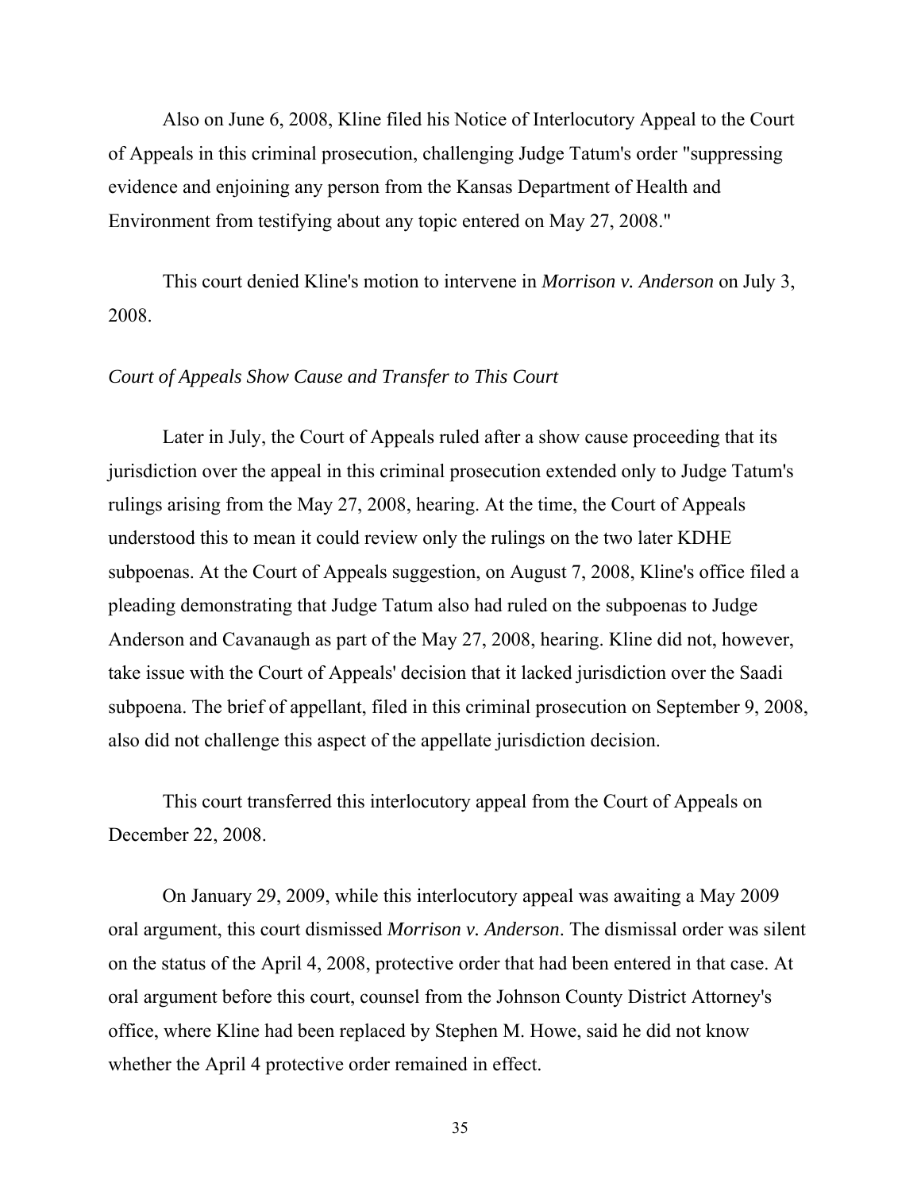Also on June 6, 2008, Kline filed his Notice of Interlocutory Appeal to the Court of Appeals in this criminal prosecution, challenging Judge Tatum's order "suppressing evidence and enjoining any person from the Kansas Department of Health and Environment from testifying about any topic entered on May 27, 2008."

This court denied Kline's motion to intervene in *Morrison v. Anderson* on July 3, 2008.

*Court of Appeals Show Cause and Transfer to This Court*

Later in July, the Court of Appeals ruled after a show cause proceeding that its jurisdiction over the appeal in this criminal prosecution extended only to Judge Tatum's rulings arising from the May 27, 2008, hearing. At the time, the Court of Appeals understood this to mean it could review only the rulings on the two later KDHE subpoenas. At the Court of Appeals suggestion, on August 7, 2008, Kline's office filed a pleading demonstrating that Judge Tatum also had ruled on the subpoenas to Judge Anderson and Cavanaugh as part of the May 27, 2008, hearing. Kline did not, however, take issue with the Court of Appeals' decision that it lacked jurisdiction over the Saadi subpoena. The brief of appellant, filed in this criminal prosecution on September 9, 2008, also did not challenge this aspect of the appellate jurisdiction decision.

This court transferred this interlocutory appeal from the Court of Appeals on December 22, 2008.

On January 29, 2009, while this interlocutory appeal was awaiting a May 2009 oral argument, this court dismissed *Morrison v. Anderson*. The dismissal order was silent on the status of the April 4, 2008, protective order that had been entered in that case. At oral argument before this court, counsel from the Johnson County District Attorney's office, where Kline had been replaced by Stephen M. Howe, said he did not know whether the April 4 protective order remained in effect.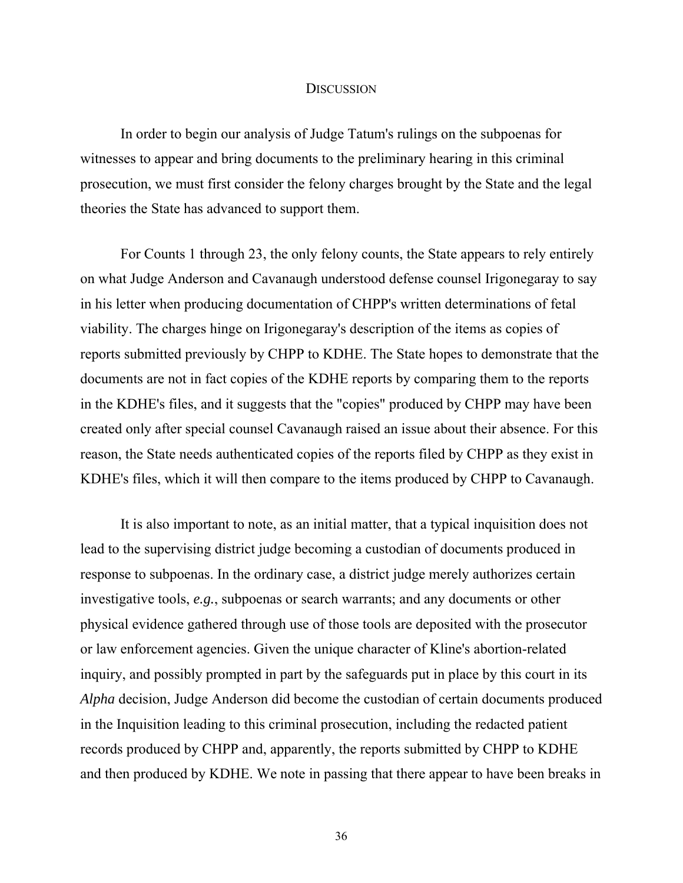## DISCUSSION

In order to begin our analysis of Judge Tatum's rulings on the subpoenas for witnesses to appear and bring documents to the preliminary hearing in this criminal prosecution, we must first consider the felony charges brought by the State and the legal theories the State has advanced to support them.

For Counts 1 through 23, the only felony counts, the State appears to rely entirely on what Judge Anderson and Cavanaugh understood defense counsel Irigonegaray to say in his letter when producing documentation of CHPP's written determinations of fetal viability. The charges hinge on Irigonegaray's description of the items as copies of reports submitted previously by CHPP to KDHE. The State hopes to demonstrate that the documents are not in fact copies of the KDHE reports by comparing them to the reports in the KDHE's files, and it suggests that the "copies" produced by CHPP may have been created only after special counsel Cavanaugh raised an issue about their absence. For this reason, the State needs authenticated copies of the reports filed by CHPP as they exist in KDHE's files, which it will then compare to the items produced by CHPP to Cavanaugh.

It is also important to note, as an initial matter, that a typical inquisition does not lead to the supervising district judge becoming a custodian of documents produced in response to subpoenas. In the ordinary case, a district judge merely authorizes certain investigative tools, *e.g.*, subpoenas or search warrants; and any documents or other physical evidence gathered through use of those tools are deposited with the prosecutor or law enforcement agencies. Given the unique character of Kline's abortion-related inquiry, and possibly prompted in part by the safeguards put in place by this court in its *Alpha* decision, Judge Anderson did become the custodian of certain documents produced in the Inquisition leading to this criminal prosecution, including the redacted patient records produced by CHPP and, apparently, the reports submitted by CHPP to KDHE and then produced by KDHE. We note in passing that there appear to have been breaks in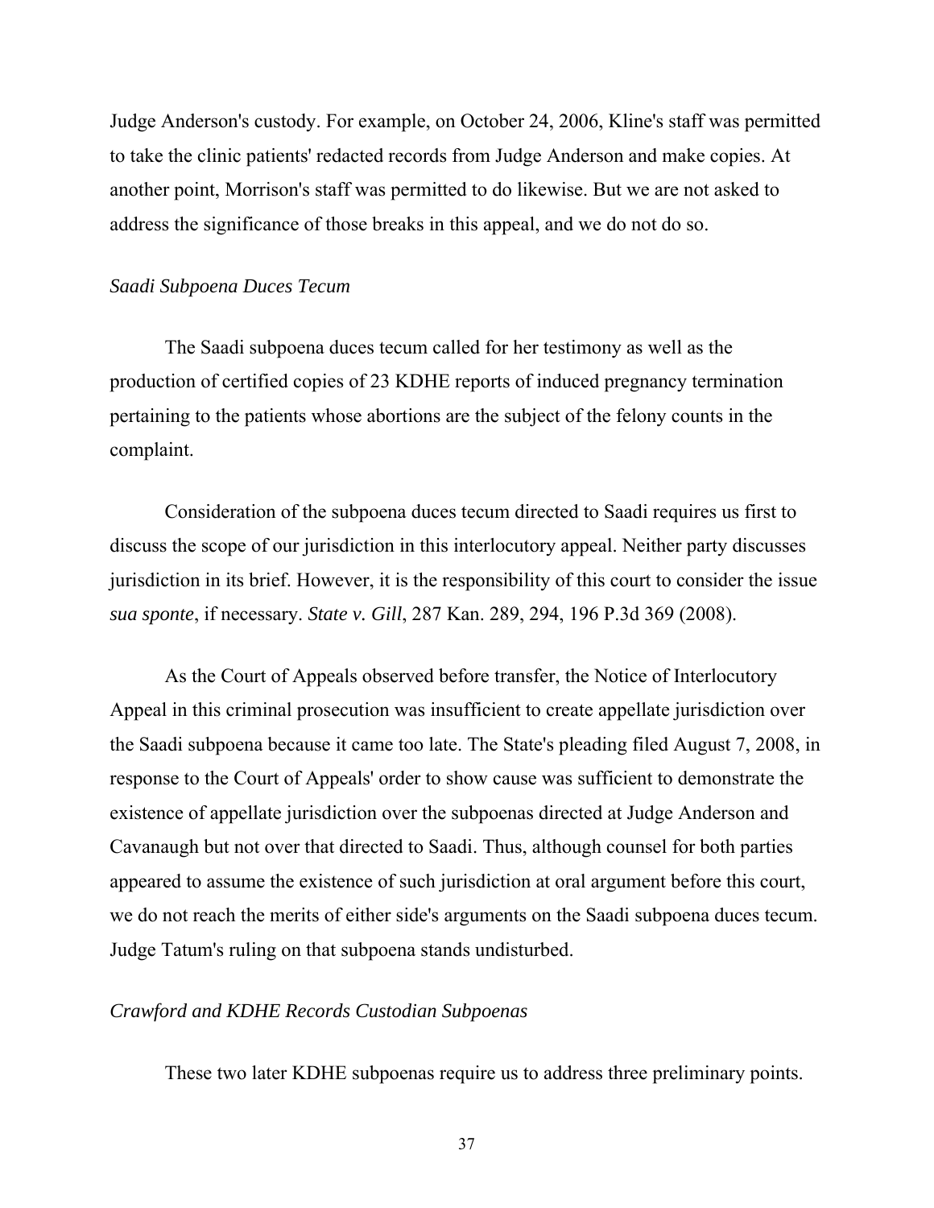Judge Anderson's custody. For example, on October 24, 2006, Kline's staff was permitted to take the clinic patients' redacted records from Judge Anderson and make copies. At another point, Morrison's staff was permitted to do likewise. But we are not asked to address the significance of those breaks in this appeal, and we do not do so.

*Saadi Subpoena Duces Tecum*

The Saadi subpoena duces tecum called for her testimony as well as the production of certified copies of 23 KDHE reports of induced pregnancy termination pertaining to the patients whose abortions are the subject of the felony counts in the complaint.

Consideration of the subpoena duces tecum directed to Saadi requires us first to discuss the scope of our jurisdiction in this interlocutory appeal. Neither party discusses jurisdiction in its brief. However, it is the responsibility of this court to consider the issue *sua sponte*, if necessary. *State v. Gill*, 287 Kan. 289, 294, 196 P.3d 369 (2008).

As the Court of Appeals observed before transfer, the Notice of Interlocutory Appeal in this criminal prosecution was insufficient to create appellate jurisdiction over the Saadi subpoena because it came too late. The State's pleading filed August 7, 2008, in response to the Court of Appeals' order to show cause was sufficient to demonstrate the existence of appellate jurisdiction over the subpoenas directed at Judge Anderson and Cavanaugh but not over that directed to Saadi. Thus, although counsel for both parties appeared to assume the existence of such jurisdiction at oral argument before this court, we do not reach the merits of either side's arguments on the Saadi subpoena duces tecum. Judge Tatum's ruling on that subpoena stands undisturbed.

*Crawford and KDHE Records Custodian Subpoenas*

These two later KDHE subpoenas require us to address three preliminary points.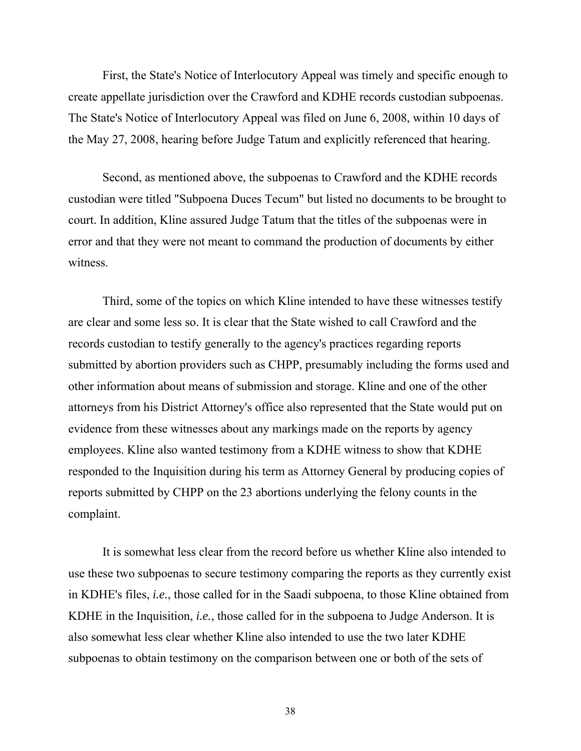First, the State's Notice of Interlocutory Appeal was timely and specific enough to create appellate jurisdiction over the Crawford and KDHE records custodian subpoenas. The State's Notice of Interlocutory Appeal was filed on June 6, 2008, within 10 days of the May 27, 2008, hearing before Judge Tatum and explicitly referenced that hearing.

Second, as mentioned above, the subpoenas to Crawford and the KDHE records custodian were titled "Subpoena Duces Tecum" but listed no documents to be brought to court. In addition, Kline assured Judge Tatum that the titles of the subpoenas were in error and that they were not meant to command the production of documents by either witness.

Third, some of the topics on which Kline intended to have these witnesses testify are clear and some less so. It is clear that the State wished to call Crawford and the records custodian to testify generally to the agency's practices regarding reports submitted by abortion providers such as CHPP, presumably including the forms used and other information about means of submission and storage. Kline and one of the other attorneys from his District Attorney's office also represented that the State would put on evidence from these witnesses about any markings made on the reports by agency employees. Kline also wanted testimony from a KDHE witness to show that KDHE responded to the Inquisition during his term as Attorney General by producing copies of reports submitted by CHPP on the 23 abortions underlying the felony counts in the complaint.

It is somewhat less clear from the record before us whether Kline also intended to use these two subpoenas to secure testimony comparing the reports as they currently exist in KDHE's files, *i.e.*, those called for in the Saadi subpoena, to those Kline obtained from KDHE in the Inquisition, *i.e.*, those called for in the subpoena to Judge Anderson. It is also somewhat less clear whether Kline also intended to use the two later KDHE subpoenas to obtain testimony on the comparison between one or both of the sets of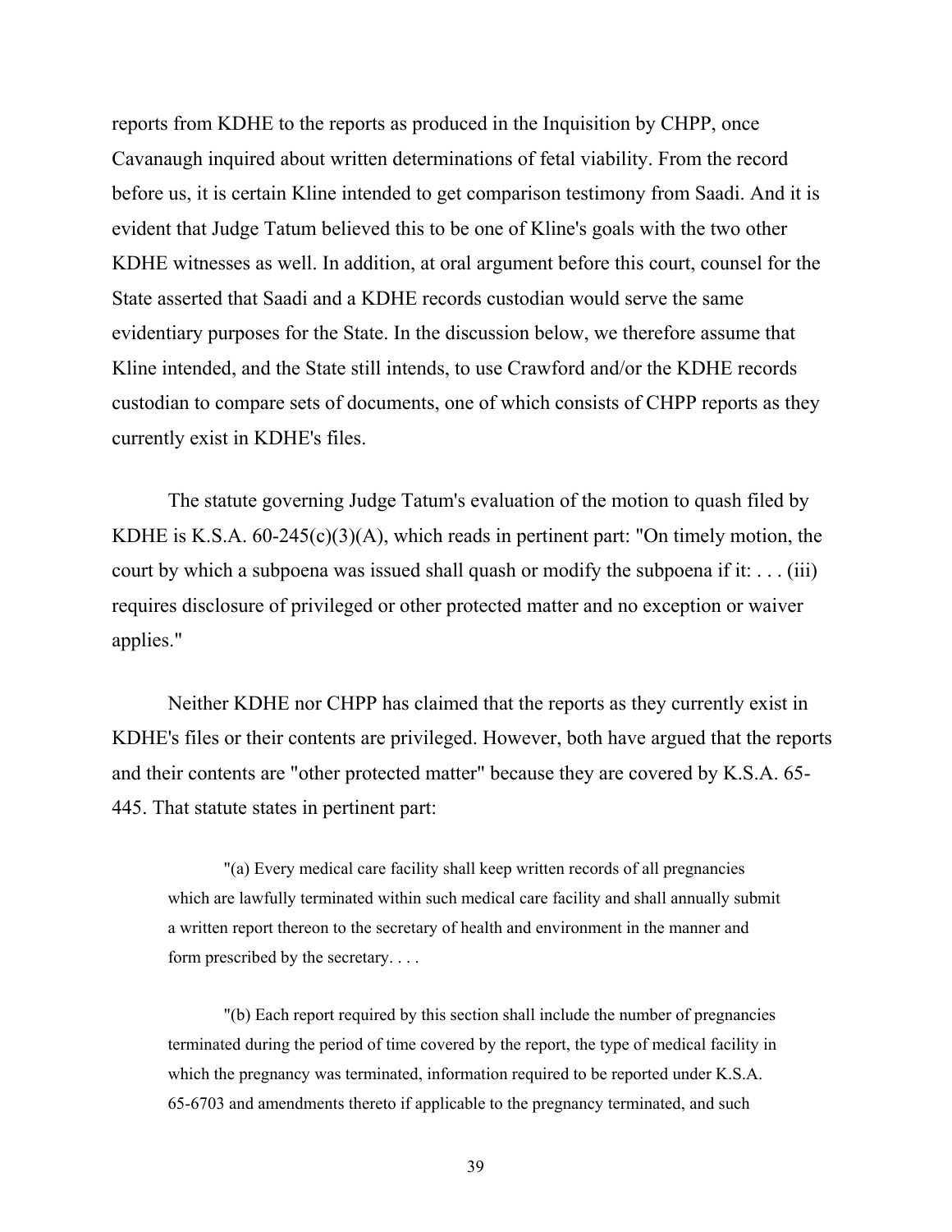reports from KDHE to the reports as produced in the Inquisition by CHPP, once Cavanaugh inquired about written determinations of fetal viability. From the record before us, it is certain Kline intended to get comparison testimony from Saadi. And it is evident that Judge Tatum believed this to be one of Kline's goals with the two other KDHE witnesses as well. In addition, at oral argument before this court, counsel for the State asserted that Saadi and a KDHE records custodian would serve the same evidentiary purposes for the State. In the discussion below, we therefore assume that Kline intended, and the State still intends, to use Crawford and/or the KDHE records custodian to compare sets of documents, one of which consists of CHPP reports as they currently exist in KDHE's files.

The statute governing Judge Tatum's evaluation of the motion to quash filed by KDHE is K.S.A. 60-245(c)(3)(A), which reads in pertinent part: "On timely motion, the court by which a subpoena was issued shall quash or modify the subpoena if it: . . . (iii) requires disclosure of privileged or other protected matter and no exception or waiver applies."

Neither KDHE nor CHPP has claimed that the reports as they currently exist in KDHE's files or their contents are privileged. However, both have argued that the reports and their contents are "other protected matter" because they are covered by K.S.A. 65-445. That statute states in pertinent part:

> "(a) Every medical care facility shall keep written records of all pregnancies which are lawfully terminated within such medical care facility and shall annually submit a written report thereon to the secretary of health and environment in the manner and form prescribed by the secretary. . . .
>
> "(b) Each report required by this section shall include the number of pregnancies terminated during the period of time covered by the report, the type of medical facility in which the pregnancy was terminated, information required to be reported under K.S.A. 65-6703 and amendments thereto if applicable to the pregnancy terminated, and such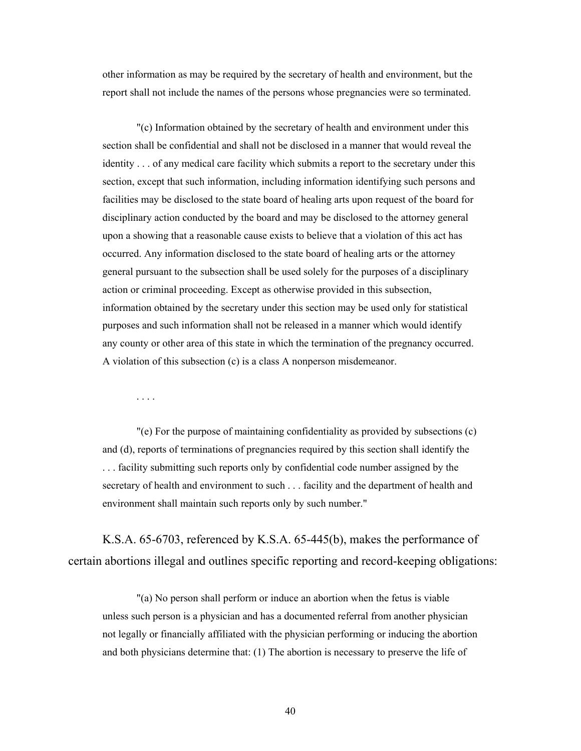other information as may be required by the secretary of health and environment, but the report shall not include the names of the persons whose pregnancies were so terminated.

> "(c) Information obtained by the secretary of health and environment under this section shall be confidential and shall not be disclosed in a manner that would reveal the identity . . . of any medical care facility which submits a report to the secretary under this section, except that such information, including information identifying such persons and facilities may be disclosed to the state board of healing arts upon request of the board for disciplinary action conducted by the board and may be disclosed to the attorney general upon a showing that a reasonable cause exists to believe that a violation of this act has occurred. Any information disclosed to the state board of healing arts or the attorney general pursuant to the subsection shall be used solely for the purposes of a disciplinary action or criminal proceeding. Except as otherwise provided in this subsection, information obtained by the secretary under this section may be used only for statistical purposes and such information shall not be released in a manner which would identify any county or other area of this state in which the termination of the pregnancy occurred. A violation of this subsection (c) is a class A nonperson misdemeanor.
>
> . . . .
>
> "(e) For the purpose of maintaining confidentiality as provided by subsections (c) and (d), reports of terminations of pregnancies required by this section shall identify the . . . facility submitting such reports only by confidential code number assigned by the secretary of health and environment to such . . . facility and the department of health and environment shall maintain such reports only by such number."

K.S.A. 65-6703, referenced by K.S.A. 65-445(b), makes the performance of certain abortions illegal and outlines specific reporting and record-keeping obligations:

> "(a) No person shall perform or induce an abortion when the fetus is viable unless such person is a physician and has a documented referral from another physician not legally or financially affiliated with the physician performing or inducing the abortion and both physicians determine that: (1) The abortion is necessary to preserve the life of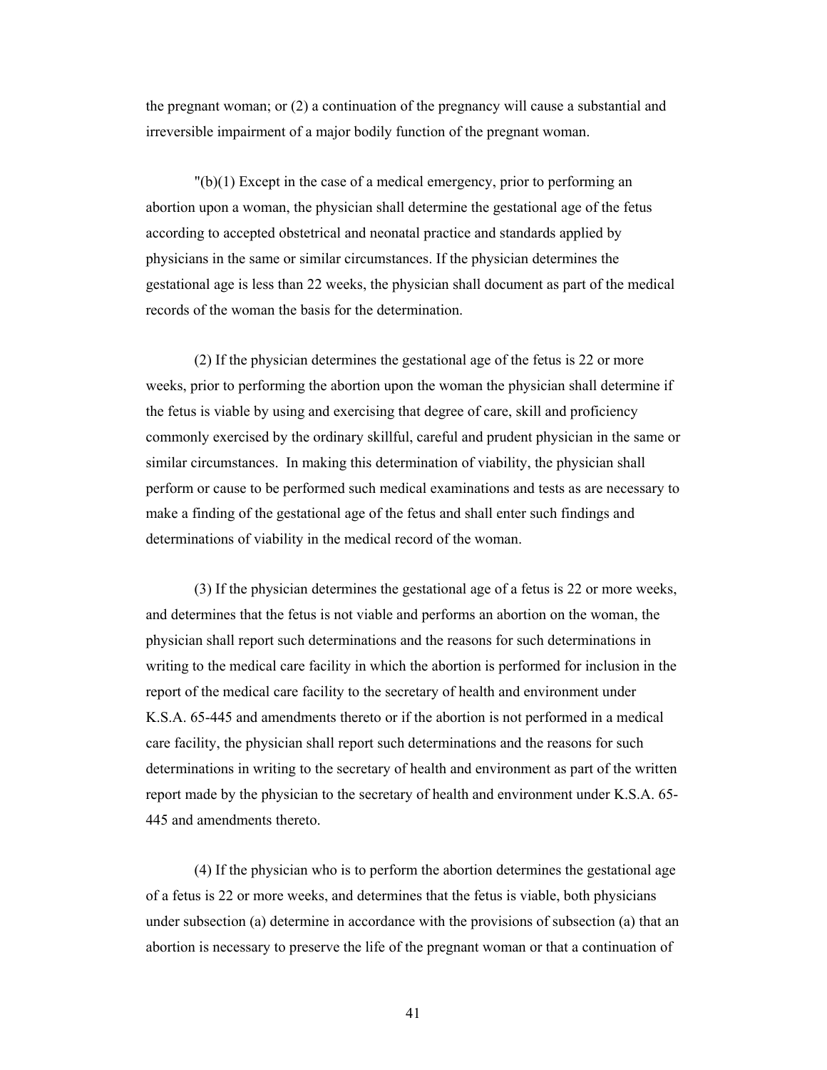the pregnant woman; or (2) a continuation of the pregnancy will cause a substantial and irreversible impairment of a major bodily function of the pregnant woman.

"(b)(1) Except in the case of a medical emergency, prior to performing an abortion upon a woman, the physician shall determine the gestational age of the fetus according to accepted obstetrical and neonatal practice and standards applied by physicians in the same or similar circumstances. If the physician determines the gestational age is less than 22 weeks, the physician shall document as part of the medical records of the woman the basis for the determination.

(2) If the physician determines the gestational age of the fetus is 22 or more weeks, prior to performing the abortion upon the woman the physician shall determine if the fetus is viable by using and exercising that degree of care, skill and proficiency commonly exercised by the ordinary skillful, careful and prudent physician in the same or similar circumstances. In making this determination of viability, the physician shall perform or cause to be performed such medical examinations and tests as are necessary to make a finding of the gestational age of the fetus and shall enter such findings and determinations of viability in the medical record of the woman.

(3) If the physician determines the gestational age of a fetus is 22 or more weeks, and determines that the fetus is not viable and performs an abortion on the woman, the physician shall report such determinations and the reasons for such determinations in writing to the medical care facility in which the abortion is performed for inclusion in the report of the medical care facility to the secretary of health and environment under K.S.A. 65-445 and amendments thereto or if the abortion is not performed in a medical care facility, the physician shall report such determinations and the reasons for such determinations in writing to the secretary of health and environment as part of the written report made by the physician to the secretary of health and environment under K.S.A. 65-445 and amendments thereto.

(4) If the physician who is to perform the abortion determines the gestational age of a fetus is 22 or more weeks, and determines that the fetus is viable, both physicians under subsection (a) determine in accordance with the provisions of subsection (a) that an abortion is necessary to preserve the life of the pregnant woman or that a continuation of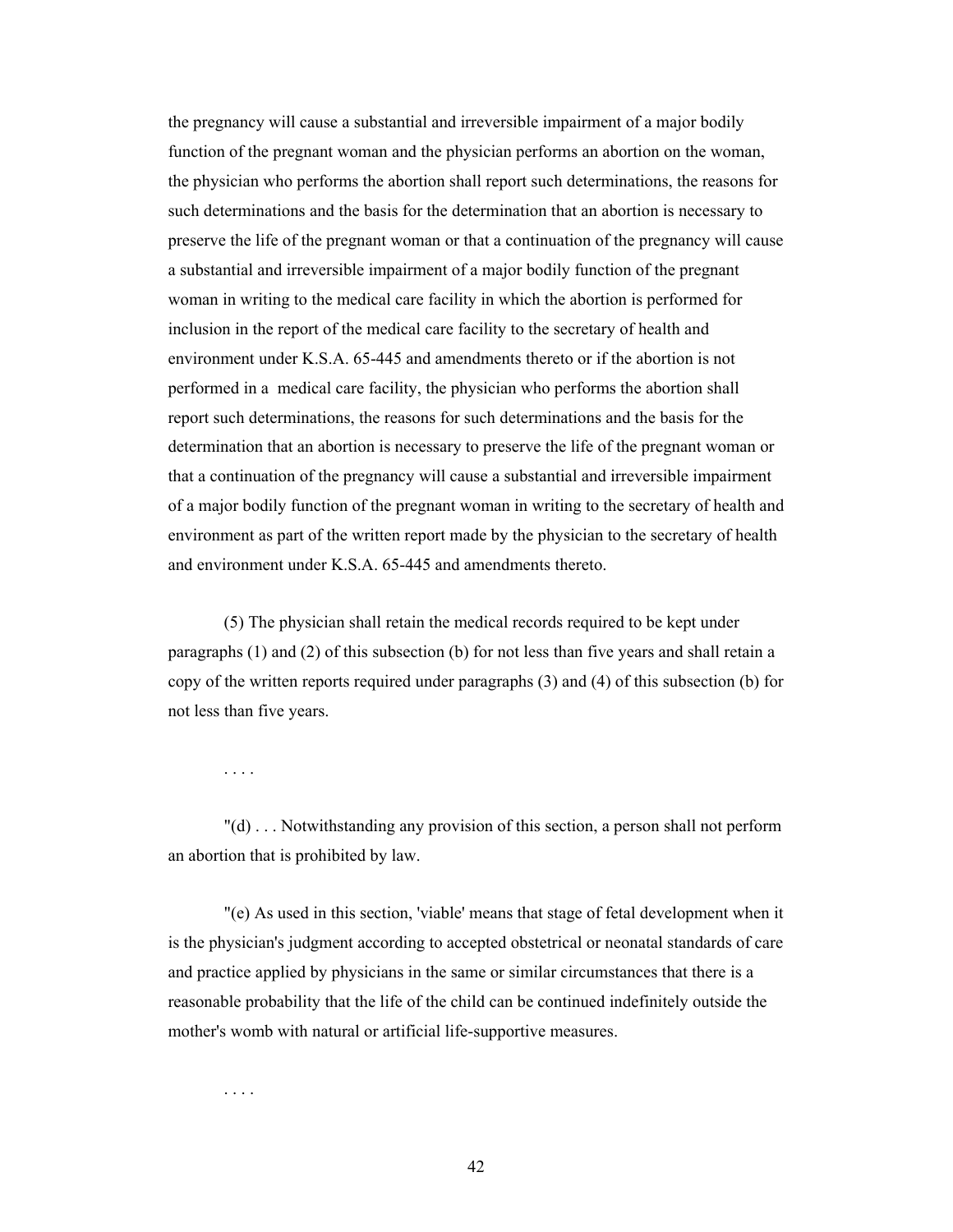the pregnancy will cause a substantial and irreversible impairment of a major bodily function of the pregnant woman and the physician performs an abortion on the woman, the physician who performs the abortion shall report such determinations, the reasons for such determinations and the basis for the determination that an abortion is necessary to preserve the life of the pregnant woman or that a continuation of the pregnancy will cause a substantial and irreversible impairment of a major bodily function of the pregnant woman in writing to the medical care facility in which the abortion is performed for inclusion in the report of the medical care facility to the secretary of health and environment under K.S.A. 65-445 and amendments thereto or if the abortion is not performed in a medical care facility, the physician who performs the abortion shall report such determinations, the reasons for such determinations and the basis for the determination that an abortion is necessary to preserve the life of the pregnant woman or that a continuation of the pregnancy will cause a substantial and irreversible impairment of a major bodily function of the pregnant woman in writing to the secretary of health and environment as part of the written report made by the physician to the secretary of health and environment under K.S.A. 65-445 and amendments thereto.

(5) The physician shall retain the medical records required to be kept under paragraphs (1) and (2) of this subsection (b) for not less than five years and shall retain a copy of the written reports required under paragraphs (3) and (4) of this subsection (b) for not less than five years.

. . . .

"(d) . . . Notwithstanding any provision of this section, a person shall not perform an abortion that is prohibited by law.

"(e) As used in this section, 'viable' means that stage of fetal development when it is the physician's judgment according to accepted obstetrical or neonatal standards of care and practice applied by physicians in the same or similar circumstances that there is a reasonable probability that the life of the child can be continued indefinitely outside the mother's womb with natural or artificial life-supportive measures.

. . . .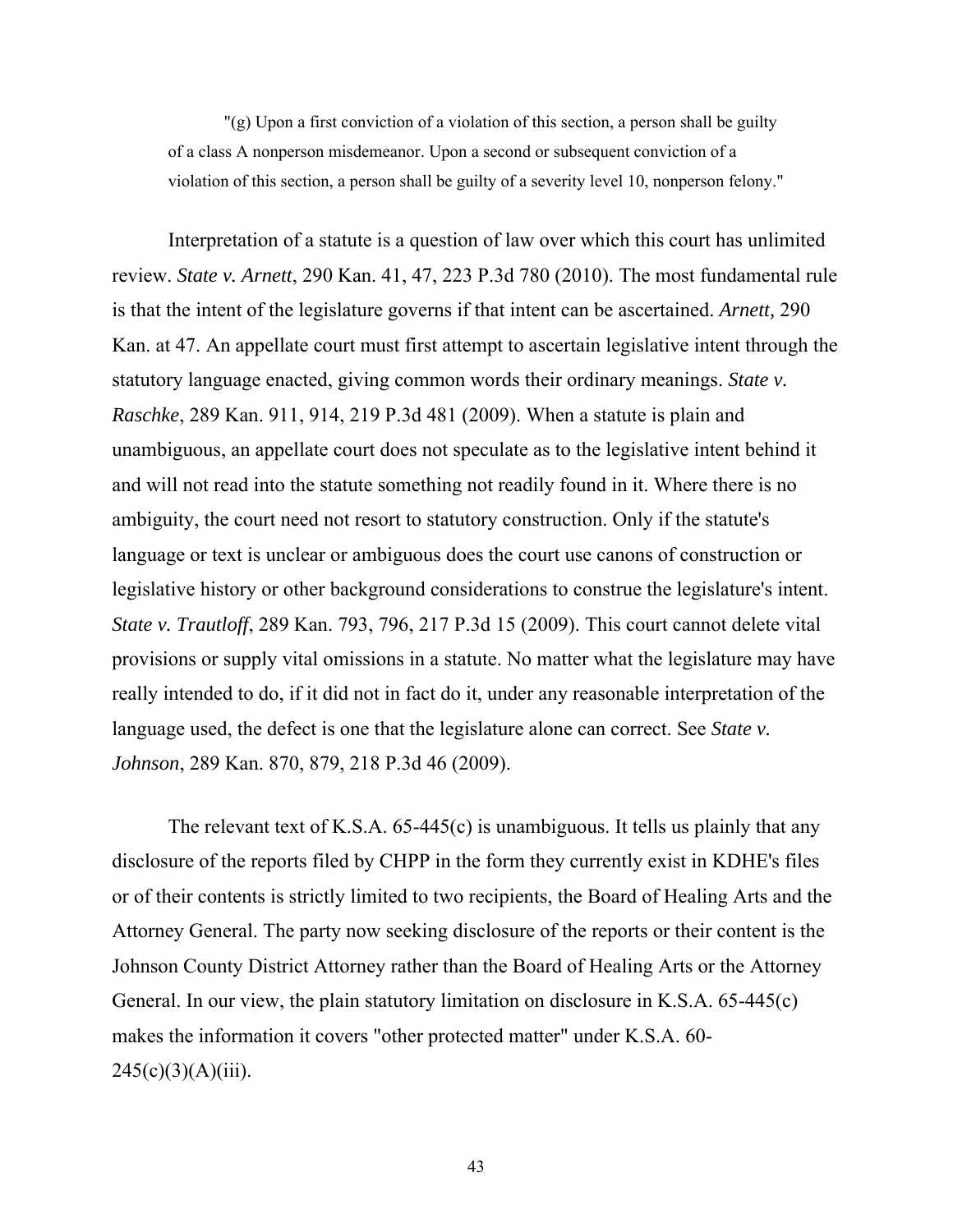"(g) Upon a first conviction of a violation of this section, a person shall be guilty of a class A nonperson misdemeanor. Upon a second or subsequent conviction of a violation of this section, a person shall be guilty of a severity level 10, nonperson felony."

Interpretation of a statute is a question of law over which this court has unlimited review. *State v. Arnett*, 290 Kan. 41, 47, 223 P.3d 780 (2010). The most fundamental rule is that the intent of the legislature governs if that intent can be ascertained. *Arnett,* 290 Kan. at 47. An appellate court must first attempt to ascertain legislative intent through the statutory language enacted, giving common words their ordinary meanings. *State v. Raschke*, 289 Kan. 911, 914, 219 P.3d 481 (2009). When a statute is plain and unambiguous, an appellate court does not speculate as to the legislative intent behind it and will not read into the statute something not readily found in it. Where there is no ambiguity, the court need not resort to statutory construction. Only if the statute's language or text is unclear or ambiguous does the court use canons of construction or legislative history or other background considerations to construe the legislature's intent. *State v. Trautloff*, 289 Kan. 793, 796, 217 P.3d 15 (2009). This court cannot delete vital provisions or supply vital omissions in a statute. No matter what the legislature may have really intended to do, if it did not in fact do it, under any reasonable interpretation of the language used, the defect is one that the legislature alone can correct. See *State v. Johnson*, 289 Kan. 870, 879, 218 P.3d 46 (2009).

The relevant text of K.S.A. 65-445(c) is unambiguous. It tells us plainly that any disclosure of the reports filed by CHPP in the form they currently exist in KDHE's files or of their contents is strictly limited to two recipients, the Board of Healing Arts and the Attorney General. The party now seeking disclosure of the reports or their content is the Johnson County District Attorney rather than the Board of Healing Arts or the Attorney General. In our view, the plain statutory limitation on disclosure in K.S.A. 65-445(c) makes the information it covers "other protected matter" under K.S.A. 60-245(c)(3)(A)(iii).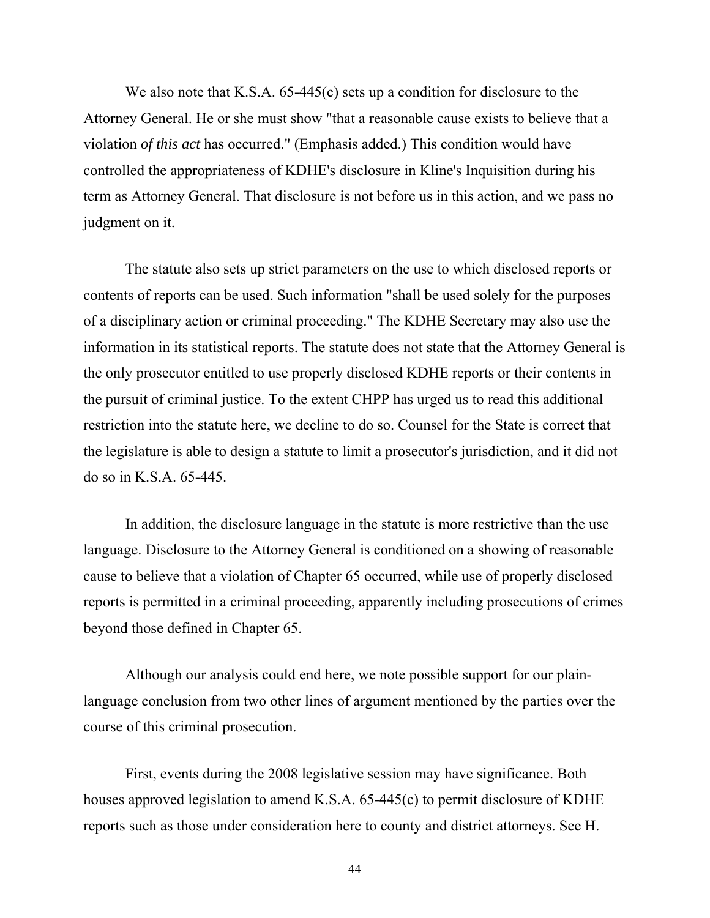We also note that K.S.A. 65-445(c) sets up a condition for disclosure to the Attorney General. He or she must show "that a reasonable cause exists to believe that a violation *of this act* has occurred." (Emphasis added.) This condition would have controlled the appropriateness of KDHE's disclosure in Kline's Inquisition during his term as Attorney General. That disclosure is not before us in this action, and we pass no judgment on it.

The statute also sets up strict parameters on the use to which disclosed reports or contents of reports can be used. Such information "shall be used solely for the purposes of a disciplinary action or criminal proceeding." The KDHE Secretary may also use the information in its statistical reports. The statute does not state that the Attorney General is the only prosecutor entitled to use properly disclosed KDHE reports or their contents in the pursuit of criminal justice. To the extent CHPP has urged us to read this additional restriction into the statute here, we decline to do so. Counsel for the State is correct that the legislature is able to design a statute to limit a prosecutor's jurisdiction, and it did not do so in K.S.A. 65-445.

In addition, the disclosure language in the statute is more restrictive than the use language. Disclosure to the Attorney General is conditioned on a showing of reasonable cause to believe that a violation of Chapter 65 occurred, while use of properly disclosed reports is permitted in a criminal proceeding, apparently including prosecutions of crimes beyond those defined in Chapter 65.

Although our analysis could end here, we note possible support for our plain-language conclusion from two other lines of argument mentioned by the parties over the course of this criminal prosecution.

First, events during the 2008 legislative session may have significance. Both houses approved legislation to amend K.S.A. 65-445(c) to permit disclosure of KDHE reports such as those under consideration here to county and district attorneys. See H.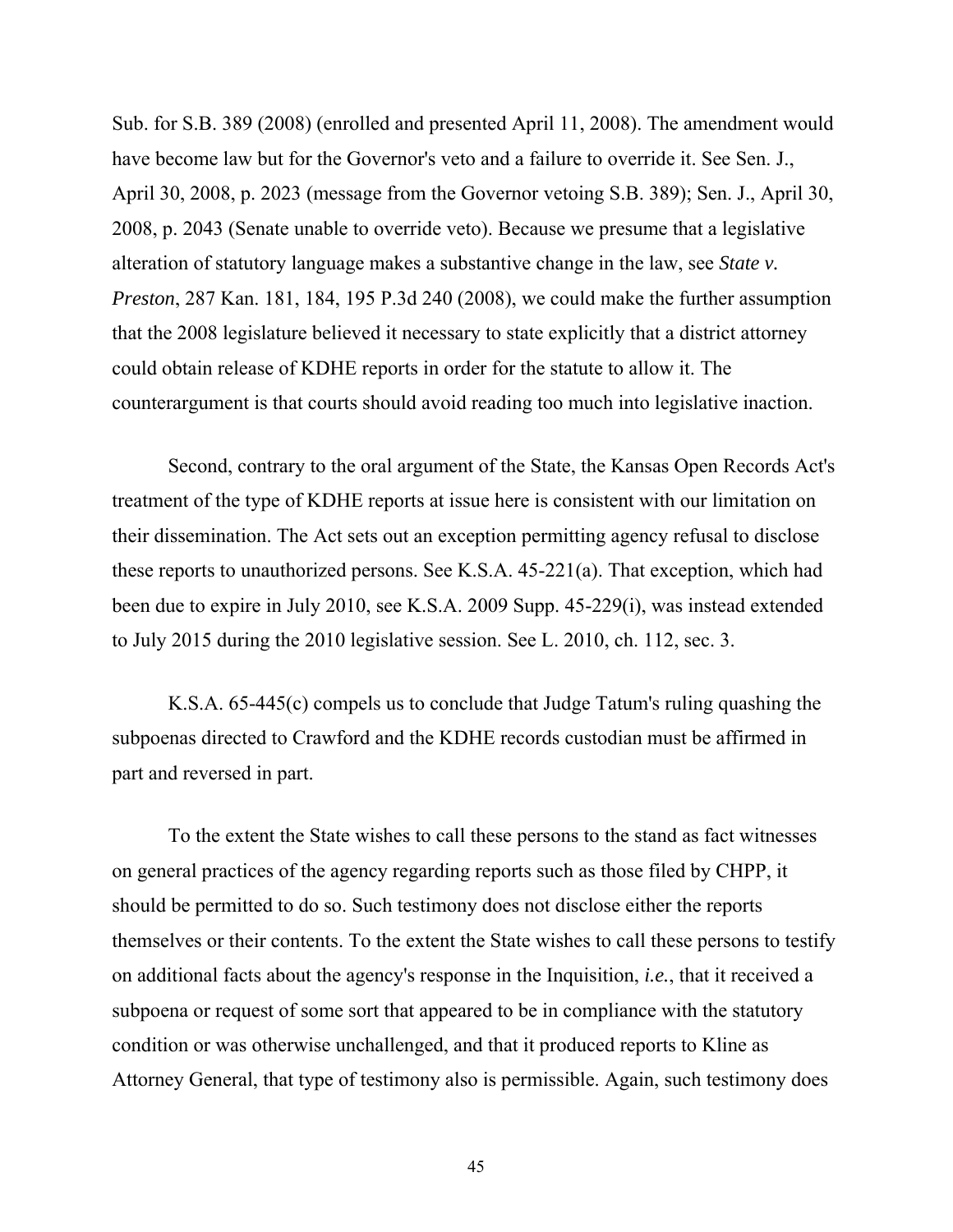Sub. for S.B. 389 (2008) (enrolled and presented April 11, 2008). The amendment would have become law but for the Governor's veto and a failure to override it. See Sen. J., April 30, 2008, p. 2023 (message from the Governor vetoing S.B. 389); Sen. J., April 30, 2008, p. 2043 (Senate unable to override veto). Because we presume that a legislative alteration of statutory language makes a substantive change in the law, see *State v. Preston*, 287 Kan. 181, 184, 195 P.3d 240 (2008), we could make the further assumption that the 2008 legislature believed it necessary to state explicitly that a district attorney could obtain release of KDHE reports in order for the statute to allow it. The counterargument is that courts should avoid reading too much into legislative inaction.

Second, contrary to the oral argument of the State, the Kansas Open Records Act's treatment of the type of KDHE reports at issue here is consistent with our limitation on their dissemination. The Act sets out an exception permitting agency refusal to disclose these reports to unauthorized persons. See K.S.A. 45-221(a). That exception, which had been due to expire in July 2010, see K.S.A. 2009 Supp. 45-229(i), was instead extended to July 2015 during the 2010 legislative session. See L. 2010, ch. 112, sec. 3.

K.S.A. 65-445(c) compels us to conclude that Judge Tatum's ruling quashing the subpoenas directed to Crawford and the KDHE records custodian must be affirmed in part and reversed in part.

To the extent the State wishes to call these persons to the stand as fact witnesses on general practices of the agency regarding reports such as those filed by CHPP, it should be permitted to do so. Such testimony does not disclose either the reports themselves or their contents. To the extent the State wishes to call these persons to testify on additional facts about the agency's response in the Inquisition, *i.e.*, that it received a subpoena or request of some sort that appeared to be in compliance with the statutory condition or was otherwise unchallenged, and that it produced reports to Kline as Attorney General, that type of testimony also is permissible. Again, such testimony does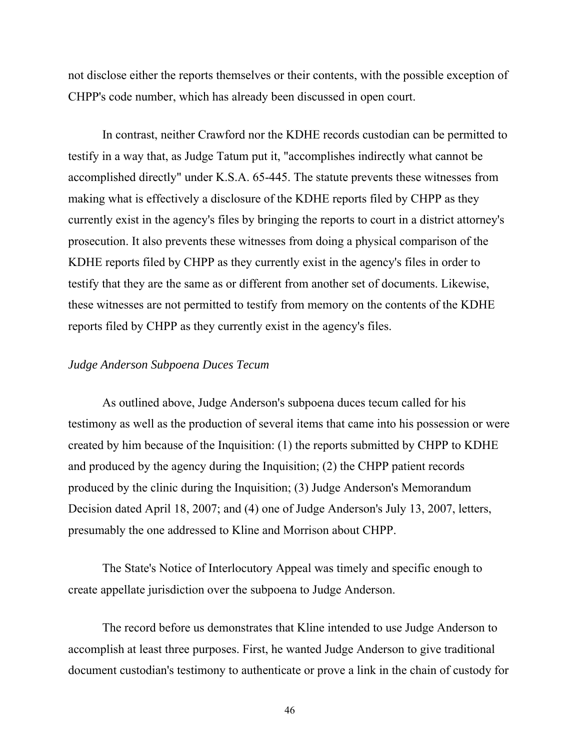not disclose either the reports themselves or their contents, with the possible exception of CHPP's code number, which has already been discussed in open court.

In contrast, neither Crawford nor the KDHE records custodian can be permitted to testify in a way that, as Judge Tatum put it, "accomplishes indirectly what cannot be accomplished directly" under K.S.A. 65-445. The statute prevents these witnesses from making what is effectively a disclosure of the KDHE reports filed by CHPP as they currently exist in the agency's files by bringing the reports to court in a district attorney's prosecution. It also prevents these witnesses from doing a physical comparison of the KDHE reports filed by CHPP as they currently exist in the agency's files in order to testify that they are the same as or different from another set of documents. Likewise, these witnesses are not permitted to testify from memory on the contents of the KDHE reports filed by CHPP as they currently exist in the agency's files.

*Judge Anderson Subpoena Duces Tecum*

As outlined above, Judge Anderson's subpoena duces tecum called for his testimony as well as the production of several items that came into his possession or were created by him because of the Inquisition: (1) the reports submitted by CHPP to KDHE and produced by the agency during the Inquisition; (2) the CHPP patient records produced by the clinic during the Inquisition; (3) Judge Anderson's Memorandum Decision dated April 18, 2007; and (4) one of Judge Anderson's July 13, 2007, letters, presumably the one addressed to Kline and Morrison about CHPP.

The State's Notice of Interlocutory Appeal was timely and specific enough to create appellate jurisdiction over the subpoena to Judge Anderson.

The record before us demonstrates that Kline intended to use Judge Anderson to accomplish at least three purposes. First, he wanted Judge Anderson to give traditional document custodian's testimony to authenticate or prove a link in the chain of custody for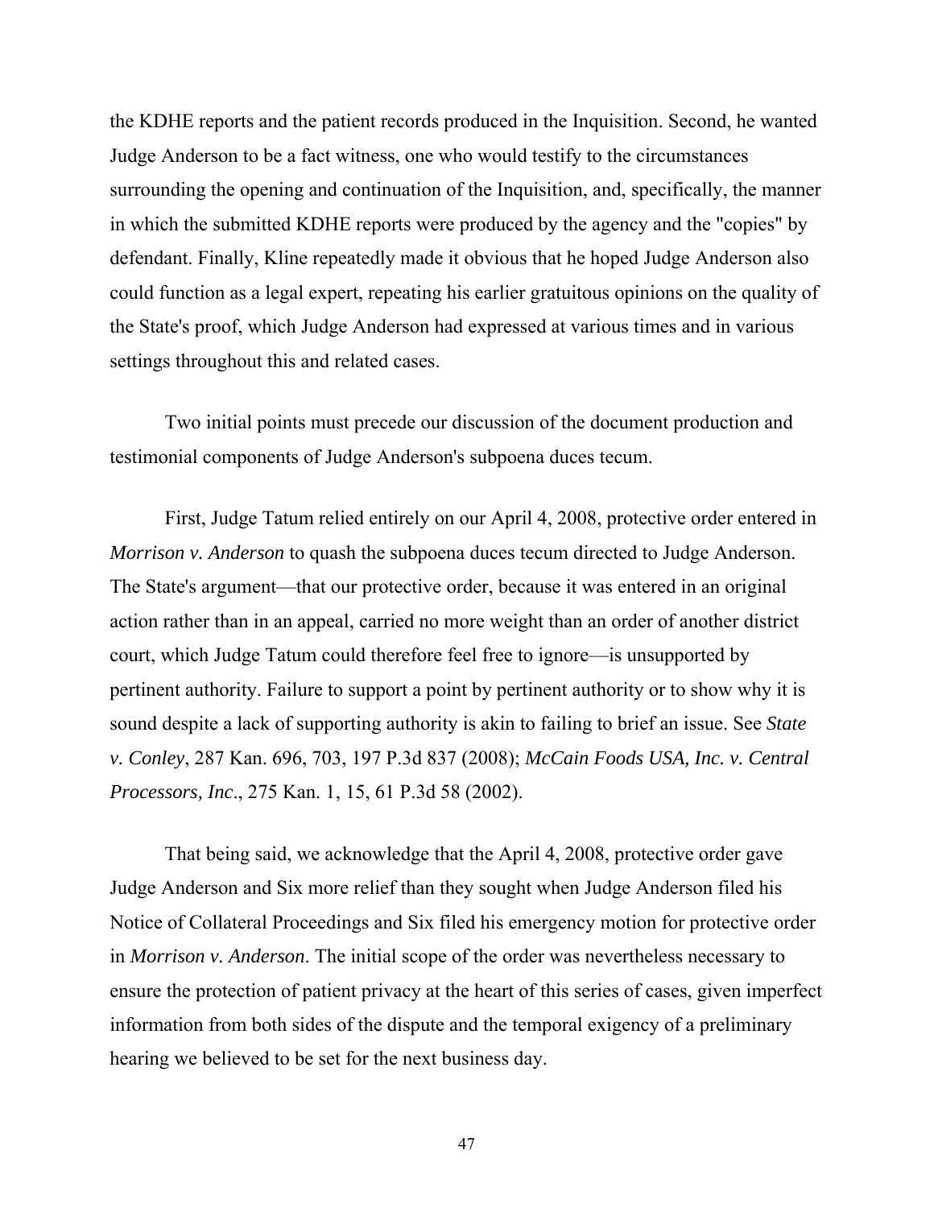the KDHE reports and the patient records produced in the Inquisition. Second, he wanted Judge Anderson to be a fact witness, one who would testify to the circumstances surrounding the opening and continuation of the Inquisition, and, specifically, the manner in which the submitted KDHE reports were produced by the agency and the "copies" by defendant. Finally, Kline repeatedly made it obvious that he hoped Judge Anderson also could function as a legal expert, repeating his earlier gratuitous opinions on the quality of the State's proof, which Judge Anderson had expressed at various times and in various settings throughout this and related cases.

Two initial points must precede our discussion of the document production and testimonial components of Judge Anderson's subpoena duces tecum.

First, Judge Tatum relied entirely on our April 4, 2008, protective order entered in *Morrison v. Anderson* to quash the subpoena duces tecum directed to Judge Anderson. The State's argument—that our protective order, because it was entered in an original action rather than in an appeal, carried no more weight than an order of another district court, which Judge Tatum could therefore feel free to ignore—is unsupported by pertinent authority. Failure to support a point by pertinent authority or to show why it is sound despite a lack of supporting authority is akin to failing to brief an issue. See *State v. Conley*, 287 Kan. 696, 703, 197 P.3d 837 (2008); *McCain Foods USA, Inc. v. Central Processors, Inc*., 275 Kan. 1, 15, 61 P.3d 58 (2002).

That being said, we acknowledge that the April 4, 2008, protective order gave Judge Anderson and Six more relief than they sought when Judge Anderson filed his Notice of Collateral Proceedings and Six filed his emergency motion for protective order in *Morrison v. Anderson*. The initial scope of the order was nevertheless necessary to ensure the protection of patient privacy at the heart of this series of cases, given imperfect information from both sides of the dispute and the temporal exigency of a preliminary hearing we believed to be set for the next business day.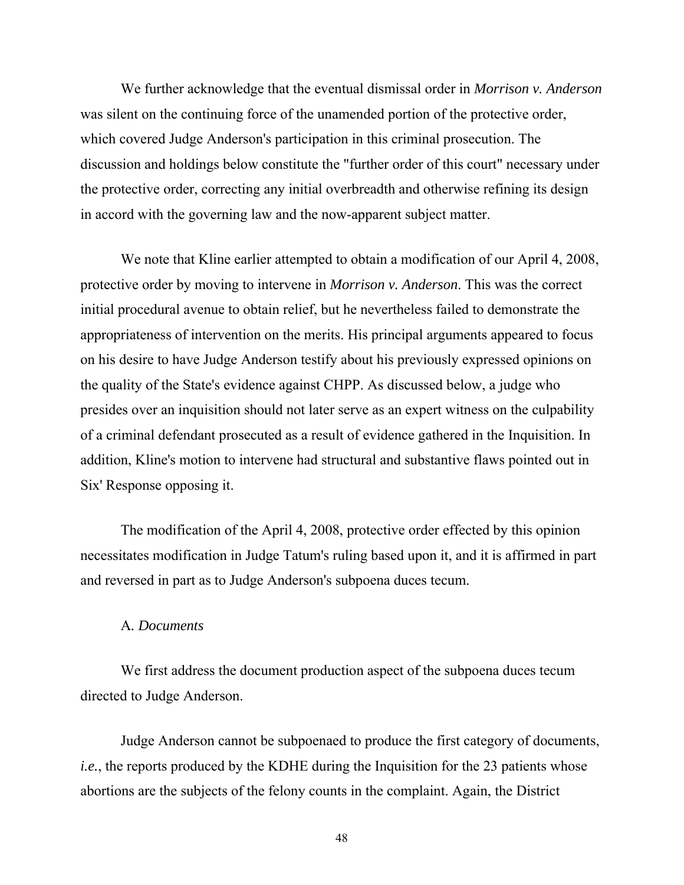We further acknowledge that the eventual dismissal order in *Morrison v. Anderson* was silent on the continuing force of the unamended portion of the protective order, which covered Judge Anderson's participation in this criminal prosecution. The discussion and holdings below constitute the "further order of this court" necessary under the protective order, correcting any initial overbreadth and otherwise refining its design in accord with the governing law and the now-apparent subject matter.

We note that Kline earlier attempted to obtain a modification of our April 4, 2008, protective order by moving to intervene in *Morrison v. Anderson*. This was the correct initial procedural avenue to obtain relief, but he nevertheless failed to demonstrate the appropriateness of intervention on the merits. His principal arguments appeared to focus on his desire to have Judge Anderson testify about his previously expressed opinions on the quality of the State's evidence against CHPP. As discussed below, a judge who presides over an inquisition should not later serve as an expert witness on the culpability of a criminal defendant prosecuted as a result of evidence gathered in the Inquisition. In addition, Kline's motion to intervene had structural and substantive flaws pointed out in Six' Response opposing it.

The modification of the April 4, 2008, protective order effected by this opinion necessitates modification in Judge Tatum's ruling based upon it, and it is affirmed in part and reversed in part as to Judge Anderson's subpoena duces tecum.

A. *Documents*

We first address the document production aspect of the subpoena duces tecum directed to Judge Anderson.

Judge Anderson cannot be subpoenaed to produce the first category of documents, *i.e.*, the reports produced by the KDHE during the Inquisition for the 23 patients whose abortions are the subjects of the felony counts in the complaint. Again, the District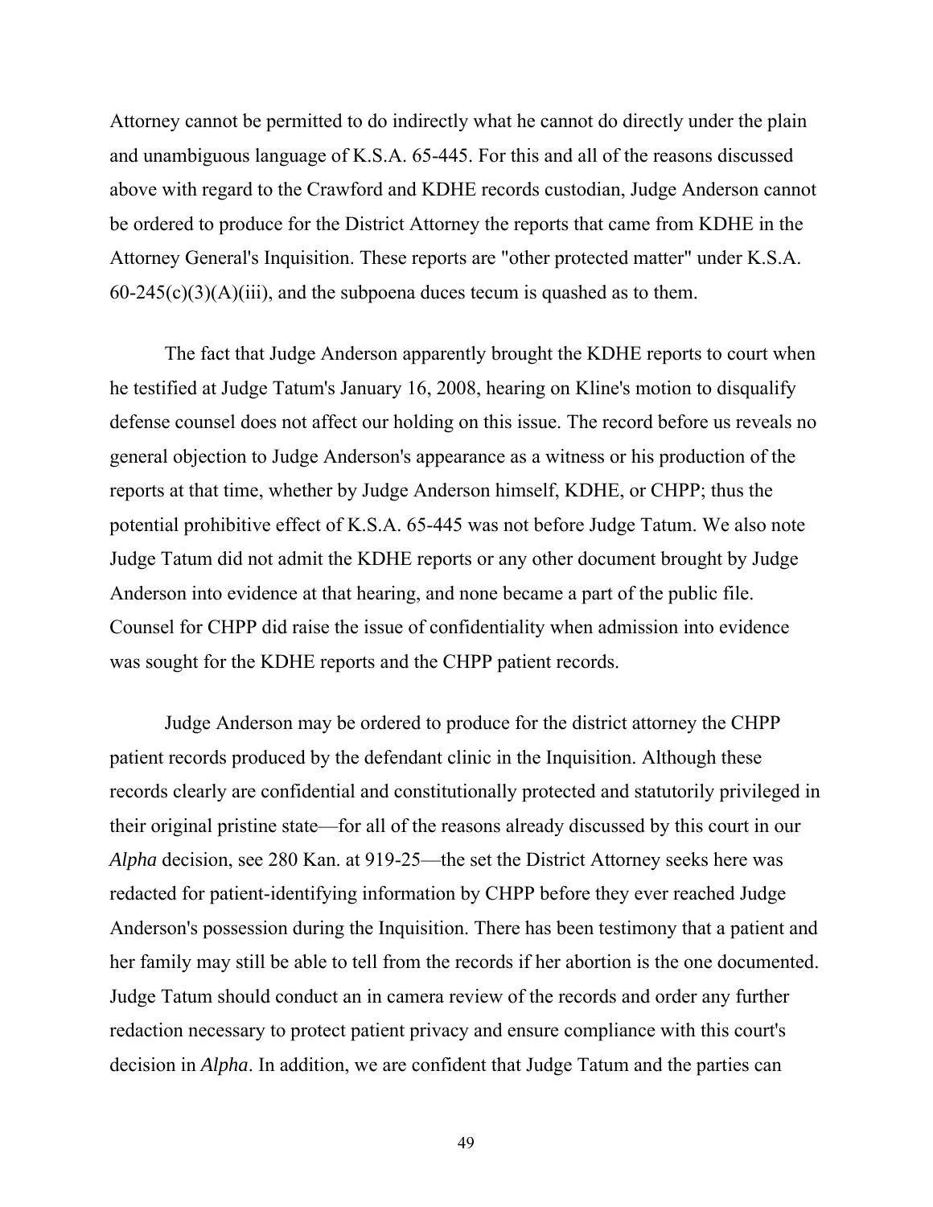Attorney cannot be permitted to do indirectly what he cannot do directly under the plain and unambiguous language of K.S.A. 65-445. For this and all of the reasons discussed above with regard to the Crawford and KDHE records custodian, Judge Anderson cannot be ordered to produce for the District Attorney the reports that came from KDHE in the Attorney General's Inquisition. These reports are "other protected matter" under K.S.A. 60-245(c)(3)(A)(iii), and the subpoena duces tecum is quashed as to them.

The fact that Judge Anderson apparently brought the KDHE reports to court when he testified at Judge Tatum's January 16, 2008, hearing on Kline's motion to disqualify defense counsel does not affect our holding on this issue. The record before us reveals no general objection to Judge Anderson's appearance as a witness or his production of the reports at that time, whether by Judge Anderson himself, KDHE, or CHPP; thus the potential prohibitive effect of K.S.A. 65-445 was not before Judge Tatum. We also note Judge Tatum did not admit the KDHE reports or any other document brought by Judge Anderson into evidence at that hearing, and none became a part of the public file. Counsel for CHPP did raise the issue of confidentiality when admission into evidence was sought for the KDHE reports and the CHPP patient records.

Judge Anderson may be ordered to produce for the district attorney the CHPP patient records produced by the defendant clinic in the Inquisition. Although these records clearly are confidential and constitutionally protected and statutorily privileged in their original pristine state—for all of the reasons already discussed by this court in our *Alpha* decision, see 280 Kan. at 919-25—the set the District Attorney seeks here was redacted for patient-identifying information by CHPP before they ever reached Judge Anderson's possession during the Inquisition. There has been testimony that a patient and her family may still be able to tell from the records if her abortion is the one documented. Judge Tatum should conduct an in camera review of the records and order any further redaction necessary to protect patient privacy and ensure compliance with this court's decision in *Alpha*. In addition, we are confident that Judge Tatum and the parties can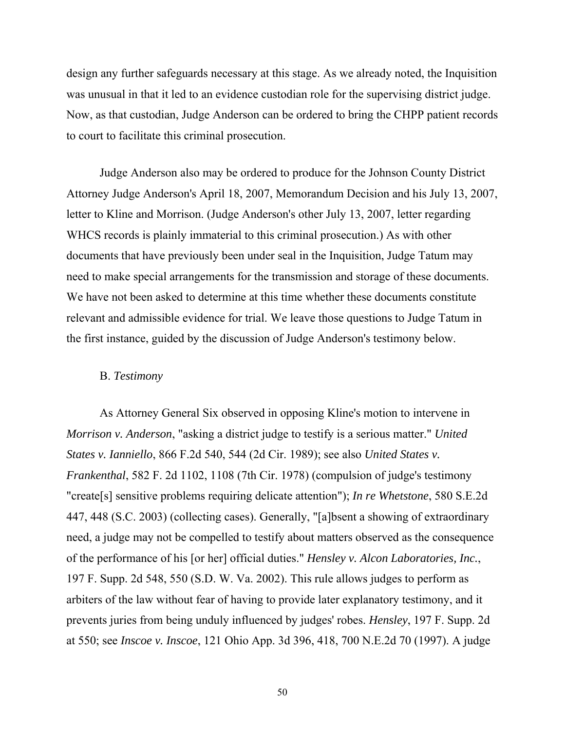design any further safeguards necessary at this stage. As we already noted, the Inquisition was unusual in that it led to an evidence custodian role for the supervising district judge. Now, as that custodian, Judge Anderson can be ordered to bring the CHPP patient records to court to facilitate this criminal prosecution.

Judge Anderson also may be ordered to produce for the Johnson County District Attorney Judge Anderson's April 18, 2007, Memorandum Decision and his July 13, 2007, letter to Kline and Morrison. (Judge Anderson's other July 13, 2007, letter regarding WHCS records is plainly immaterial to this criminal prosecution.) As with other documents that have previously been under seal in the Inquisition, Judge Tatum may need to make special arrangements for the transmission and storage of these documents. We have not been asked to determine at this time whether these documents constitute relevant and admissible evidence for trial. We leave those questions to Judge Tatum in the first instance, guided by the discussion of Judge Anderson's testimony below.

B. *Testimony*

As Attorney General Six observed in opposing Kline's motion to intervene in *Morrison v. Anderson*, "asking a district judge to testify is a serious matter." *United States v. Ianniello*, 866 F.2d 540, 544 (2d Cir. 1989); see also *United States v. Frankenthal*, 582 F. 2d 1102, 1108 (7th Cir. 1978) (compulsion of judge's testimony "create[s] sensitive problems requiring delicate attention"); *In re Whetstone*, 580 S.E.2d 447, 448 (S.C. 2003) (collecting cases). Generally, "[a]bsent a showing of extraordinary need, a judge may not be compelled to testify about matters observed as the consequence of the performance of his [or her] official duties." *Hensley v. Alcon Laboratories, Inc.*, 197 F. Supp. 2d 548, 550 (S.D. W. Va. 2002). This rule allows judges to perform as arbiters of the law without fear of having to provide later explanatory testimony, and it prevents juries from being unduly influenced by judges' robes. *Hensley*, 197 F. Supp. 2d at 550; see *Inscoe v. Inscoe*, 121 Ohio App. 3d 396, 418, 700 N.E.2d 70 (1997). A judge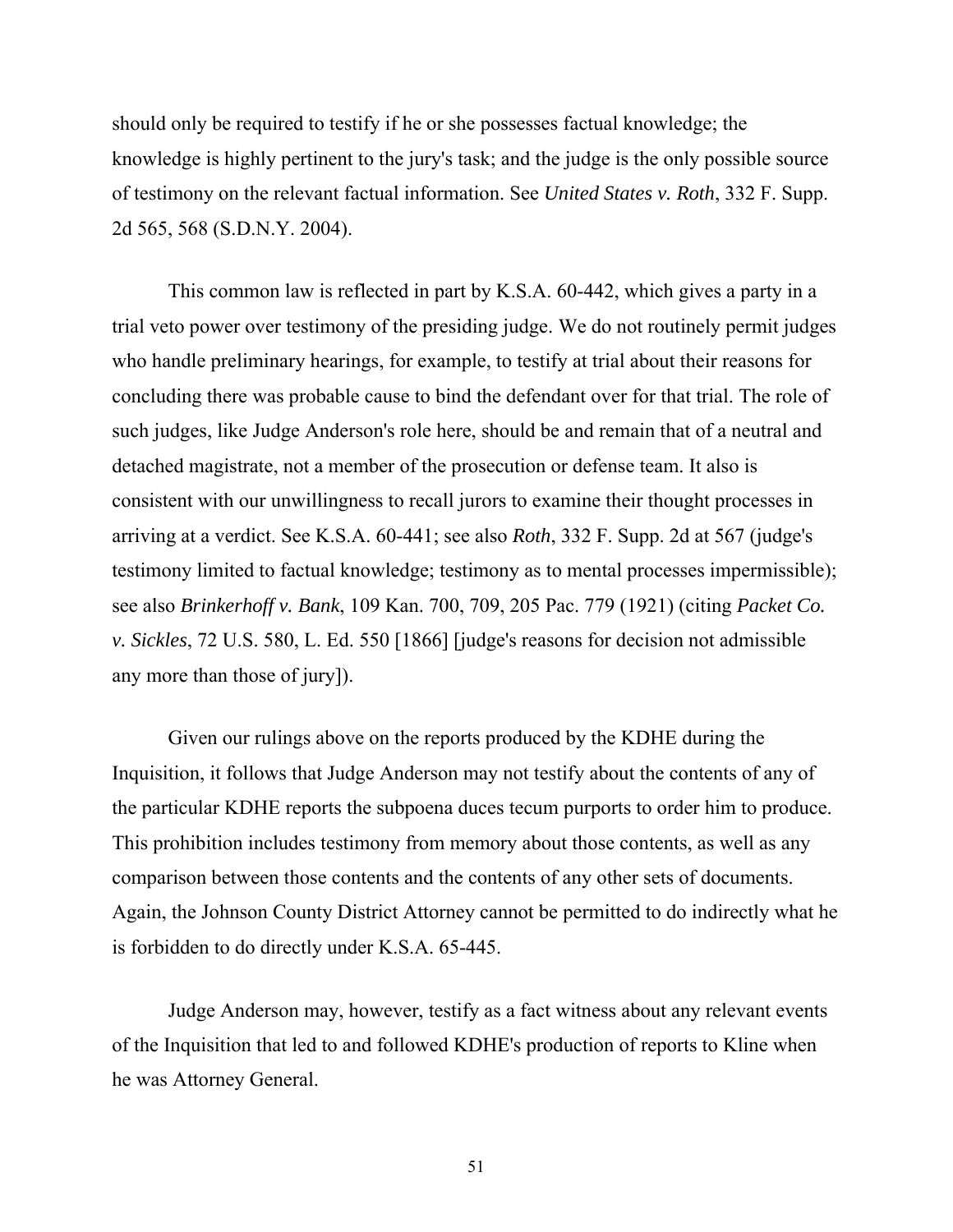should only be required to testify if he or she possesses factual knowledge; the knowledge is highly pertinent to the jury's task; and the judge is the only possible source of testimony on the relevant factual information. See *United States v. Roth*, 332 F. Supp. 2d 565, 568 (S.D.N.Y. 2004).

This common law is reflected in part by K.S.A. 60-442, which gives a party in a trial veto power over testimony of the presiding judge. We do not routinely permit judges who handle preliminary hearings, for example, to testify at trial about their reasons for concluding there was probable cause to bind the defendant over for that trial. The role of such judges, like Judge Anderson's role here, should be and remain that of a neutral and detached magistrate, not a member of the prosecution or defense team. It also is consistent with our unwillingness to recall jurors to examine their thought processes in arriving at a verdict. See K.S.A. 60-441; see also *Roth*, 332 F. Supp. 2d at 567 (judge's testimony limited to factual knowledge; testimony as to mental processes impermissible); see also *Brinkerhoff v. Bank*, 109 Kan. 700, 709, 205 Pac. 779 (1921) (citing *Packet Co. v. Sickles*, 72 U.S. 580, L. Ed. 550 [1866] [judge's reasons for decision not admissible any more than those of jury]).

Given our rulings above on the reports produced by the KDHE during the Inquisition, it follows that Judge Anderson may not testify about the contents of any of the particular KDHE reports the subpoena duces tecum purports to order him to produce. This prohibition includes testimony from memory about those contents, as well as any comparison between those contents and the contents of any other sets of documents. Again, the Johnson County District Attorney cannot be permitted to do indirectly what he is forbidden to do directly under K.S.A. 65-445.

Judge Anderson may, however, testify as a fact witness about any relevant events of the Inquisition that led to and followed KDHE's production of reports to Kline when he was Attorney General.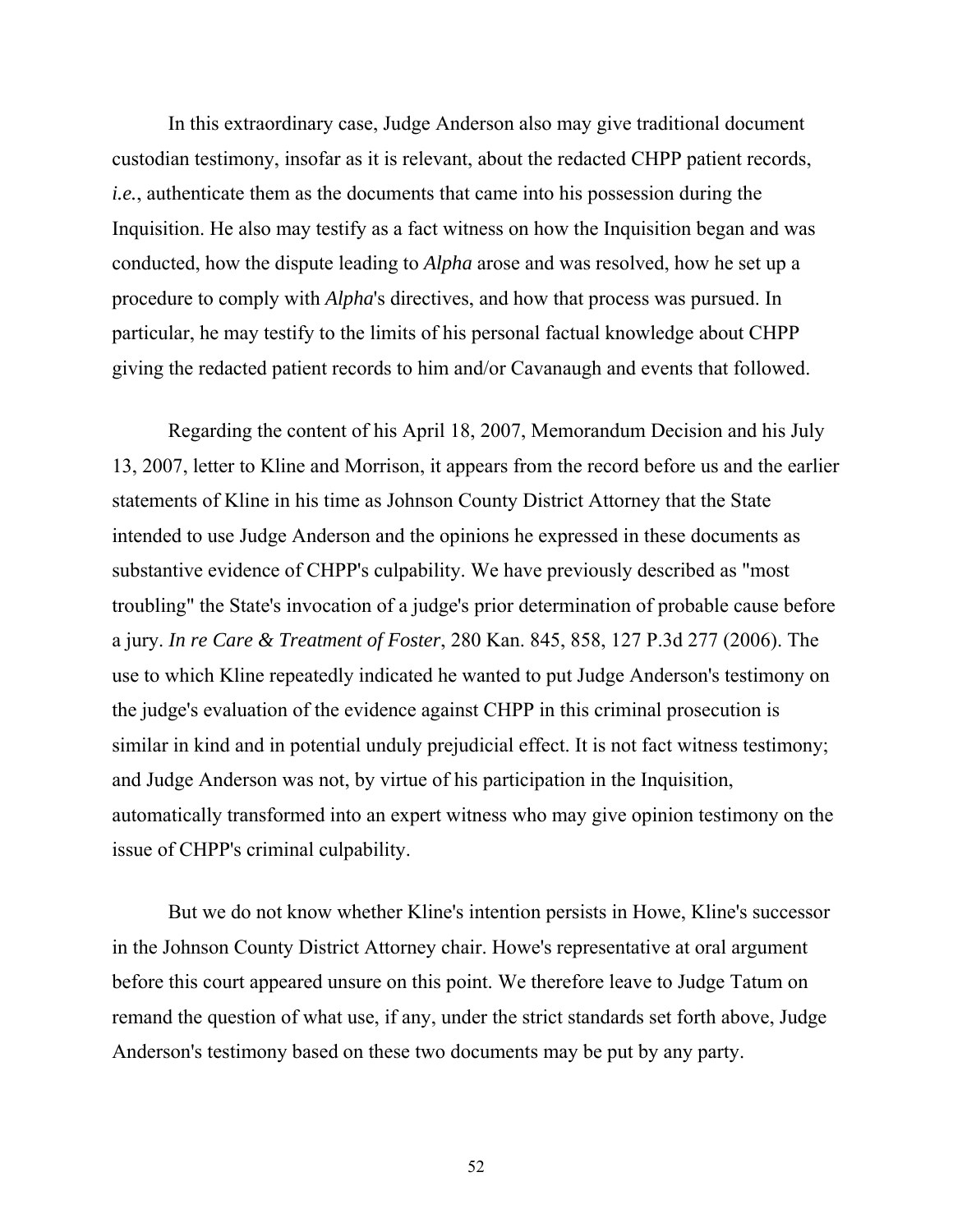In this extraordinary case, Judge Anderson also may give traditional document custodian testimony, insofar as it is relevant, about the redacted CHPP patient records, *i.e.*, authenticate them as the documents that came into his possession during the Inquisition. He also may testify as a fact witness on how the Inquisition began and was conducted, how the dispute leading to *Alpha* arose and was resolved, how he set up a procedure to comply with *Alpha*'s directives, and how that process was pursued. In particular, he may testify to the limits of his personal factual knowledge about CHPP giving the redacted patient records to him and/or Cavanaugh and events that followed.

Regarding the content of his April 18, 2007, Memorandum Decision and his July 13, 2007, letter to Kline and Morrison, it appears from the record before us and the earlier statements of Kline in his time as Johnson County District Attorney that the State intended to use Judge Anderson and the opinions he expressed in these documents as substantive evidence of CHPP's culpability. We have previously described as "most troubling" the State's invocation of a judge's prior determination of probable cause before a jury. *In re Care & Treatment of Foster*, 280 Kan. 845, 858, 127 P.3d 277 (2006). The use to which Kline repeatedly indicated he wanted to put Judge Anderson's testimony on the judge's evaluation of the evidence against CHPP in this criminal prosecution is similar in kind and in potential unduly prejudicial effect. It is not fact witness testimony; and Judge Anderson was not, by virtue of his participation in the Inquisition, automatically transformed into an expert witness who may give opinion testimony on the issue of CHPP's criminal culpability.

But we do not know whether Kline's intention persists in Howe, Kline's successor in the Johnson County District Attorney chair. Howe's representative at oral argument before this court appeared unsure on this point. We therefore leave to Judge Tatum on remand the question of what use, if any, under the strict standards set forth above, Judge Anderson's testimony based on these two documents may be put by any party.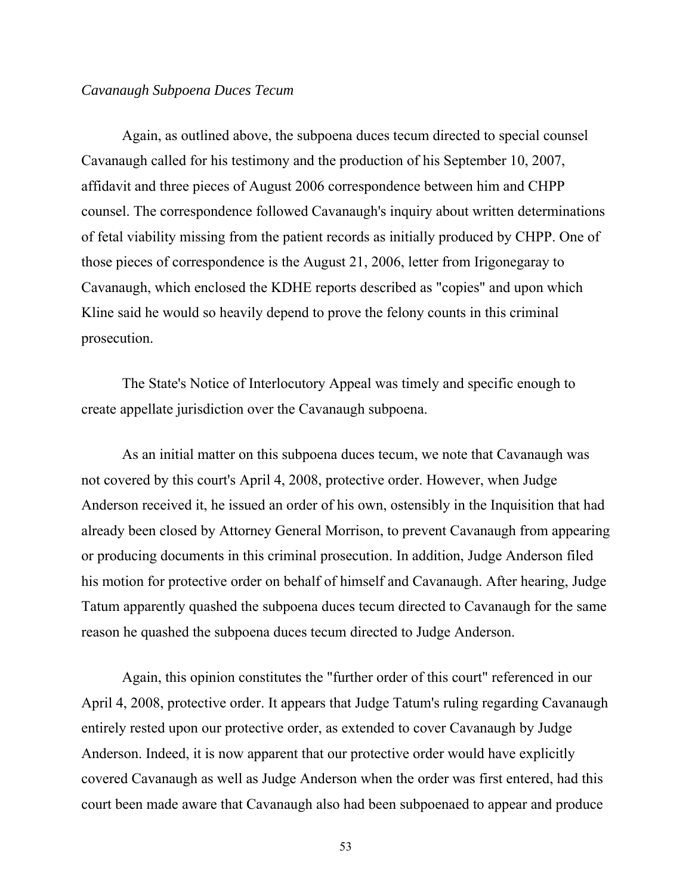*Cavanaugh Subpoena Duces Tecum*

Again, as outlined above, the subpoena duces tecum directed to special counsel Cavanaugh called for his testimony and the production of his September 10, 2007, affidavit and three pieces of August 2006 correspondence between him and CHPP counsel. The correspondence followed Cavanaugh's inquiry about written determinations of fetal viability missing from the patient records as initially produced by CHPP. One of those pieces of correspondence is the August 21, 2006, letter from Irigonegaray to Cavanaugh, which enclosed the KDHE reports described as "copies" and upon which Kline said he would so heavily depend to prove the felony counts in this criminal prosecution.

The State's Notice of Interlocutory Appeal was timely and specific enough to create appellate jurisdiction over the Cavanaugh subpoena.

As an initial matter on this subpoena duces tecum, we note that Cavanaugh was not covered by this court's April 4, 2008, protective order. However, when Judge Anderson received it, he issued an order of his own, ostensibly in the Inquisition that had already been closed by Attorney General Morrison, to prevent Cavanaugh from appearing or producing documents in this criminal prosecution. In addition, Judge Anderson filed his motion for protective order on behalf of himself and Cavanaugh. After hearing, Judge Tatum apparently quashed the subpoena duces tecum directed to Cavanaugh for the same reason he quashed the subpoena duces tecum directed to Judge Anderson.

Again, this opinion constitutes the "further order of this court" referenced in our April 4, 2008, protective order. It appears that Judge Tatum's ruling regarding Cavanaugh entirely rested upon our protective order, as extended to cover Cavanaugh by Judge Anderson. Indeed, it is now apparent that our protective order would have explicitly covered Cavanaugh as well as Judge Anderson when the order was first entered, had this court been made aware that Cavanaugh also had been subpoenaed to appear and produce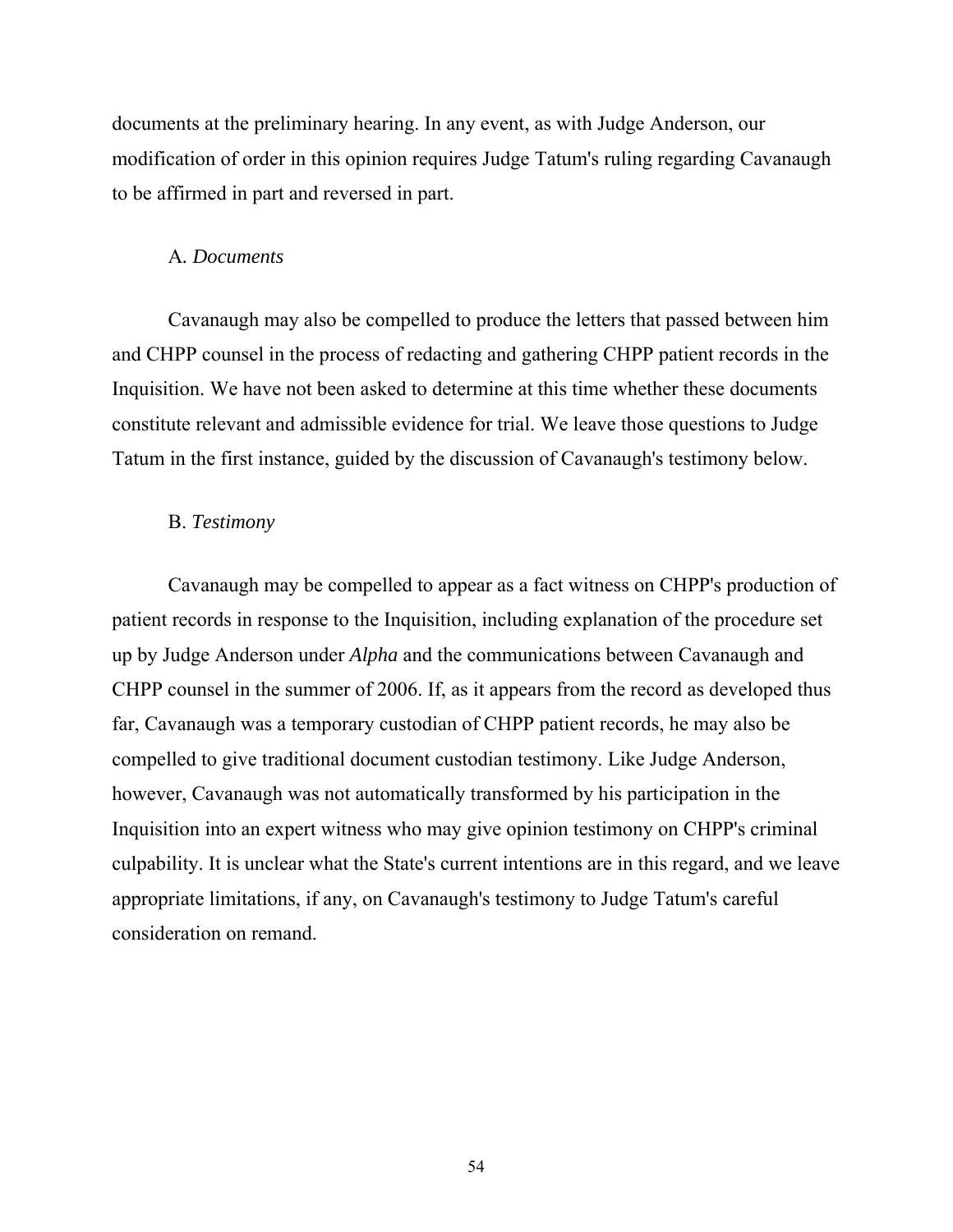documents at the preliminary hearing. In any event, as with Judge Anderson, our modification of order in this opinion requires Judge Tatum's ruling regarding Cavanaugh to be affirmed in part and reversed in part.

A. *Documents*

Cavanaugh may also be compelled to produce the letters that passed between him and CHPP counsel in the process of redacting and gathering CHPP patient records in the Inquisition. We have not been asked to determine at this time whether these documents constitute relevant and admissible evidence for trial. We leave those questions to Judge Tatum in the first instance, guided by the discussion of Cavanaugh's testimony below.

B. *Testimony*

Cavanaugh may be compelled to appear as a fact witness on CHPP's production of patient records in response to the Inquisition, including explanation of the procedure set up by Judge Anderson under *Alpha* and the communications between Cavanaugh and CHPP counsel in the summer of 2006. If, as it appears from the record as developed thus far, Cavanaugh was a temporary custodian of CHPP patient records, he may also be compelled to give traditional document custodian testimony. Like Judge Anderson, however, Cavanaugh was not automatically transformed by his participation in the Inquisition into an expert witness who may give opinion testimony on CHPP's criminal culpability. It is unclear what the State's current intentions are in this regard, and we leave appropriate limitations, if any, on Cavanaugh's testimony to Judge Tatum's careful consideration on remand.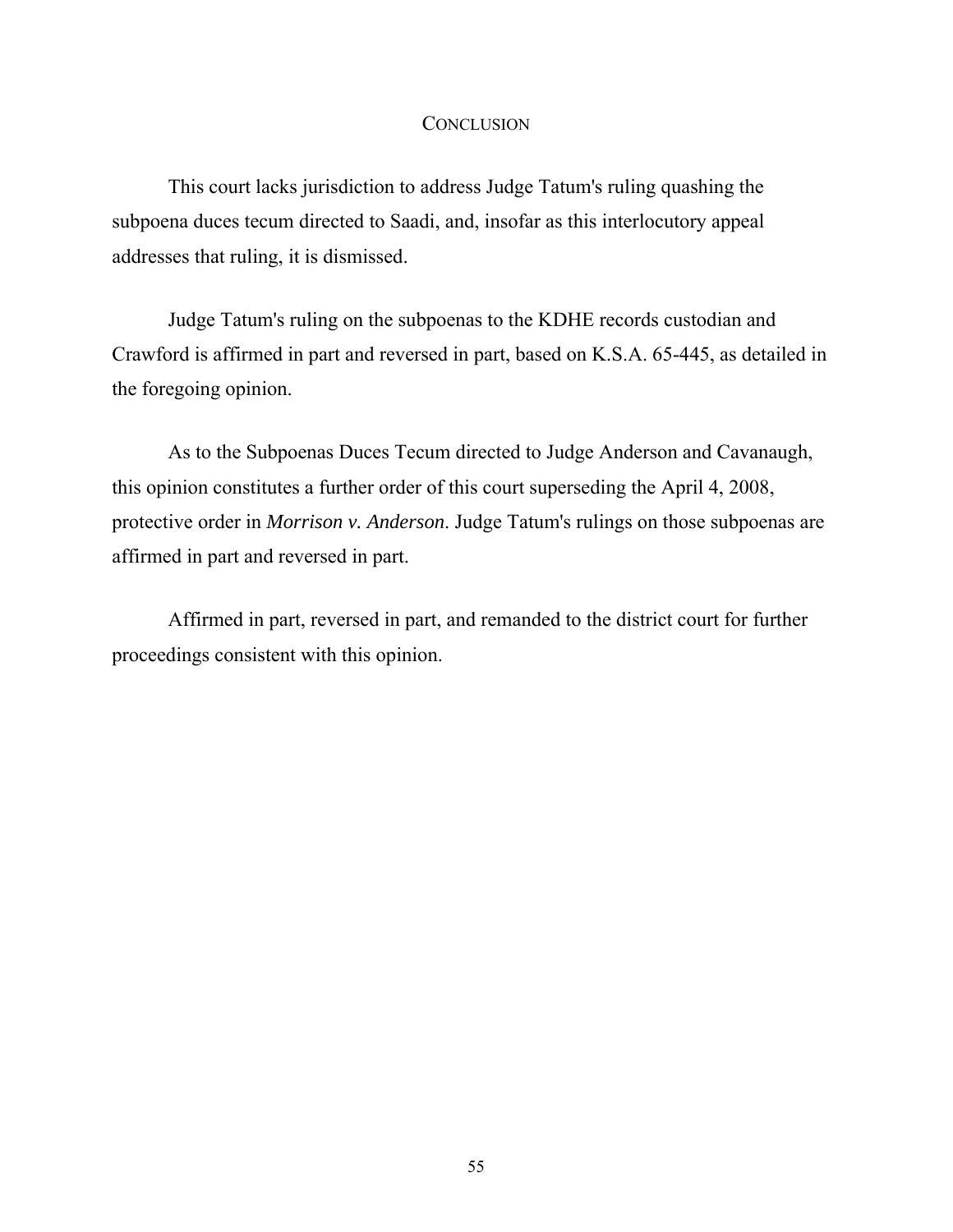## CONCLUSION

This court lacks jurisdiction to address Judge Tatum's ruling quashing the subpoena duces tecum directed to Saadi, and, insofar as this interlocutory appeal addresses that ruling, it is dismissed.

Judge Tatum's ruling on the subpoenas to the KDHE records custodian and Crawford is affirmed in part and reversed in part, based on K.S.A. 65-445, as detailed in the foregoing opinion.

As to the Subpoenas Duces Tecum directed to Judge Anderson and Cavanaugh, this opinion constitutes a further order of this court superseding the April 4, 2008, protective order in *Morrison v. Anderson*. Judge Tatum's rulings on those subpoenas are affirmed in part and reversed in part.

Affirmed in part, reversed in part, and remanded to the district court for further proceedings consistent with this opinion.